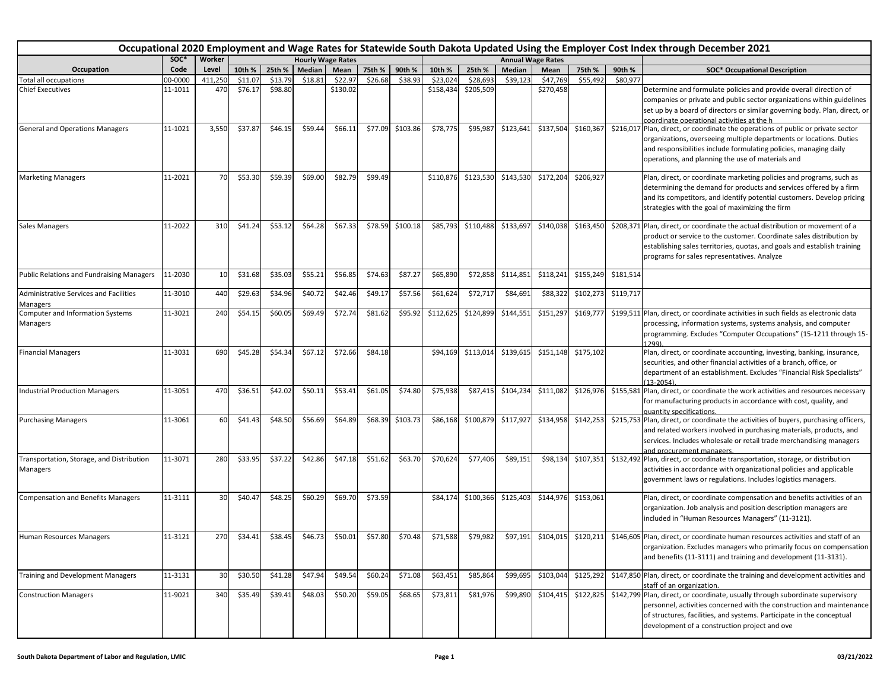# Occupational 2020 Employment and Wage Rates for Statewide South Dakota Updated Using the Employer Cost Index through December 2021

| Occupation | SOC* Code | Worker Level | Hourly Wage Rates 10th % | 25th % | Median | Mean | 75th % | 90th % | Annual Wage Rates 10th % | 25th % | Median | Mean | 75th % | 90th % | SOC* Occupational Description |
|---|---|---|---|---|---|---|---|---|---|---|---|---|---|---|---|
| Total all occupations | 00-0000 | 411,250 | $11.07 | $13.79 | $18.81 | $22.97 | $26.68 | $38.93 | $23,024 | $28,693 | $39,123 | $47,769 | $55,492 | $80,977 | |
| Chief Executives | 11-1011 | 470 | $76.17 | $98.80 | | $130.02 | | | $158,434 | $205,509 | | $270,458 | | | Determine and formulate policies and provide overall direction of companies or private and public sector organizations within guidelines set up by a board of directors or similar governing body. Plan, direct, or coordinate operational activities at the h |
| General and Operations Managers | 11-1021 | 3,550 | $37.87 | $46.15 | $59.44 | $66.11 | $77.09 | $103.86 | $78,775 | $95,987 | $123,641 | $137,504 | $160,367 | $216,017 | Plan, direct, or coordinate the operations of public or private sector organizations, overseeing multiple departments or locations. Duties and responsibilities include formulating policies, managing daily operations, and planning the use of materials and |
| Marketing Managers | 11-2021 | 70 | $53.30 | $59.39 | $69.00 | $82.79 | $99.49 | | $110,876 | $123,530 | $143,530 | $172,204 | $206,927 | | Plan, direct, or coordinate marketing policies and programs, such as determining the demand for products and services offered by a firm and its competitors, and identify potential customers. Develop pricing strategies with the goal of maximizing the firm |
| Sales Managers | 11-2022 | 310 | $41.24 | $53.12 | $64.28 | $67.33 | $78.59 | $100.18 | $85,793 | $110,488 | $133,697 | $140,038 | $163,450 | $208,371 | Plan, direct, or coordinate the actual distribution or movement of a product or service to the customer. Coordinate sales distribution by establishing sales territories, quotas, and goals and establish training programs for sales representatives. Analyze |
| Public Relations and Fundraising Managers | 11-2030 | 10 | $31.68 | $35.03 | $55.21 | $56.85 | $74.63 | $87.27 | $65,890 | $72,858 | $114,851 | $118,241 | $155,249 | $181,514 | |
| Administrative Services and Facilities Managers | 11-3010 | 440 | $29.63 | $34.96 | $40.72 | $42.46 | $49.17 | $57.56 | $61,624 | $72,717 | $84,691 | $88,322 | $102,273 | $119,717 | |
| Computer and Information Systems Managers | 11-3021 | 240 | $54.15 | $60.05 | $69.49 | $72.74 | $81.62 | $95.92 | $112,625 | $124,899 | $144,551 | $151,297 | $169,777 | $199,511 | Plan, direct, or coordinate activities in such fields as electronic data processing, information systems, systems analysis, and computer programming. Excludes "Computer Occupations" (15-1211 through 15-1299). |
| Financial Managers | 11-3031 | 690 | $45.28 | $54.34 | $67.12 | $72.66 | $84.18 | | $94,169 | $113,014 | $139,615 | $151,148 | $175,102 | | Plan, direct, or coordinate accounting, investing, banking, insurance, securities, and other financial activities of a branch, office, or department of an establishment. Excludes "Financial Risk Specialists" (13-2054). |
| Industrial Production Managers | 11-3051 | 470 | $36.51 | $42.02 | $50.11 | $53.41 | $61.05 | $74.80 | $75,938 | $87,415 | $104,234 | $111,082 | $126,976 | $155,581 | Plan, direct, or coordinate the work activities and resources necessary for manufacturing products in accordance with cost, quality, and quantity specifications. |
| Purchasing Managers | 11-3061 | 60 | $41.43 | $48.50 | $56.69 | $64.89 | $68.39 | $103.73 | $86,168 | $100,879 | $117,927 | $134,958 | $142,253 | $215,753 | Plan, direct, or coordinate the activities of buyers, purchasing officers, and related workers involved in purchasing materials, products, and services. Includes wholesale or retail trade merchandising managers and procurement managers. |
| Transportation, Storage, and Distribution Managers | 11-3071 | 280 | $33.95 | $37.22 | $42.86 | $47.18 | $51.62 | $63.70 | $70,624 | $77,406 | $89,151 | $98,134 | $107,351 | $132,492 | Plan, direct, or coordinate transportation, storage, or distribution activities in accordance with organizational policies and applicable government laws or regulations. Includes logistics managers. |
| Compensation and Benefits Managers | 11-3111 | 30 | $40.47 | $48.25 | $60.29 | $69.70 | $73.59 | | $84,174 | $100,366 | $125,403 | $144,976 | $153,061 | | Plan, direct, or coordinate compensation and benefits activities of an organization. Job analysis and position description managers are included in "Human Resources Managers" (11-3121). |
| Human Resources Managers | 11-3121 | 270 | $34.41 | $38.45 | $46.73 | $50.01 | $57.80 | $70.48 | $71,588 | $79,982 | $97,191 | $104,015 | $120,211 | $146,605 | Plan, direct, or coordinate human resources activities and staff of an organization. Excludes managers who primarily focus on compensation and benefits (11-3111) and training and development (11-3131). |
| Training and Development Managers | 11-3131 | 30 | $30.50 | $41.28 | $47.94 | $49.54 | $60.24 | $71.08 | $63,451 | $85,864 | $99,695 | $103,044 | $125,292 | $147,850 | Plan, direct, or coordinate the training and development activities and staff of an organization. |
| Construction Managers | 11-9021 | 340 | $35.49 | $39.41 | $48.03 | $50.20 | $59.05 | $68.65 | $73,811 | $81,976 | $99,890 | $104,415 | $122,825 | $142,799 | Plan, direct, or coordinate, usually through subordinate supervisory personnel, activities concerned with the construction and maintenance of structures, facilities, and systems. Participate in the conceptual development of a construction project and ove |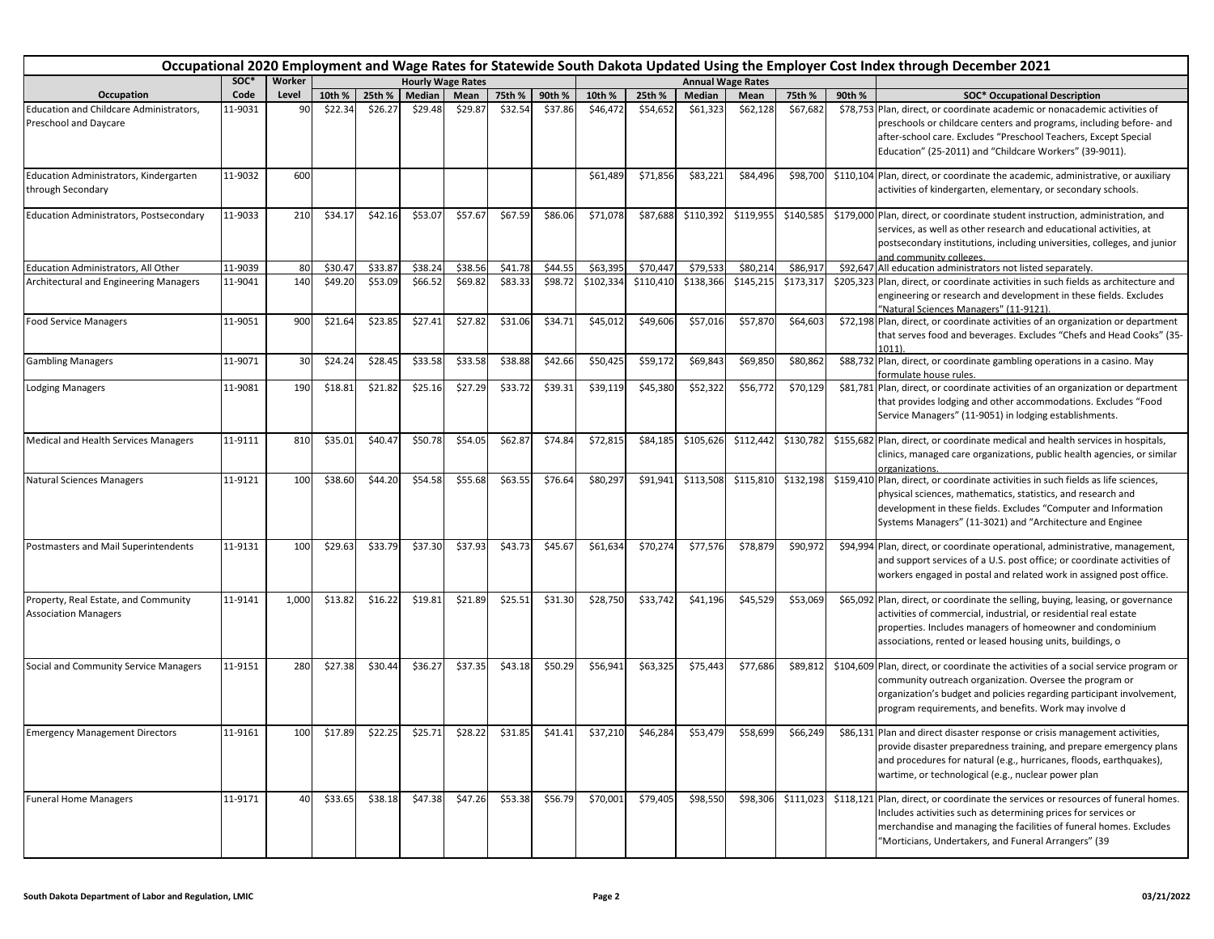# Occupational 2020 Employment and Wage Rates for Statewide South Dakota Updated Using the Employer Cost Index through December 2021

| Occupation | SOC* Code | Worker Level | Hourly Wage Rates 10th % | 25th % | Median | Mean | 75th % | 90th % | Annual Wage Rates 10th % | 25th % | Median | Mean | 75th % | 90th % | SOC* Occupational Description |
|---|---|---|---|---|---|---|---|---|---|---|---|---|---|---|---|
| Education and Childcare Administrators, Preschool and Daycare | 11-9031 | 90 | $22.34 | $26.27 | $29.48 | $29.87 | $32.54 | $37.86 | $46,472 | $54,652 | $61,323 | $62,128 | $67,682 | $78,753 | Plan, direct, or coordinate academic or nonacademic activities of preschools or childcare centers and programs, including before- and after-school care. Excludes "Preschool Teachers, Except Special Education" (25-2011) and "Childcare Workers" (39-9011). |
| Education Administrators, Kindergarten through Secondary | 11-9032 | 600 | | | | | | | $61,489 | $71,856 | $83,221 | $84,496 | $98,700 | $110,104 | Plan, direct, or coordinate the academic, administrative, or auxiliary activities of kindergarten, elementary, or secondary schools. |
| Education Administrators, Postsecondary | 11-9033 | 210 | $34.17 | $42.16 | $53.07 | $57.67 | $67.59 | $86.06 | $71,078 | $87,688 | $110,392 | $119,955 | $140,585 | $179,000 | Plan, direct, or coordinate student instruction, administration, and services, as well as other research and educational activities, at postsecondary institutions, including universities, colleges, and junior and community colleges. |
| Education Administrators, All Other | 11-9039 | 80 | $30.47 | $33.87 | $38.24 | $38.56 | $41.78 | $44.55 | $63,395 | $70,447 | $79,533 | $80,214 | $86,917 | $92,647 | All education administrators not listed separately. |
| Architectural and Engineering Managers | 11-9041 | 140 | $49.20 | $53.09 | $66.52 | $69.82 | $83.33 | $98.72 | $102,334 | $110,410 | $138,366 | $145,215 | $173,317 | $205,323 | Plan, direct, or coordinate activities in such fields as architecture and engineering or research and development in these fields. Excludes "Natural Sciences Managers" (11-9121). |
| Food Service Managers | 11-9051 | 900 | $21.64 | $23.85 | $27.41 | $27.82 | $31.06 | $34.71 | $45,012 | $49,606 | $57,016 | $57,870 | $64,603 | $72,198 | Plan, direct, or coordinate activities of an organization or department that serves food and beverages. Excludes "Chefs and Head Cooks" (35-1011). |
| Gambling Managers | 11-9071 | 30 | $24.24 | $28.45 | $33.58 | $33.58 | $38.88 | $42.66 | $50,425 | $59,172 | $69,843 | $69,850 | $80,862 | $88,732 | Plan, direct, or coordinate gambling operations in a casino. May formulate house rules. |
| Lodging Managers | 11-9081 | 190 | $18.81 | $21.82 | $25.16 | $27.29 | $33.72 | $39.31 | $39,119 | $45,380 | $52,322 | $56,772 | $70,129 | $81,781 | Plan, direct, or coordinate activities of an organization or department that provides lodging and other accommodations. Excludes "Food Service Managers" (11-9051) in lodging establishments. |
| Medical and Health Services Managers | 11-9111 | 810 | $35.01 | $40.47 | $50.78 | $54.05 | $62.87 | $74.84 | $72,815 | $84,185 | $105,626 | $112,442 | $130,782 | $155,682 | Plan, direct, or coordinate medical and health services in hospitals, clinics, managed care organizations, public health agencies, or similar organizations. |
| Natural Sciences Managers | 11-9121 | 100 | $38.60 | $44.20 | $54.58 | $55.68 | $63.55 | $76.64 | $80,297 | $91,941 | $113,508 | $115,810 | $132,198 | $159,410 | Plan, direct, or coordinate activities in such fields as life sciences, physical sciences, mathematics, statistics, and research and development in these fields. Excludes "Computer and Information Systems Managers" (11-3021) and "Architecture and Enginee |
| Postmasters and Mail Superintendents | 11-9131 | 100 | $29.63 | $33.79 | $37.30 | $37.93 | $43.73 | $45.67 | $61,634 | $70,274 | $77,576 | $78,879 | $90,972 | $94,994 | Plan, direct, or coordinate operational, administrative, management, and support services of a U.S. post office; or coordinate activities of workers engaged in postal and related work in assigned post office. |
| Property, Real Estate, and Community Association Managers | 11-9141 | 1,000 | $13.82 | $16.22 | $19.81 | $21.89 | $25.51 | $31.30 | $28,750 | $33,742 | $41,196 | $45,529 | $53,069 | $65,092 | Plan, direct, or coordinate the selling, buying, leasing, or governance activities of commercial, industrial, or residential real estate properties. Includes managers of homeowner and condominium associations, rented or leased housing units, buildings, o |
| Social and Community Service Managers | 11-9151 | 280 | $27.38 | $30.44 | $36.27 | $37.35 | $43.18 | $50.29 | $56,941 | $63,325 | $75,443 | $77,686 | $89,812 | $104,609 | Plan, direct, or coordinate the activities of a social service program or community outreach organization. Oversee the program or organization's budget and policies regarding participant involvement, program requirements, and benefits. Work may involve d |
| Emergency Management Directors | 11-9161 | 100 | $17.89 | $22.25 | $25.71 | $28.22 | $31.85 | $41.41 | $37,210 | $46,284 | $53,479 | $58,699 | $66,249 | $86,131 | Plan and direct disaster response or crisis management activities, provide disaster preparedness training, and prepare emergency plans and procedures for natural (e.g., hurricanes, floods, earthquakes), wartime, or technological (e.g., nuclear power plan |
| Funeral Home Managers | 11-9171 | 40 | $33.65 | $38.18 | $47.38 | $47.26 | $53.38 | $56.79 | $70,001 | $79,405 | $98,550 | $98,306 | $111,023 | $118,121 | Plan, direct, or coordinate the services or resources of funeral homes. Includes activities such as determining prices for services or merchandise and managing the facilities of funeral homes. Excludes "Morticians, Undertakers, and Funeral Arrangers" (39 |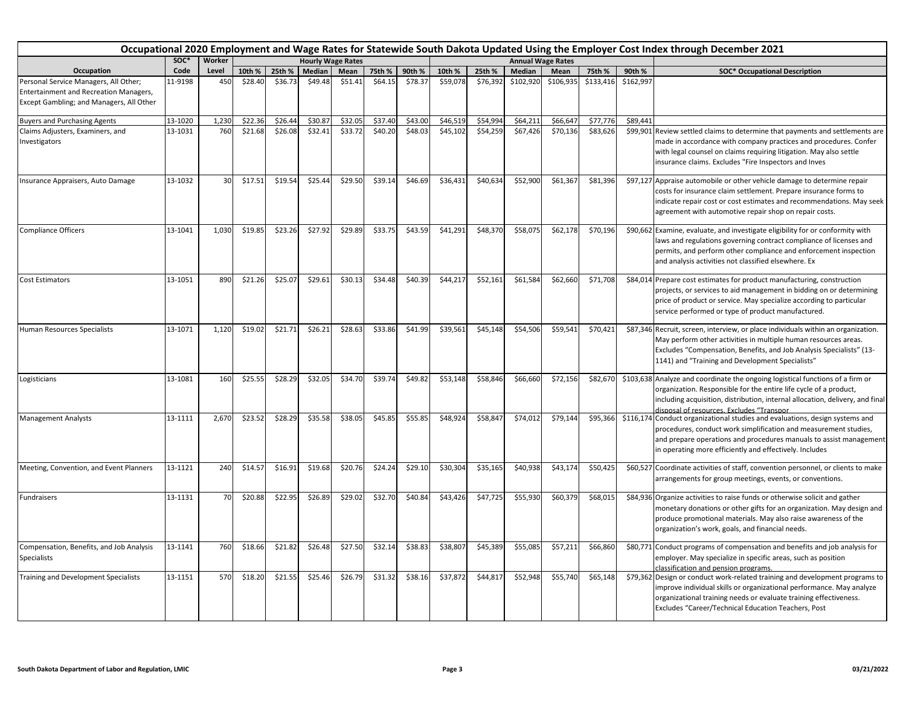# Occupational 2020 Employment and Wage Rates for Statewide South Dakota Updated Using the Employer Cost Index through December 2021

| Occupation | SOC* Code | Worker Level | Hourly 10th % | Hourly 25th % | Hourly Median | Hourly Mean | Hourly 75th % | Hourly 90th % | Annual 10th % | Annual 25th % | Annual Median | Annual Mean | Annual 75th % | Annual 90th % | SOC* Occupational Description |
|---|---|---|---|---|---|---|---|---|---|---|---|---|---|---|---|
| Personal Service Managers, All Other; Entertainment and Recreation Managers, Except Gambling; and Managers, All Other | 11-9198 | 450 | $28.40 | $36.73 | $49.48 | $51.41 | $64.15 | $78.37 | $59,078 | $76,392 | $102,920 | $106,935 | $133,416 | $162,997 | |
| Buyers and Purchasing Agents | 13-1020 | 1,230 | $22.36 | $26.44 | $30.87 | $32.05 | $37.40 | $43.00 | $46,519 | $54,994 | $64,211 | $66,647 | $77,776 | $89,441 | |
| Claims Adjusters, Examiners, and Investigators | 13-1031 | 760 | $21.68 | $26.08 | $32.41 | $33.72 | $40.20 | $48.03 | $45,102 | $54,259 | $67,426 | $70,136 | $83,626 | $99,901 | Review settled claims to determine that payments and settlements are made in accordance with company practices and procedures. Confer with legal counsel on claims requiring litigation. May also settle insurance claims. Excludes "Fire Inspectors and Inves |
| Insurance Appraisers, Auto Damage | 13-1032 | 30 | $17.51 | $19.54 | $25.44 | $29.50 | $39.14 | $46.69 | $36,431 | $40,634 | $52,900 | $61,367 | $81,396 | $97,127 | Appraise automobile or other vehicle damage to determine repair costs for insurance claim settlement. Prepare insurance forms to indicate repair cost or cost estimates and recommendations. May seek agreement with automotive repair shop on repair costs. |
| Compliance Officers | 13-1041 | 1,030 | $19.85 | $23.26 | $27.92 | $29.89 | $33.75 | $43.59 | $41,291 | $48,370 | $58,075 | $62,178 | $70,196 | $90,662 | Examine, evaluate, and investigate eligibility for or conformity with laws and regulations governing contract compliance of licenses and permits, and perform other compliance and enforcement inspection and analysis activities not classified elsewhere. Ex |
| Cost Estimators | 13-1051 | 890 | $21.26 | $25.07 | $29.61 | $30.13 | $34.48 | $40.39 | $44,217 | $52,161 | $61,584 | $62,660 | $71,708 | $84,014 | Prepare cost estimates for product manufacturing, construction projects, or services to aid management in bidding on or determining price of product or service. May specialize according to particular service performed or type of product manufactured. |
| Human Resources Specialists | 13-1071 | 1,120 | $19.02 | $21.71 | $26.21 | $28.63 | $33.86 | $41.99 | $39,561 | $45,148 | $54,506 | $59,541 | $70,421 | $87,346 | Recruit, screen, interview, or place individuals within an organization. May perform other activities in multiple human resources areas. Excludes "Compensation, Benefits, and Job Analysis Specialists" (13-1141) and "Training and Development Specialists" |
| Logisticians | 13-1081 | 160 | $25.55 | $28.29 | $32.05 | $34.70 | $39.74 | $49.82 | $53,148 | $58,846 | $66,660 | $72,156 | $82,670 | $103,638 | Analyze and coordinate the ongoing logistical functions of a firm or organization. Responsible for the entire life cycle of a product, including acquisition, distribution, internal allocation, delivery, and final disposal of resources. Excludes "Transpor |
| Management Analysts | 13-1111 | 2,670 | $23.52 | $28.29 | $35.58 | $38.05 | $45.85 | $55.85 | $48,924 | $58,847 | $74,012 | $79,144 | $95,366 | $116,174 | Conduct organizational studies and evaluations, design systems and procedures, conduct work simplification and measurement studies, and prepare operations and procedures manuals to assist management in operating more efficiently and effectively. Includes |
| Meeting, Convention, and Event Planners | 13-1121 | 240 | $14.57 | $16.91 | $19.68 | $20.76 | $24.24 | $29.10 | $30,304 | $35,165 | $40,938 | $43,174 | $50,425 | $60,527 | Coordinate activities of staff, convention personnel, or clients to make arrangements for group meetings, events, or conventions. |
| Fundraisers | 13-1131 | 70 | $20.88 | $22.95 | $26.89 | $29.02 | $32.70 | $40.84 | $43,426 | $47,725 | $55,930 | $60,379 | $68,015 | $84,936 | Organize activities to raise funds or otherwise solicit and gather monetary donations or other gifts for an organization. May design and produce promotional materials. May also raise awareness of the organization's work, goals, and financial needs. |
| Compensation, Benefits, and Job Analysis Specialists | 13-1141 | 760 | $18.66 | $21.82 | $26.48 | $27.50 | $32.14 | $38.83 | $38,807 | $45,389 | $55,085 | $57,211 | $66,860 | $80,771 | Conduct programs of compensation and benefits and job analysis for employer. May specialize in specific areas, such as position classification and pension programs. |
| Training and Development Specialists | 13-1151 | 570 | $18.20 | $21.55 | $25.46 | $26.79 | $31.32 | $38.16 | $37,872 | $44,817 | $52,948 | $55,740 | $65,148 | $79,362 | Design or conduct work-related training and development programs to improve individual skills or organizational performance. May analyze organizational training needs or evaluate training effectiveness. Excludes "Career/Technical Education Teachers, Post |

South Dakota Department of Labor and Regulation, LMIC

03/21/2022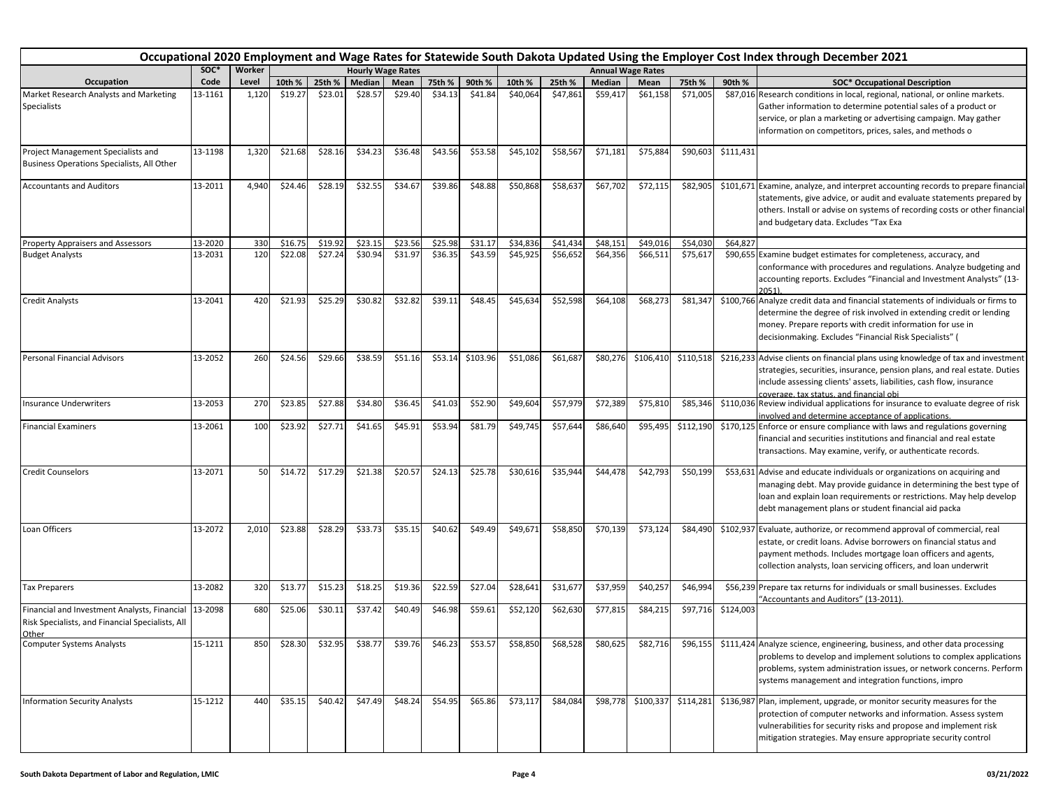## Occupational 2020 Employment and Wage Rates for Statewide South Dakota Updated Using the Employer Cost Index through December 2021

| Occupation | SOC* Code | Worker Level | Hourly Wage Rates 10th % | 25th % | Median | Mean | 75th % | 90th % | Annual Wage Rates 10th % | 25th % | Median | Mean | 75th % | 90th % | SOC* Occupational Description |
|---|---|---|---|---|---|---|---|---|---|---|---|---|---|---|---|
| Market Research Analysts and Marketing Specialists | 13-1161 | 1,120 | $19.27 | $23.01 | $28.57 | $29.40 | $34.13 | $41.84 | $40,064 | $47,861 | $59,417 | $61,158 | $71,005 | $87,016 | Research conditions in local, regional, national, or online markets. Gather information to determine potential sales of a product or service, or plan a marketing or advertising campaign. May gather information on competitors, prices, sales, and methods o |
| Project Management Specialists and Business Operations Specialists, All Other | 13-1198 | 1,320 | $21.68 | $28.16 | $34.23 | $36.48 | $43.56 | $53.58 | $45,102 | $58,567 | $71,181 | $75,884 | $90,603 | $111,431 | |
| Accountants and Auditors | 13-2011 | 4,940 | $24.46 | $28.19 | $32.55 | $34.67 | $39.86 | $48.88 | $50,868 | $58,637 | $67,702 | $72,115 | $82,905 | $101,671 | Examine, analyze, and interpret accounting records to prepare financial statements, give advice, or audit and evaluate statements prepared by others. Install or advise on systems of recording costs or other financial and budgetary data. Excludes "Tax Exa |
| Property Appraisers and Assessors | 13-2020 | 330 | $16.75 | $19.92 | $23.15 | $23.56 | $25.98 | $31.17 | $34,836 | $41,434 | $48,151 | $49,016 | $54,030 | $64,827 | |
| Budget Analysts | 13-2031 | 120 | $22.08 | $27.24 | $30.94 | $31.97 | $36.35 | $43.59 | $45,925 | $56,652 | $64,356 | $66,511 | $75,617 | $90,655 | Examine budget estimates for completeness, accuracy, and conformance with procedures and regulations. Analyze budgeting and accounting reports. Excludes "Financial and Investment Analysts" (13-2051). |
| Credit Analysts | 13-2041 | 420 | $21.93 | $25.29 | $30.82 | $32.82 | $39.11 | $48.45 | $45,634 | $52,598 | $64,108 | $68,273 | $81,347 | $100,766 | Analyze credit data and financial statements of individuals or firms to determine the degree of risk involved in extending credit or lending money. Prepare reports with credit information for use in decisionmaking. Excludes "Financial Risk Specialists" ( |
| Personal Financial Advisors | 13-2052 | 260 | $24.56 | $29.66 | $38.59 | $51.16 | $53.14 | $103.96 | $51,086 | $61,687 | $80,276 | $106,410 | $110,518 | $216,233 | Advise clients on financial plans using knowledge of tax and investment strategies, securities, insurance, pension plans, and real estate. Duties include assessing clients' assets, liabilities, cash flow, insurance coverage, tax status, and financial obj |
| Insurance Underwriters | 13-2053 | 270 | $23.85 | $27.88 | $34.80 | $36.45 | $41.03 | $52.90 | $49,604 | $57,979 | $72,389 | $75,810 | $85,346 | $110,036 | Review individual applications for insurance to evaluate degree of risk involved and determine acceptance of applications. |
| Financial Examiners | 13-2061 | 100 | $23.92 | $27.71 | $41.65 | $45.91 | $53.94 | $81.79 | $49,745 | $57,644 | $86,640 | $95,495 | $112,190 | $170,125 | Enforce or ensure compliance with laws and regulations governing financial and securities institutions and financial and real estate transactions. May examine, verify, or authenticate records. |
| Credit Counselors | 13-2071 | 50 | $14.72 | $17.29 | $21.38 | $20.57 | $24.13 | $25.78 | $30,616 | $35,944 | $44,478 | $42,793 | $50,199 | $53,631 | Advise and educate individuals or organizations on acquiring and managing debt. May provide guidance in determining the best type of loan and explain loan requirements or restrictions. May help develop debt management plans or student financial aid packa |
| Loan Officers | 13-2072 | 2,010 | $23.88 | $28.29 | $33.73 | $35.15 | $40.62 | $49.49 | $49,671 | $58,850 | $70,139 | $73,124 | $84,490 | $102,937 | Evaluate, authorize, or recommend approval of commercial, real estate, or credit loans. Advise borrowers on financial status and payment methods. Includes mortgage loan officers and agents, collection analysts, loan servicing officers, and loan underwrit |
| Tax Preparers | 13-2082 | 320 | $13.77 | $15.23 | $18.25 | $19.36 | $22.59 | $27.04 | $28,641 | $31,677 | $37,959 | $40,257 | $46,994 | $56,239 | Prepare tax returns for individuals or small businesses. Excludes "Accountants and Auditors" (13-2011). |
| Financial and Investment Analysts, Financial Risk Specialists, and Financial Specialists, All Other | 13-2098 | 680 | $25.06 | $30.11 | $37.42 | $40.49 | $46.98 | $59.61 | $52,120 | $62,630 | $77,815 | $84,215 | $97,716 | $124,003 | |
| Computer Systems Analysts | 15-1211 | 850 | $28.30 | $32.95 | $38.77 | $39.76 | $46.23 | $53.57 | $58,850 | $68,528 | $80,625 | $82,716 | $96,155 | $111,424 | Analyze science, engineering, business, and other data processing problems to develop and implement solutions to complex applications problems, system administration issues, or network concerns. Perform systems management and integration functions, impro |
| Information Security Analysts | 15-1212 | 440 | $35.15 | $40.42 | $47.49 | $48.24 | $54.95 | $65.86 | $73,117 | $84,084 | $98,778 | $100,337 | $114,281 | $136,987 | Plan, implement, upgrade, or monitor security measures for the protection of computer networks and information. Assess system vulnerabilities for security risks and propose and implement risk mitigation strategies. May ensure appropriate security control |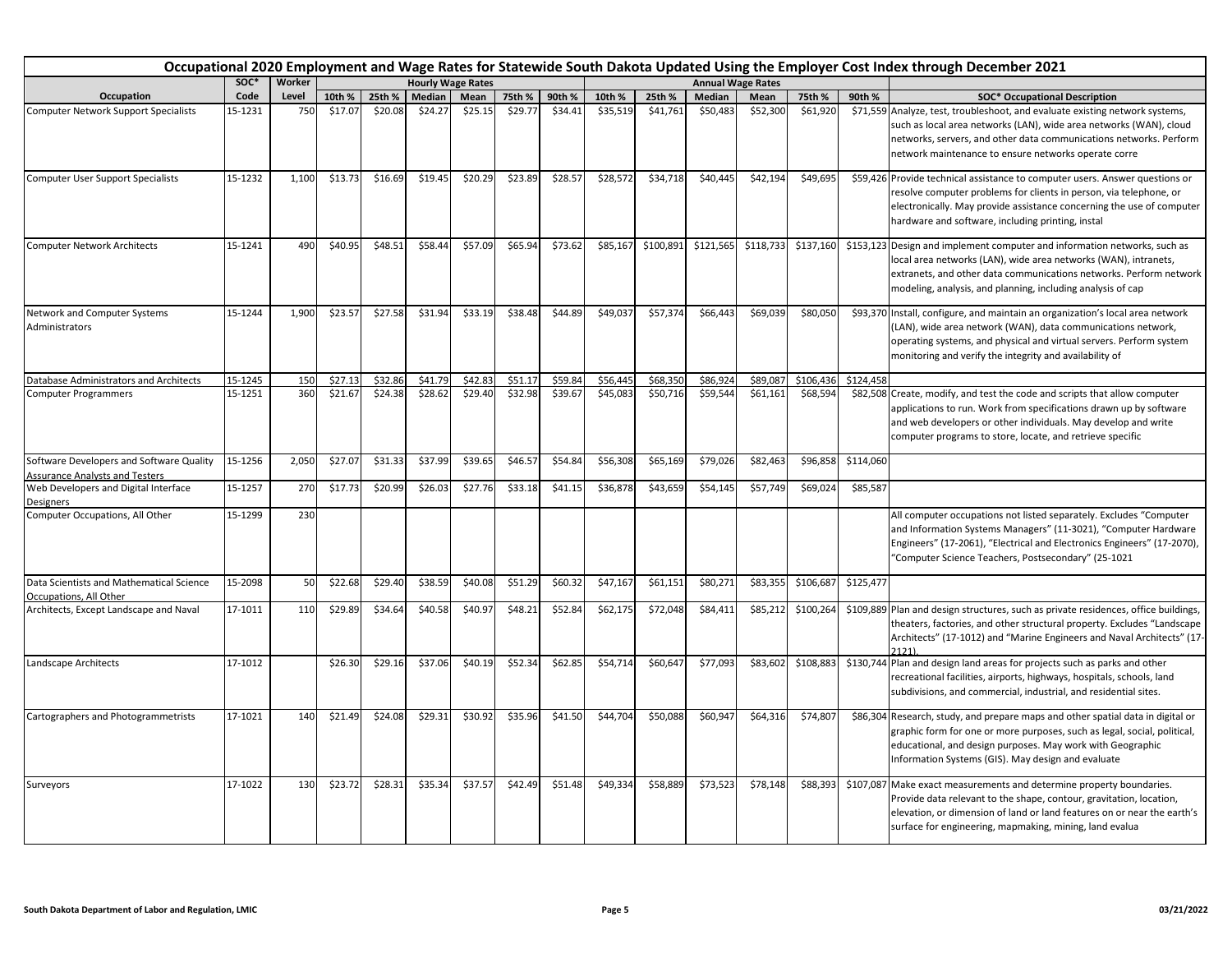# Occupational 2020 Employment and Wage Rates for Statewide South Dakota Updated Using the Employer Cost Index through December 2021

| Occupation | SOC* Code | Worker Level | Hourly Wage Rates 10th % | 25th % | Median | Mean | 75th % | 90th % | Annual Wage Rates 10th % | 25th % | Median | Mean | 75th % | 90th % | SOC* Occupational Description |
|---|---|---|---|---|---|---|---|---|---|---|---|---|---|---|---|
| Computer Network Support Specialists | 15-1231 | 750 | $17.07 | $20.08 | $24.27 | $25.15 | $29.77 | $34.41 | $35,519 | $41,761 | $50,483 | $52,300 | $61,920 | $71,559 | Analyze, test, troubleshoot, and evaluate existing network systems, such as local area networks (LAN), wide area networks (WAN), cloud networks, servers, and other data communications networks. Perform network maintenance to ensure networks operate corre |
| Computer User Support Specialists | 15-1232 | 1,100 | $13.73 | $16.69 | $19.45 | $20.29 | $23.89 | $28.57 | $28,572 | $34,718 | $40,445 | $42,194 | $49,695 | $59,426 | Provide technical assistance to computer users. Answer questions or resolve computer problems for clients in person, via telephone, or electronically. May provide assistance concerning the use of computer hardware and software, including printing, instal |
| Computer Network Architects | 15-1241 | 490 | $40.95 | $48.51 | $58.44 | $57.09 | $65.94 | $73.62 | $85,167 | $100,891 | $121,565 | $118,733 | $137,160 | $153,123 | Design and implement computer and information networks, such as local area networks (LAN), wide area networks (WAN), intranets, extranets, and other data communications networks. Perform network modeling, analysis, and planning, including analysis of cap |
| Network and Computer Systems Administrators | 15-1244 | 1,900 | $23.57 | $27.58 | $31.94 | $33.19 | $38.48 | $44.89 | $49,037 | $57,374 | $66,443 | $69,039 | $80,050 | $93,370 | Install, configure, and maintain an organization's local area network (LAN), wide area network (WAN), data communications network, operating systems, and physical and virtual servers. Perform system monitoring and verify the integrity and availability of |
| Database Administrators and Architects | 15-1245 | 150 | $27.13 | $32.86 | $41.79 | $42.83 | $51.17 | $59.84 | $56,445 | $68,350 | $86,924 | $89,087 | $106,436 | $124,458 | |
| Computer Programmers | 15-1251 | 360 | $21.67 | $24.38 | $28.62 | $29.40 | $32.98 | $39.67 | $45,083 | $50,716 | $59,544 | $61,161 | $68,594 | $82,508 | Create, modify, and test the code and scripts that allow computer applications to run. Work from specifications drawn up by software and web developers or other individuals. May develop and write computer programs to store, locate, and retrieve specific |
| Software Developers and Software Quality Assurance Analysts and Testers | 15-1256 | 2,050 | $27.07 | $31.33 | $37.99 | $39.65 | $46.57 | $54.84 | $56,308 | $65,169 | $79,026 | $82,463 | $96,858 | $114,060 | |
| Web Developers and Digital Interface Designers | 15-1257 | 270 | $17.73 | $20.99 | $26.03 | $27.76 | $33.18 | $41.15 | $36,878 | $43,659 | $54,145 | $57,749 | $69,024 | $85,587 | |
| Computer Occupations, All Other | 15-1299 | 230 | | | | | | | | | | | | | All computer occupations not listed separately. Excludes "Computer and Information Systems Managers" (11-3021), "Computer Hardware Engineers" (17-2061), "Electrical and Electronics Engineers" (17-2070), "Computer Science Teachers, Postsecondary" (25-1021 |
| Data Scientists and Mathematical Science Occupations, All Other | 15-2098 | 50 | $22.68 | $29.40 | $38.59 | $40.08 | $51.29 | $60.32 | $47,167 | $61,151 | $80,271 | $83,355 | $106,687 | $125,477 | |
| Architects, Except Landscape and Naval | 17-1011 | 110 | $29.89 | $34.64 | $40.58 | $40.97 | $48.21 | $52.84 | $62,175 | $72,048 | $84,411 | $85,212 | $100,264 | $109,889 | Plan and design structures, such as private residences, office buildings, theaters, factories, and other structural property. Excludes "Landscape Architects" (17-1012) and "Marine Engineers and Naval Architects" (17-2121). |
| Landscape Architects | 17-1012 | | $26.30 | $29.16 | $37.06 | $40.19 | $52.34 | $62.85 | $54,714 | $60,647 | $77,093 | $83,602 | $108,883 | $130,744 | Plan and design land areas for projects such as parks and other recreational facilities, airports, highways, hospitals, schools, land subdivisions, and commercial, industrial, and residential sites. |
| Cartographers and Photogrammetrists | 17-1021 | 140 | $21.49 | $24.08 | $29.31 | $30.92 | $35.96 | $41.50 | $44,704 | $50,088 | $60,947 | $64,316 | $74,807 | $86,304 | Research, study, and prepare maps and other spatial data in digital or graphic form for one or more purposes, such as legal, social, political, educational, and design purposes. May work with Geographic Information Systems (GIS). May design and evaluate |
| Surveyors | 17-1022 | 130 | $23.72 | $28.31 | $35.34 | $37.57 | $42.49 | $51.48 | $49,334 | $58,889 | $73,523 | $78,148 | $88,393 | $107,087 | Make exact measurements and determine property boundaries. Provide data relevant to the shape, contour, gravitation, location, elevation, or dimension of land or land features on or near the earth's surface for engineering, mapmaking, mining, land evalua |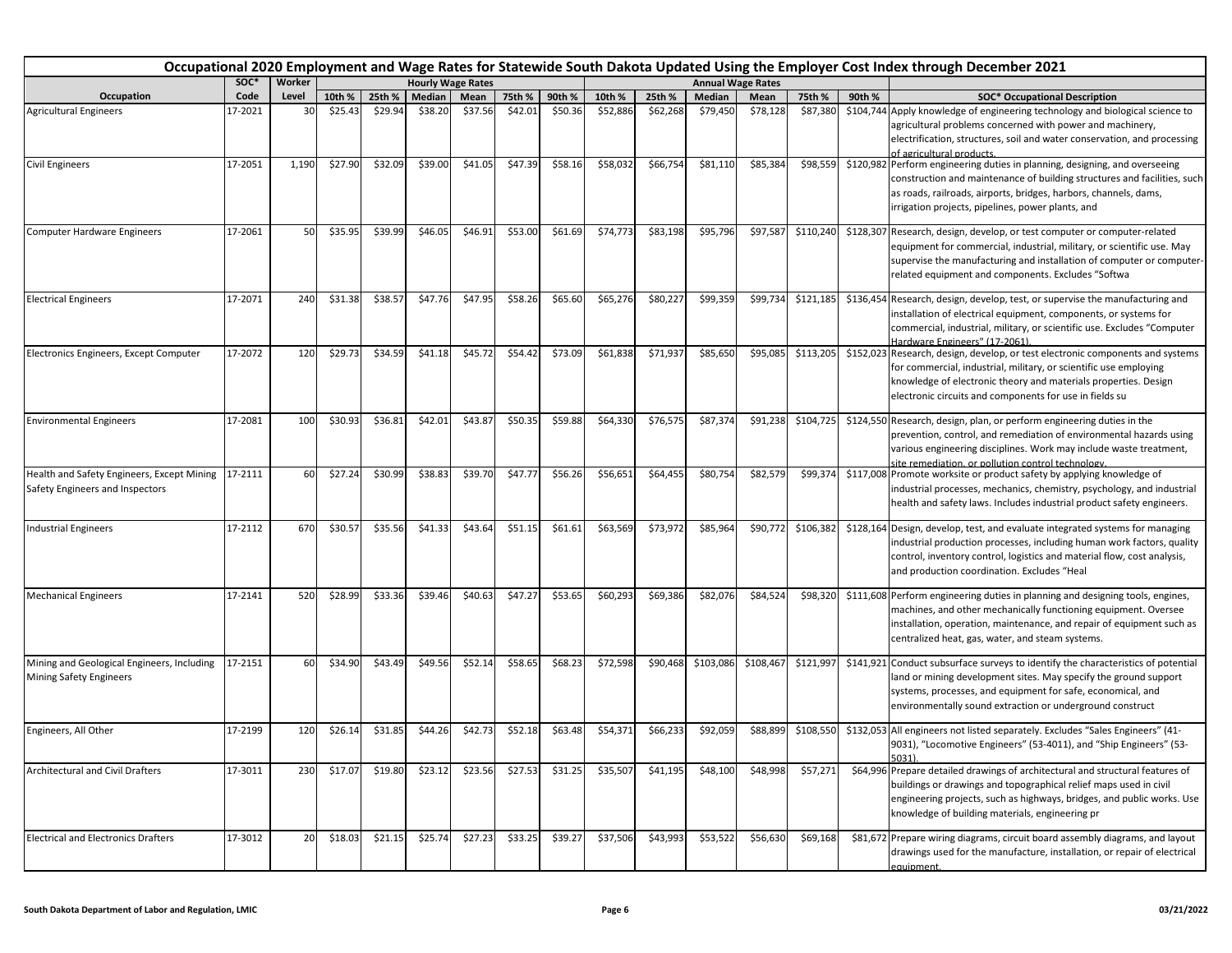# Occupational 2020 Employment and Wage Rates for Statewide South Dakota Updated Using the Employer Cost Index through December 2021

| Occupation | SOC* Code | Worker Level | Hourly Wage Rates 10th % | 25th % | Median | Mean | 75th % | 90th % | Annual Wage Rates 10th % | 25th % | Median | Mean | 75th % | 90th % | SOC* Occupational Description |
|---|---|---|---|---|---|---|---|---|---|---|---|---|---|---|---|
| Agricultural Engineers | 17-2021 | 30 | $25.43 | $29.94 | $38.20 | $37.56 | $42.01 | $50.36 | $52,886 | $62,268 | $79,450 | $78,128 | $87,380 | $104,744 | Apply knowledge of engineering technology and biological science to agricultural problems concerned with power and machinery, electrification, structures, soil and water conservation, and processing of agricultural products. |
| Civil Engineers | 17-2051 | 1,190 | $27.90 | $32.09 | $39.00 | $41.05 | $47.39 | $58.16 | $58,032 | $66,754 | $81,110 | $85,384 | $98,559 | $120,982 | Perform engineering duties in planning, designing, and overseeing construction and maintenance of building structures and facilities, such as roads, railroads, airports, bridges, harbors, channels, dams, irrigation projects, pipelines, power plants, and |
| Computer Hardware Engineers | 17-2061 | 50 | $35.95 | $39.99 | $46.05 | $46.91 | $53.00 | $61.69 | $74,773 | $83,198 | $95,796 | $97,587 | $110,240 | $128,307 | Research, design, develop, or test computer or computer-related equipment for commercial, industrial, military, or scientific use. May supervise the manufacturing and installation of computer or computer-related equipment and components. Excludes "Softwa |
| Electrical Engineers | 17-2071 | 240 | $31.38 | $38.57 | $47.76 | $47.95 | $58.26 | $65.60 | $65,276 | $80,227 | $99,359 | $99,734 | $121,185 | $136,454 | Research, design, develop, test, or supervise the manufacturing and installation of electrical equipment, components, or systems for commercial, industrial, military, or scientific use. Excludes "Computer Hardware Engineers" (17-2061). |
| Electronics Engineers, Except Computer | 17-2072 | 120 | $29.73 | $34.59 | $41.18 | $45.72 | $54.42 | $73.09 | $61,838 | $71,937 | $85,650 | $95,085 | $113,205 | $152,023 | Research, design, develop, or test electronic components and systems for commercial, industrial, military, or scientific use employing knowledge of electronic theory and materials properties. Design electronic circuits and components for use in fields su |
| Environmental Engineers | 17-2081 | 100 | $30.93 | $36.81 | $42.01 | $43.87 | $50.35 | $59.88 | $64,330 | $76,575 | $87,374 | $91,238 | $104,725 | $124,550 | Research, design, plan, or perform engineering duties in the prevention, control, and remediation of environmental hazards using various engineering disciplines. Work may include waste treatment, site remediation, or pollution control technology. |
| Health and Safety Engineers, Except Mining Safety Engineers and Inspectors | 17-2111 | 60 | $27.24 | $30.99 | $38.83 | $39.70 | $47.77 | $56.26 | $56,651 | $64,455 | $80,754 | $82,579 | $99,374 | $117,008 | Promote worksite or product safety by applying knowledge of industrial processes, mechanics, chemistry, psychology, and industrial health and safety laws. Includes industrial product safety engineers. |
| Industrial Engineers | 17-2112 | 670 | $30.57 | $35.56 | $41.33 | $43.64 | $51.15 | $61.61 | $63,569 | $73,972 | $85,964 | $90,772 | $106,382 | $128,164 | Design, develop, test, and evaluate integrated systems for managing industrial production processes, including human work factors, quality control, inventory control, logistics and material flow, cost analysis, and production coordination. Excludes "Heal |
| Mechanical Engineers | 17-2141 | 520 | $28.99 | $33.36 | $39.46 | $40.63 | $47.27 | $53.65 | $60,293 | $69,386 | $82,076 | $84,524 | $98,320 | $111,608 | Perform engineering duties in planning and designing tools, engines, machines, and other mechanically functioning equipment. Oversee installation, operation, maintenance, and repair of equipment such as centralized heat, gas, water, and steam systems. |
| Mining and Geological Engineers, Including Mining Safety Engineers | 17-2151 | 60 | $34.90 | $43.49 | $49.56 | $52.14 | $58.65 | $68.23 | $72,598 | $90,468 | $103,086 | $108,467 | $121,997 | $141,921 | Conduct subsurface surveys to identify the characteristics of potential land or mining development sites. May specify the ground support systems, processes, and equipment for safe, economical, and environmentally sound extraction or underground construct |
| Engineers, All Other | 17-2199 | 120 | $26.14 | $31.85 | $44.26 | $42.73 | $52.18 | $63.48 | $54,371 | $66,233 | $92,059 | $88,899 | $108,550 | $132,053 | All engineers not listed separately. Excludes "Sales Engineers" (41-9031), "Locomotive Engineers" (53-4011), and "Ship Engineers" (53-5031). |
| Architectural and Civil Drafters | 17-3011 | 230 | $17.07 | $19.80 | $23.12 | $23.56 | $27.53 | $31.25 | $35,507 | $41,195 | $48,100 | $48,998 | $57,271 | $64,996 | Prepare detailed drawings of architectural and structural features of buildings or drawings and topographical relief maps used in civil engineering projects, such as highways, bridges, and public works. Use knowledge of building materials, engineering pr |
| Electrical and Electronics Drafters | 17-3012 | 20 | $18.03 | $21.15 | $25.74 | $27.23 | $33.25 | $39.27 | $37,506 | $43,993 | $53,522 | $56,630 | $69,168 | $81,672 | Prepare wiring diagrams, circuit board assembly diagrams, and layout drawings used for the manufacture, installation, or repair of electrical equipment. |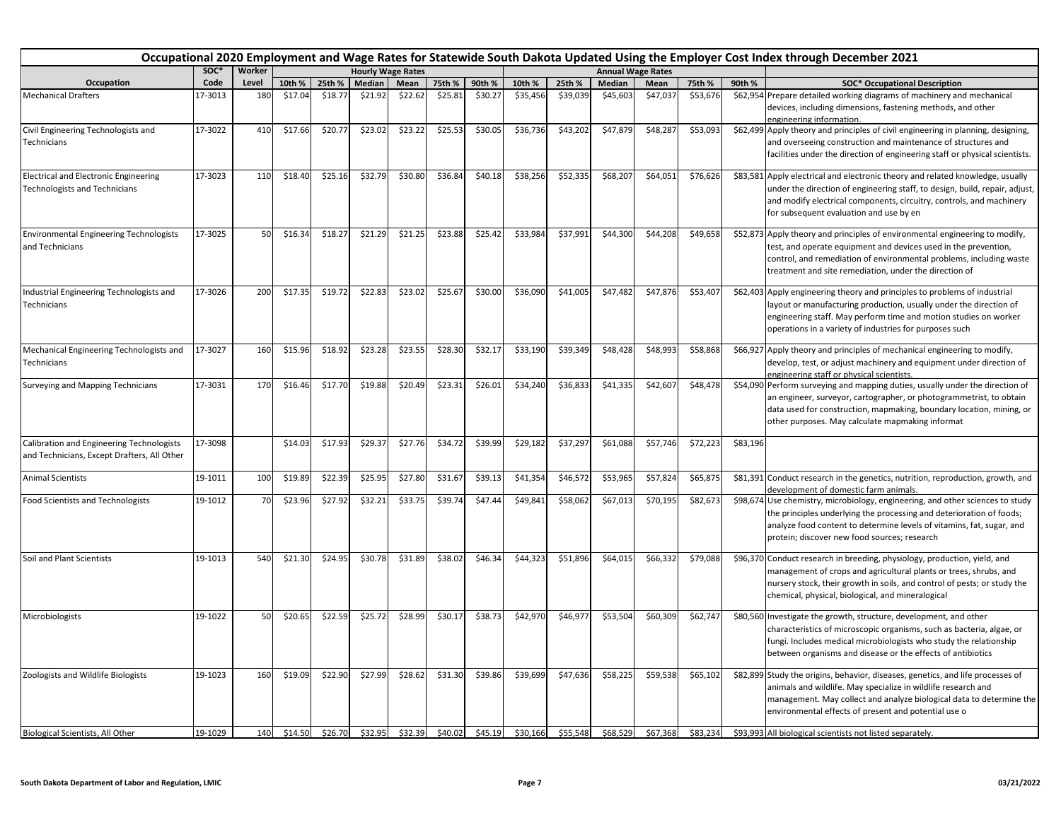# Occupational 2020 Employment and Wage Rates for Statewide South Dakota Updated Using the Employer Cost Index through December 2021

| | SOC* | Worker | Hourly Wage Rates | | | | | | Annual Wage Rates | | | | | | |
|---|---|---|---|---|---|---|---|---|---|---|---|---|---|---|---|
| Occupation | Code | Level | 10th % | 25th % | Median | Mean | 75th % | 90th % | 10th % | 25th % | Median | Mean | 75th % | 90th % | SOC* Occupational Description |
| Mechanical Drafters | 17-3013 | 180 | $17.04 | $18.77 | $21.92 | $22.62 | $25.81 | $30.27 | $35,456 | $39,039 | $45,603 | $47,037 | $53,676 | $62,954 | Prepare detailed working diagrams of machinery and mechanical devices, including dimensions, fastening methods, and other engineering information. |
| Civil Engineering Technologists and Technicians | 17-3022 | 410 | $17.66 | $20.77 | $23.02 | $23.22 | $25.53 | $30.05 | $36,736 | $43,202 | $47,879 | $48,287 | $53,093 | $62,499 | Apply theory and principles of civil engineering in planning, designing, and overseeing construction and maintenance of structures and facilities under the direction of engineering staff or physical scientists. |
| Electrical and Electronic Engineering Technologists and Technicians | 17-3023 | 110 | $18.40 | $25.16 | $32.79 | $30.80 | $36.84 | $40.18 | $38,256 | $52,335 | $68,207 | $64,051 | $76,626 | $83,581 | Apply electrical and electronic theory and related knowledge, usually under the direction of engineering staff, to design, build, repair, adjust, and modify electrical components, circuitry, controls, and machinery for subsequent evaluation and use by en |
| Environmental Engineering Technologists and Technicians | 17-3025 | 50 | $16.34 | $18.27 | $21.29 | $21.25 | $23.88 | $25.42 | $33,984 | $37,991 | $44,300 | $44,208 | $49,658 | $52,873 | Apply theory and principles of environmental engineering to modify, test, and operate equipment and devices used in the prevention, control, and remediation of environmental problems, including waste treatment and site remediation, under the direction of |
| Industrial Engineering Technologists and Technicians | 17-3026 | 200 | $17.35 | $19.72 | $22.83 | $23.02 | $25.67 | $30.00 | $36,090 | $41,005 | $47,482 | $47,876 | $53,407 | $62,403 | Apply engineering theory and principles to problems of industrial layout or manufacturing production, usually under the direction of engineering staff. May perform time and motion studies on worker operations in a variety of industries for purposes such |
| Mechanical Engineering Technologists and Technicians | 17-3027 | 160 | $15.96 | $18.92 | $23.28 | $23.55 | $28.30 | $32.17 | $33,190 | $39,349 | $48,428 | $48,993 | $58,868 | $66,927 | Apply theory and principles of mechanical engineering to modify, develop, test, or adjust machinery and equipment under direction of engineering staff or physical scientists. |
| Surveying and Mapping Technicians | 17-3031 | 170 | $16.46 | $17.70 | $19.88 | $20.49 | $23.31 | $26.01 | $34,240 | $36,833 | $41,335 | $42,607 | $48,478 | $54,090 | Perform surveying and mapping duties, usually under the direction of an engineer, surveyor, cartographer, or photogrammetrist, to obtain data used for construction, mapmaking, boundary location, mining, or other purposes. May calculate mapmaking informat |
| Calibration and Engineering Technologists and Technicians, Except Drafters, All Other | 17-3098 | | $14.03 | $17.93 | $29.37 | $27.76 | $34.72 | $39.99 | $29,182 | $37,297 | $61,088 | $57,746 | $72,223 | $83,196 | |
| Animal Scientists | 19-1011 | 100 | $19.89 | $22.39 | $25.95 | $27.80 | $31.67 | $39.13 | $41,354 | $46,572 | $53,965 | $57,824 | $65,875 | $81,391 | Conduct research in the genetics, nutrition, reproduction, growth, and development of domestic farm animals. |
| Food Scientists and Technologists | 19-1012 | 70 | $23.96 | $27.92 | $32.21 | $33.75 | $39.74 | $47.44 | $49,841 | $58,062 | $67,013 | $70,195 | $82,673 | $98,674 | Use chemistry, microbiology, engineering, and other sciences to study the principles underlying the processing and deterioration of foods; analyze food content to determine levels of vitamins, fat, sugar, and protein; discover new food sources; research |
| Soil and Plant Scientists | 19-1013 | 540 | $21.30 | $24.95 | $30.78 | $31.89 | $38.02 | $46.34 | $44,323 | $51,896 | $64,015 | $66,332 | $79,088 | $96,370 | Conduct research in breeding, physiology, production, yield, and management of crops and agricultural plants or trees, shrubs, and nursery stock, their growth in soils, and control of pests; or study the chemical, physical, biological, and mineralogical |
| Microbiologists | 19-1022 | 50 | $20.65 | $22.59 | $25.72 | $28.99 | $30.17 | $38.73 | $42,970 | $46,977 | $53,504 | $60,309 | $62,747 | $80,560 | Investigate the growth, structure, development, and other characteristics of microscopic organisms, such as bacteria, algae, or fungi. Includes medical microbiologists who study the relationship between organisms and disease or the effects of antibiotics |
| Zoologists and Wildlife Biologists | 19-1023 | 160 | $19.09 | $22.90 | $27.99 | $28.62 | $31.30 | $39.86 | $39,699 | $47,636 | $58,225 | $59,538 | $65,102 | $82,899 | Study the origins, behavior, diseases, genetics, and life processes of animals and wildlife. May specialize in wildlife research and management. May collect and analyze biological data to determine the environmental effects of present and potential use o |
| Biological Scientists, All Other | 19-1029 | 140 | $14.50 | $26.70 | $32.95 | $32.39 | $40.02 | $45.19 | $30,166 | $55,548 | $68,529 | $67,368 | $83,234 | $93,993 | All biological scientists not listed separately. |

South Dakota Department of Labor and Regulation, LMIC

03/21/2022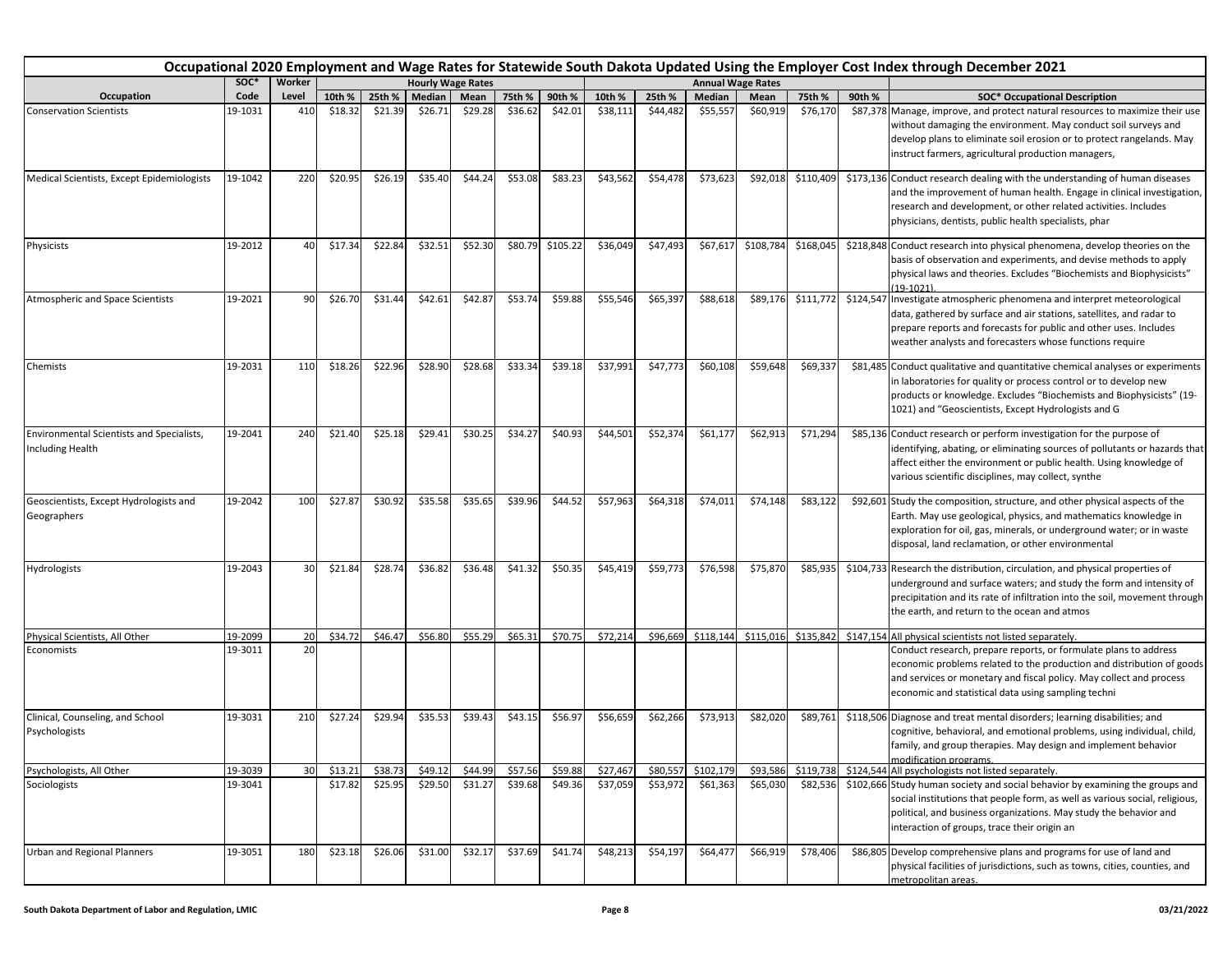# Occupational 2020 Employment and Wage Rates for Statewide South Dakota Updated Using the Employer Cost Index through December 2021

| Occupation | SOC* Code | Worker Level | Hourly Wage Rates 10th % | 25th % | Median | Mean | 75th % | 90th % | Annual Wage Rates 10th % | 25th % | Median | Mean | 75th % | 90th % | SOC* Occupational Description |
|---|---|---|---|---|---|---|---|---|---|---|---|---|---|---|---|
| Conservation Scientists | 19-1031 | 410 | $18.32 | $21.39 | $26.71 | $29.28 | $36.62 | $42.01 | $38,111 | $44,482 | $55,557 | $60,919 | $76,170 | $87,378 | Manage, improve, and protect natural resources to maximize their use without damaging the environment. May conduct soil surveys and develop plans to eliminate soil erosion or to protect rangelands. May instruct farmers, agricultural production managers, |
| Medical Scientists, Except Epidemiologists | 19-1042 | 220 | $20.95 | $26.19 | $35.40 | $44.24 | $53.08 | $83.23 | $43,562 | $54,478 | $73,623 | $92,018 | $110,409 | $173,136 | Conduct research dealing with the understanding of human diseases and the improvement of human health. Engage in clinical investigation, research and development, or other related activities. Includes physicians, dentists, public health specialists, phar |
| Physicists | 19-2012 | 40 | $17.34 | $22.84 | $32.51 | $52.30 | $80.79 | $105.22 | $36,049 | $47,493 | $67,617 | $108,784 | $168,045 | $218,848 | Conduct research into physical phenomena, develop theories on the basis of observation and experiments, and devise methods to apply physical laws and theories. Excludes "Biochemists and Biophysicists" (19-1021). |
| Atmospheric and Space Scientists | 19-2021 | 90 | $26.70 | $31.44 | $42.61 | $42.87 | $53.74 | $59.88 | $55,546 | $65,397 | $88,618 | $89,176 | $111,772 | $124,547 | Investigate atmospheric phenomena and interpret meteorological data, gathered by surface and air stations, satellites, and radar to prepare reports and forecasts for public and other uses. Includes weather analysts and forecasters whose functions require |
| Chemists | 19-2031 | 110 | $18.26 | $22.96 | $28.90 | $28.68 | $33.34 | $39.18 | $37,991 | $47,773 | $60,108 | $59,648 | $69,337 | $81,485 | Conduct qualitative and quantitative chemical analyses or experiments in laboratories for quality or process control or to develop new products or knowledge. Excludes "Biochemists and Biophysicists" (19-1021) and "Geoscientists, Except Hydrologists and G |
| Environmental Scientists and Specialists, Including Health | 19-2041 | 240 | $21.40 | $25.18 | $29.41 | $30.25 | $34.27 | $40.93 | $44,501 | $52,374 | $61,177 | $62,913 | $71,294 | $85,136 | Conduct research or perform investigation for the purpose of identifying, abating, or eliminating sources of pollutants or hazards that affect either the environment or public health. Using knowledge of various scientific disciplines, may collect, synthe |
| Geoscientists, Except Hydrologists and Geographers | 19-2042 | 100 | $27.87 | $30.92 | $35.58 | $35.65 | $39.96 | $44.52 | $57,963 | $64,318 | $74,011 | $74,148 | $83,122 | $92,601 | Study the composition, structure, and other physical aspects of the Earth. May use geological, physics, and mathematics knowledge in exploration for oil, gas, minerals, or underground water; or in waste disposal, land reclamation, or other environmental |
| Hydrologists | 19-2043 | 30 | $21.84 | $28.74 | $36.82 | $36.48 | $41.32 | $50.35 | $45,419 | $59,773 | $76,598 | $75,870 | $85,935 | $104,733 | Research the distribution, circulation, and physical properties of underground and surface waters; and study the form and intensity of precipitation and its rate of infiltration into the soil, movement through the earth, and return to the ocean and atmos |
| Physical Scientists, All Other | 19-2099 | 20 | $34.72 | $46.47 | $56.80 | $55.29 | $65.31 | $70.75 | $72,214 | $96,669 | $118,144 | $115,016 | $135,842 | $147,154 | All physical scientists not listed separately. |
| Economists | 19-3011 | 20 | | | | | | | | | | | | | Conduct research, prepare reports, or formulate plans to address economic problems related to the production and distribution of goods and services or monetary and fiscal policy. May collect and process economic and statistical data using sampling techni |
| Clinical, Counseling, and School Psychologists | 19-3031 | 210 | $27.24 | $29.94 | $35.53 | $39.43 | $43.15 | $56.97 | $56,659 | $62,266 | $73,913 | $82,020 | $89,761 | $118,506 | Diagnose and treat mental disorders; learning disabilities; and cognitive, behavioral, and emotional problems, using individual, child, family, and group therapies. May design and implement behavior modification programs. |
| Psychologists, All Other | 19-3039 | 30 | $13.21 | $38.73 | $49.12 | $44.99 | $57.56 | $59.88 | $27,467 | $80,557 | $102,179 | $93,586 | $119,738 | $124,544 | All psychologists not listed separately. |
| Sociologists | 19-3041 | | $17.82 | $25.95 | $29.50 | $31.27 | $39.68 | $49.36 | $37,059 | $53,972 | $61,363 | $65,030 | $82,536 | $102,666 | Study human society and social behavior by examining the groups and social institutions that people form, as well as various social, religious, political, and business organizations. May study the behavior and interaction of groups, trace their origin an |
| Urban and Regional Planners | 19-3051 | 180 | $23.18 | $26.06 | $31.00 | $32.17 | $37.69 | $41.74 | $48,213 | $54,197 | $64,477 | $66,919 | $78,406 | $86,805 | Develop comprehensive plans and programs for use of land and physical facilities of jurisdictions, such as towns, cities, counties, and metropolitan areas. |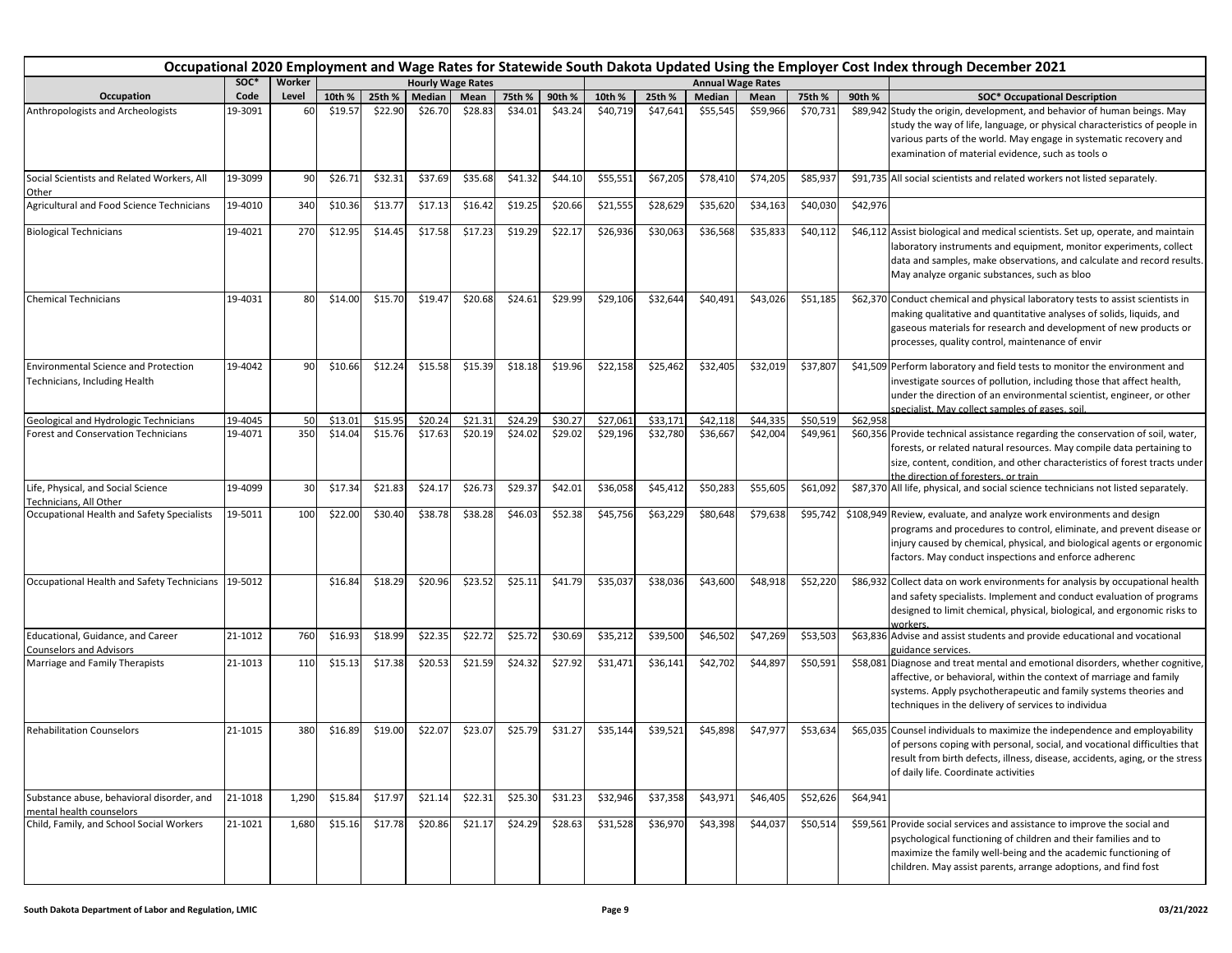# Occupational 2020 Employment and Wage Rates for Statewide South Dakota Updated Using the Employer Cost Index through December 2021

| Occupation | SOC* Code | Worker Level | Hourly Wage Rates 10th % | 25th % | Median | Mean | 75th % | 90th % | Annual Wage Rates 10th % | 25th % | Median | Mean | 75th % | 90th % | SOC* Occupational Description |
|---|---|---|---|---|---|---|---|---|---|---|---|---|---|---|---|
| Anthropologists and Archeologists | 19-3091 | 60 | $19.57 | $22.90 | $26.70 | $28.83 | $34.01 | $43.24 | $40,719 | $47,641 | $55,545 | $59,966 | $70,731 | $89,942 | Study the origin, development, and behavior of human beings. May study the way of life, language, or physical characteristics of people in various parts of the world. May engage in systematic recovery and examination of material evidence, such as tools o |
| Social Scientists and Related Workers, All Other | 19-3099 | 90 | $26.71 | $32.31 | $37.69 | $35.68 | $41.32 | $44.10 | $55,551 | $67,205 | $78,410 | $74,205 | $85,937 | $91,735 | All social scientists and related workers not listed separately. |
| Agricultural and Food Science Technicians | 19-4010 | 340 | $10.36 | $13.77 | $17.13 | $16.42 | $19.25 | $20.66 | $21,555 | $28,629 | $35,620 | $34,163 | $40,030 | $42,976 | |
| Biological Technicians | 19-4021 | 270 | $12.95 | $14.45 | $17.58 | $17.23 | $19.29 | $22.17 | $26,936 | $30,063 | $36,568 | $35,833 | $40,112 | $46,112 | Assist biological and medical scientists. Set up, operate, and maintain laboratory instruments and equipment, monitor experiments, collect data and samples, make observations, and calculate and record results. May analyze organic substances, such as bloo |
| Chemical Technicians | 19-4031 | 80 | $14.00 | $15.70 | $19.47 | $20.68 | $24.61 | $29.99 | $29,106 | $32,644 | $40,491 | $43,026 | $51,185 | $62,370 | Conduct chemical and physical laboratory tests to assist scientists in making qualitative and quantitative analyses of solids, liquids, and gaseous materials for research and development of new products or processes, quality control, maintenance of envir |
| Environmental Science and Protection Technicians, Including Health | 19-4042 | 90 | $10.66 | $12.24 | $15.58 | $15.39 | $18.18 | $19.96 | $22,158 | $25,462 | $32,405 | $32,019 | $37,807 | $41,509 | Perform laboratory and field tests to monitor the environment and investigate sources of pollution, including those that affect health, under the direction of an environmental scientist, engineer, or other specialist. May collect samples of gases, soil, |
| Geological and Hydrologic Technicians | 19-4045 | 50 | $13.01 | $15.95 | $20.24 | $21.31 | $24.29 | $30.27 | $27,061 | $33,171 | $42,118 | $44,335 | $50,519 | $62,958 | |
| Forest and Conservation Technicians | 19-4071 | 350 | $14.04 | $15.76 | $17.63 | $20.19 | $24.02 | $29.02 | $29,196 | $32,780 | $36,667 | $42,004 | $49,961 | $60,356 | Provide technical assistance regarding the conservation of soil, water, forests, or related natural resources. May compile data pertaining to size, content, condition, and other characteristics of forest tracts under the direction of foresters, or train |
| Life, Physical, and Social Science Technicians, All Other | 19-4099 | 30 | $17.34 | $21.83 | $24.17 | $26.73 | $29.37 | $42.01 | $36,058 | $45,412 | $50,283 | $55,605 | $61,092 | $87,370 | All life, physical, and social science technicians not listed separately. |
| Occupational Health and Safety Specialists | 19-5011 | 100 | $22.00 | $30.40 | $38.78 | $38.28 | $46.03 | $52.38 | $45,756 | $63,229 | $80,648 | $79,638 | $95,742 | $108,949 | Review, evaluate, and analyze work environments and design programs and procedures to control, eliminate, and prevent disease or injury caused by chemical, physical, and biological agents or ergonomic factors. May conduct inspections and enforce adherenc |
| Occupational Health and Safety Technicians | 19-5012 | | $16.84 | $18.29 | $20.96 | $23.52 | $25.11 | $41.79 | $35,037 | $38,036 | $43,600 | $48,918 | $52,220 | $86,932 | Collect data on work environments for analysis by occupational health and safety specialists. Implement and conduct evaluation of programs designed to limit chemical, physical, biological, and ergonomic risks to workers. |
| Educational, Guidance, and Career Counselors and Advisors | 21-1012 | 760 | $16.93 | $18.99 | $22.35 | $22.72 | $25.72 | $30.69 | $35,212 | $39,500 | $46,502 | $47,269 | $53,503 | $63,836 | Advise and assist students and provide educational and vocational guidance services. |
| Marriage and Family Therapists | 21-1013 | 110 | $15.13 | $17.38 | $20.53 | $21.59 | $24.32 | $27.92 | $31,471 | $36,141 | $42,702 | $44,897 | $50,591 | $58,081 | Diagnose and treat mental and emotional disorders, whether cognitive, affective, or behavioral, within the context of marriage and family systems. Apply psychotherapeutic and family systems theories and techniques in the delivery of services to individua |
| Rehabilitation Counselors | 21-1015 | 380 | $16.89 | $19.00 | $22.07 | $23.07 | $25.79 | $31.27 | $35,144 | $39,521 | $45,898 | $47,977 | $53,634 | $65,035 | Counsel individuals to maximize the independence and employability of persons coping with personal, social, and vocational difficulties that result from birth defects, illness, disease, accidents, aging, or the stress of daily life. Coordinate activities |
| Substance abuse, behavioral disorder, and mental health counselors | 21-1018 | 1,290 | $15.84 | $17.97 | $21.14 | $22.31 | $25.30 | $31.23 | $32,946 | $37,358 | $43,971 | $46,405 | $52,626 | $64,941 | |
| Child, Family, and School Social Workers | 21-1021 | 1,680 | $15.16 | $17.78 | $20.86 | $21.17 | $24.29 | $28.63 | $31,528 | $36,970 | $43,398 | $44,037 | $50,514 | $59,561 | Provide social services and assistance to improve the social and psychological functioning of children and their families and to maximize the family well-being and the academic functioning of children. May assist parents, arrange adoptions, and find fost |

South Dakota Department of Labor and Regulation, LMIC — 03/21/2022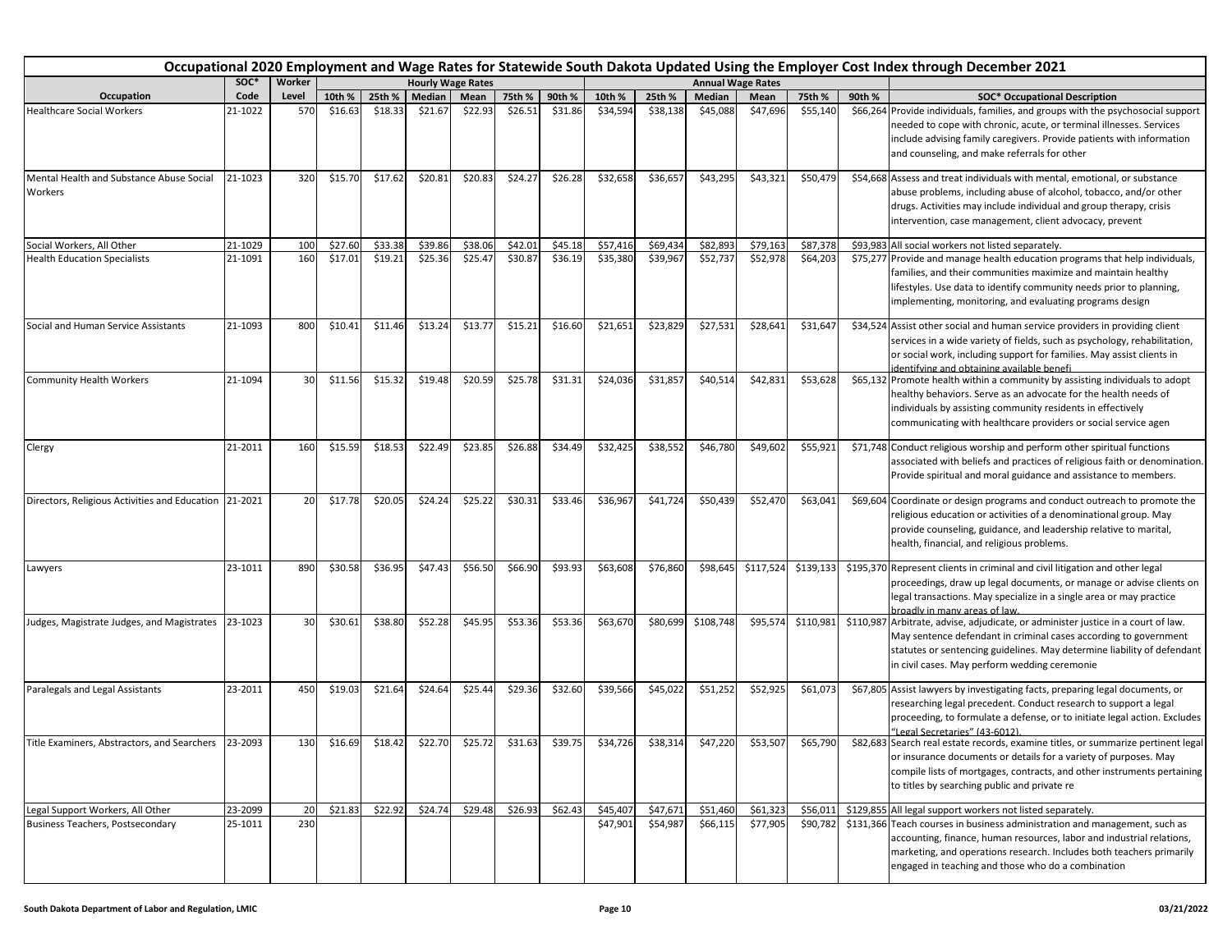| Occupational 2020 Employment and Wage Rates for Statewide South Dakota Updated Using the Employer Cost Index through December 2021 | | | | | | | | | | | | | | | |
|---|---|---|---|---|---|---|---|---|---|---|---|---|---|---|---|
| | SOC* | Worker | Hourly Wage Rates | | | | | | Annual Wage Rates | | | | | | |
| Occupation | Code | Level | 10th % | 25th % | Median | Mean | 75th % | 90th % | 10th % | 25th % | Median | Mean | 75th % | 90th % | SOC* Occupational Description |
| Healthcare Social Workers | 21-1022 | 570 | $16.63 | $18.33 | $21.67 | $22.93 | $26.51 | $31.86 | $34,594 | $38,138 | $45,088 | $47,696 | $55,140 | $66,264 | Provide individuals, families, and groups with the psychosocial support needed to cope with chronic, acute, or terminal illnesses. Services include advising family caregivers. Provide patients with information and counseling, and make referrals for other |
| Mental Health and Substance Abuse Social Workers | 21-1023 | 320 | $15.70 | $17.62 | $20.81 | $20.83 | $24.27 | $26.28 | $32,658 | $36,657 | $43,295 | $43,321 | $50,479 | $54,668 | Assess and treat individuals with mental, emotional, or substance abuse problems, including abuse of alcohol, tobacco, and/or other drugs. Activities may include individual and group therapy, crisis intervention, case management, client advocacy, prevent |
| Social Workers, All Other | 21-1029 | 100 | $27.60 | $33.38 | $39.86 | $38.06 | $42.01 | $45.18 | $57,416 | $69,434 | $82,893 | $79,163 | $87,378 | $93,983 | All social workers not listed separately. |
| Health Education Specialists | 21-1091 | 160 | $17.01 | $19.21 | $25.36 | $25.47 | $30.87 | $36.19 | $35,380 | $39,967 | $52,737 | $52,978 | $64,203 | $75,277 | Provide and manage health education programs that help individuals, families, and their communities maximize and maintain healthy lifestyles. Use data to identify community needs prior to planning, implementing, monitoring, and evaluating programs design |
| Social and Human Service Assistants | 21-1093 | 800 | $10.41 | $11.46 | $13.24 | $13.77 | $15.21 | $16.60 | $21,651 | $23,829 | $27,531 | $28,641 | $31,647 | $34,524 | Assist other social and human service providers in providing client services in a wide variety of fields, such as psychology, rehabilitation, or social work, including support for families. May assist clients in identifying and obtaining available benefi |
| Community Health Workers | 21-1094 | 30 | $11.56 | $15.32 | $19.48 | $20.59 | $25.78 | $31.31 | $24,036 | $31,857 | $40,514 | $42,831 | $53,628 | $65,132 | Promote health within a community by assisting individuals to adopt healthy behaviors. Serve as an advocate for the health needs of individuals by assisting community residents in effectively communicating with healthcare providers or social service agen |
| Clergy | 21-2011 | 160 | $15.59 | $18.53 | $22.49 | $23.85 | $26.88 | $34.49 | $32,425 | $38,552 | $46,780 | $49,602 | $55,921 | $71,748 | Conduct religious worship and perform other spiritual functions associated with beliefs and practices of religious faith or denomination. Provide spiritual and moral guidance and assistance to members. |
| Directors, Religious Activities and Education | 21-2021 | 20 | $17.78 | $20.05 | $24.24 | $25.22 | $30.31 | $33.46 | $36,967 | $41,724 | $50,439 | $52,470 | $63,041 | $69,604 | Coordinate or design programs and conduct outreach to promote the religious education or activities of a denominational group. May provide counseling, guidance, and leadership relative to marital, health, financial, and religious problems. |
| Lawyers | 23-1011 | 890 | $30.58 | $36.95 | $47.43 | $56.50 | $66.90 | $93.93 | $63,608 | $76,860 | $98,645 | $117,524 | $139,133 | $195,370 | Represent clients in criminal and civil litigation and other legal proceedings, draw up legal documents, or manage or advise clients on legal transactions. May specialize in a single area or may practice broadly in many areas of law. |
| Judges, Magistrate Judges, and Magistrates | 23-1023 | 30 | $30.61 | $38.80 | $52.28 | $45.95 | $53.36 | $53.36 | $63,670 | $80,699 | $108,748 | $95,574 | $110,981 | $110,987 | Arbitrate, advise, adjudicate, or administer justice in a court of law. May sentence defendant in criminal cases according to government statutes or sentencing guidelines. May determine liability of defendant in civil cases. May perform wedding ceremonie |
| Paralegals and Legal Assistants | 23-2011 | 450 | $19.03 | $21.64 | $24.64 | $25.44 | $29.36 | $32.60 | $39,566 | $45,022 | $51,252 | $52,925 | $61,073 | $67,805 | Assist lawyers by investigating facts, preparing legal documents, or researching legal precedent. Conduct research to support a legal proceeding, to formulate a defense, or to initiate legal action. Excludes "Legal Secretaries" (43-6012). |
| Title Examiners, Abstractors, and Searchers | 23-2093 | 130 | $16.69 | $18.42 | $22.70 | $25.72 | $31.63 | $39.75 | $34,726 | $38,314 | $47,220 | $53,507 | $65,790 | $82,683 | Search real estate records, examine titles, or summarize pertinent legal or insurance documents or details for a variety of purposes. May compile lists of mortgages, contracts, and other instruments pertaining to titles by searching public and private re |
| Legal Support Workers, All Other | 23-2099 | 20 | $21.83 | $22.92 | $24.74 | $29.48 | $26.93 | $62.43 | $45,407 | $47,671 | $51,460 | $61,323 | $56,011 | $129,855 | All legal support workers not listed separately. |
| Business Teachers, Postsecondary | 25-1011 | 230 | | | | | | | $47,901 | $54,987 | $66,115 | $77,905 | $90,782 | $131,366 | Teach courses in business administration and management, such as accounting, finance, human resources, labor and industrial relations, marketing, and operations research. Includes both teachers primarily engaged in teaching and those who do a combination |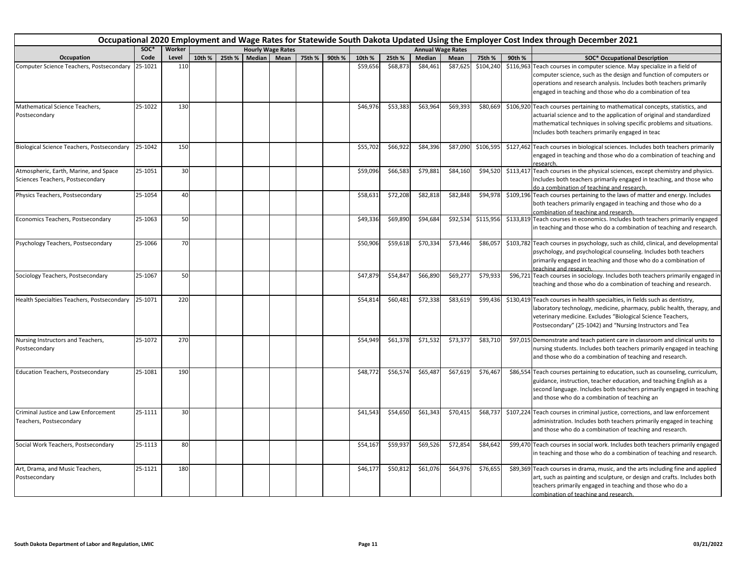# Occupational 2020 Employment and Wage Rates for Statewide South Dakota Updated Using the Employer Cost Index through December 2021

| Occupation | SOC* Code | Worker Level | Hourly Wage Rates 10th % | 25th % | Median | Mean | 75th % | 90th % | Annual Wage Rates 10th % | 25th % | Median | Mean | 75th % | 90th % | SOC* Occupational Description |
|---|---|---|---|---|---|---|---|---|---|---|---|---|---|---|---|
| Computer Science Teachers, Postsecondary | 25-1021 | 110 | | | | | | | $59,656 | $68,873 | $84,461 | $87,625 | $104,240 | $116,963 | Teach courses in computer science. May specialize in a field of computer science, such as the design and function of computers or operations and research analysis. Includes both teachers primarily engaged in teaching and those who do a combination of tea |
| Mathematical Science Teachers, Postsecondary | 25-1022 | 130 | | | | | | | $46,976 | $53,383 | $63,964 | $69,393 | $80,669 | $106,920 | Teach courses pertaining to mathematical concepts, statistics, and actuarial science and to the application of original and standardized mathematical techniques in solving specific problems and situations. Includes both teachers primarily engaged in teac |
| Biological Science Teachers, Postsecondary | 25-1042 | 150 | | | | | | | $55,702 | $66,922 | $84,396 | $87,090 | $106,595 | $127,462 | Teach courses in biological sciences. Includes both teachers primarily engaged in teaching and those who do a combination of teaching and research. |
| Atmospheric, Earth, Marine, and Space Sciences Teachers, Postsecondary | 25-1051 | 30 | | | | | | | $59,096 | $66,583 | $79,881 | $84,160 | $94,520 | $113,417 | Teach courses in the physical sciences, except chemistry and physics. Includes both teachers primarily engaged in teaching, and those who do a combination of teaching and research. |
| Physics Teachers, Postsecondary | 25-1054 | 40 | | | | | | | $58,631 | $72,208 | $82,818 | $82,848 | $94,978 | $109,196 | Teach courses pertaining to the laws of matter and energy. Includes both teachers primarily engaged in teaching and those who do a combination of teaching and research. |
| Economics Teachers, Postsecondary | 25-1063 | 50 | | | | | | | $49,336 | $69,890 | $94,684 | $92,534 | $115,956 | $133,819 | Teach courses in economics. Includes both teachers primarily engaged in teaching and those who do a combination of teaching and research. |
| Psychology Teachers, Postsecondary | 25-1066 | 70 | | | | | | | $50,906 | $59,618 | $70,334 | $73,446 | $86,057 | $103,782 | Teach courses in psychology, such as child, clinical, and developmental psychology, and psychological counseling. Includes both teachers primarily engaged in teaching and those who do a combination of teaching and research. |
| Sociology Teachers, Postsecondary | 25-1067 | 50 | | | | | | | $47,879 | $54,847 | $66,890 | $69,277 | $79,933 | $96,721 | Teach courses in sociology. Includes both teachers primarily engaged in teaching and those who do a combination of teaching and research. |
| Health Specialties Teachers, Postsecondary | 25-1071 | 220 | | | | | | | $54,814 | $60,481 | $72,338 | $83,619 | $99,436 | $130,419 | Teach courses in health specialties, in fields such as dentistry, laboratory technology, medicine, pharmacy, public health, therapy, and veterinary medicine. Excludes "Biological Science Teachers, Postsecondary" (25-1042) and "Nursing Instructors and Tea |
| Nursing Instructors and Teachers, Postsecondary | 25-1072 | 270 | | | | | | | $54,949 | $61,378 | $71,532 | $73,377 | $83,710 | $97,015 | Demonstrate and teach patient care in classroom and clinical units to nursing students. Includes both teachers primarily engaged in teaching and those who do a combination of teaching and research. |
| Education Teachers, Postsecondary | 25-1081 | 190 | | | | | | | $48,772 | $56,574 | $65,487 | $67,619 | $76,467 | $86,554 | Teach courses pertaining to education, such as counseling, curriculum, guidance, instruction, teacher education, and teaching English as a second language. Includes both teachers primarily engaged in teaching and those who do a combination of teaching an |
| Criminal Justice and Law Enforcement Teachers, Postsecondary | 25-1111 | 30 | | | | | | | $41,543 | $54,650 | $61,343 | $70,415 | $68,737 | $107,224 | Teach courses in criminal justice, corrections, and law enforcement administration. Includes both teachers primarily engaged in teaching and those who do a combination of teaching and research. |
| Social Work Teachers, Postsecondary | 25-1113 | 80 | | | | | | | $54,167 | $59,937 | $69,526 | $72,854 | $84,642 | $99,470 | Teach courses in social work. Includes both teachers primarily engaged in teaching and those who do a combination of teaching and research. |
| Art, Drama, and Music Teachers, Postsecondary | 25-1121 | 180 | | | | | | | $46,177 | $50,812 | $61,076 | $64,976 | $76,655 | $89,369 | Teach courses in drama, music, and the arts including fine and applied art, such as painting and sculpture, or design and crafts. Includes both teachers primarily engaged in teaching and those who do a combination of teaching and research. |

South Dakota Department of Labor and Regulation, LMIC 03/21/2022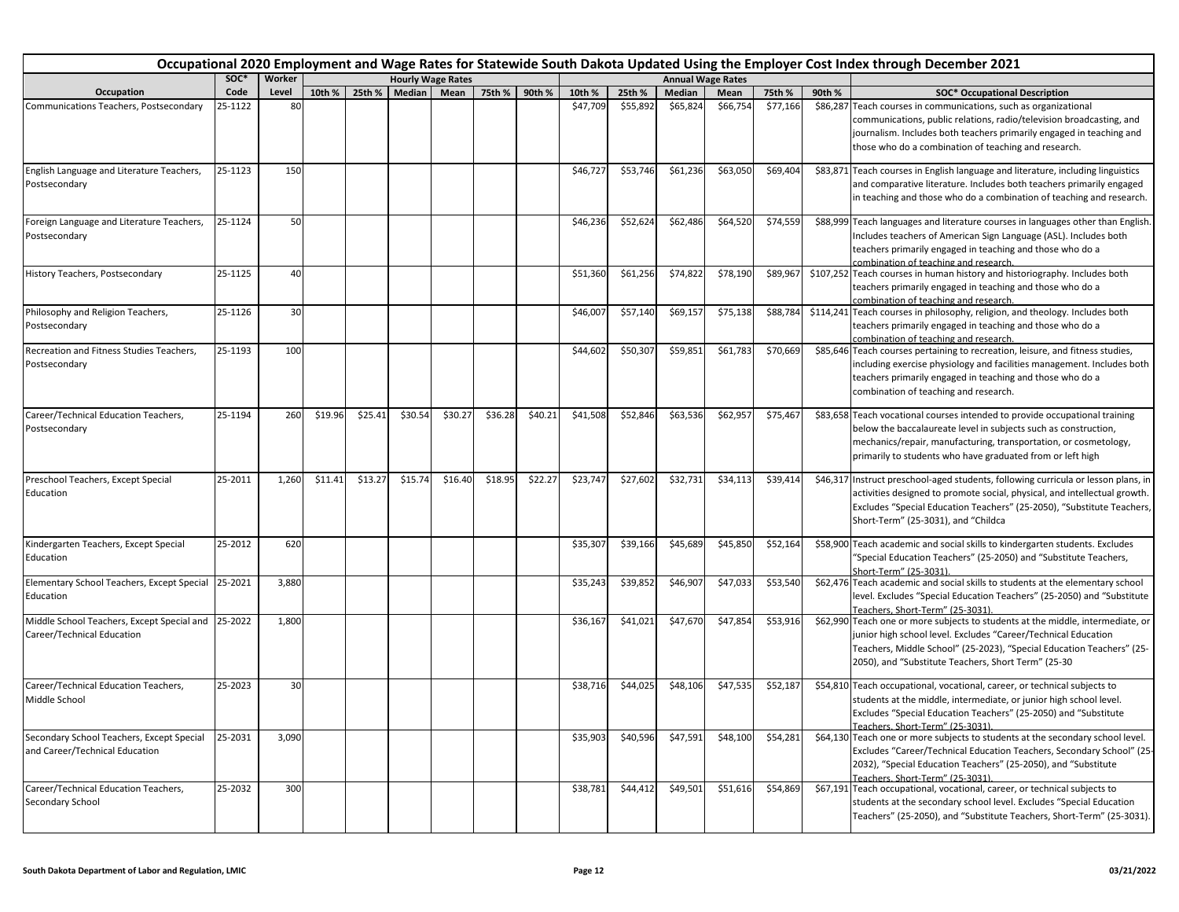# Occupational 2020 Employment and Wage Rates for Statewide South Dakota Updated Using the Employer Cost Index through December 2021

| Occupation | SOC* Code | Worker Level | Hourly Wage Rates 10th % | 25th % | Median | Mean | 75th % | 90th % | Annual Wage Rates 10th % | 25th % | Median | Mean | 75th % | 90th % | SOC* Occupational Description |
|---|---|---|---|---|---|---|---|---|---|---|---|---|---|---|---|
| Communications Teachers, Postsecondary | 25-1122 | 80 | | | | | | | $47,709 | $55,892 | $65,824 | $66,754 | $77,166 | $86,287 | Teach courses in communications, such as organizational communications, public relations, radio/television broadcasting, and journalism. Includes both teachers primarily engaged in teaching and those who do a combination of teaching and research. |
| English Language and Literature Teachers, Postsecondary | 25-1123 | 150 | | | | | | | $46,727 | $53,746 | $61,236 | $63,050 | $69,404 | $83,871 | Teach courses in English language and literature, including linguistics and comparative literature. Includes both teachers primarily engaged in teaching and those who do a combination of teaching and research. |
| Foreign Language and Literature Teachers, Postsecondary | 25-1124 | 50 | | | | | | | $46,236 | $52,624 | $62,486 | $64,520 | $74,559 | $88,999 | Teach languages and literature courses in languages other than English. Includes teachers of American Sign Language (ASL). Includes both teachers primarily engaged in teaching and those who do a combination of teaching and research. |
| History Teachers, Postsecondary | 25-1125 | 40 | | | | | | | $51,360 | $61,256 | $74,822 | $78,190 | $89,967 | $107,252 | Teach courses in human history and historiography. Includes both teachers primarily engaged in teaching and those who do a combination of teaching and research. |
| Philosophy and Religion Teachers, Postsecondary | 25-1126 | 30 | | | | | | | $46,007 | $57,140 | $69,157 | $75,138 | $88,784 | $114,241 | Teach courses in philosophy, religion, and theology. Includes both teachers primarily engaged in teaching and those who do a combination of teaching and research. |
| Recreation and Fitness Studies Teachers, Postsecondary | 25-1193 | 100 | | | | | | | $44,602 | $50,307 | $59,851 | $61,783 | $70,669 | $85,646 | Teach courses pertaining to recreation, leisure, and fitness studies, including exercise physiology and facilities management. Includes both teachers primarily engaged in teaching and those who do a combination of teaching and research. |
| Career/Technical Education Teachers, Postsecondary | 25-1194 | 260 | $19.96 | $25.41 | $30.54 | $30.27 | $36.28 | $40.21 | $41,508 | $52,846 | $63,536 | $62,957 | $75,467 | $83,658 | Teach vocational courses intended to provide occupational training below the baccalaureate level in subjects such as construction, mechanics/repair, manufacturing, transportation, or cosmetology, primarily to students who have graduated from or left high |
| Preschool Teachers, Except Special Education | 25-2011 | 1,260 | $11.41 | $13.27 | $15.74 | $16.40 | $18.95 | $22.27 | $23,747 | $27,602 | $32,731 | $34,113 | $39,414 | $46,317 | Instruct preschool-aged students, following curricula or lesson plans, in activities designed to promote social, physical, and intellectual growth. Excludes "Special Education Teachers" (25-2050), "Substitute Teachers, Short-Term" (25-3031), and "Childca |
| Kindergarten Teachers, Except Special Education | 25-2012 | 620 | | | | | | | $35,307 | $39,166 | $45,689 | $45,850 | $52,164 | $58,900 | Teach academic and social skills to kindergarten students. Excludes "Special Education Teachers" (25-2050) and "Substitute Teachers, Short-Term" (25-3031). |
| Elementary School Teachers, Except Special Education | 25-2021 | 3,880 | | | | | | | $35,243 | $39,852 | $46,907 | $47,033 | $53,540 | $62,476 | Teach academic and social skills to students at the elementary school level. Excludes "Special Education Teachers" (25-2050) and "Substitute Teachers, Short-Term" (25-3031). |
| Middle School Teachers, Except Special and Career/Technical Education | 25-2022 | 1,800 | | | | | | | $36,167 | $41,021 | $47,670 | $47,854 | $53,916 | $62,990 | Teach one or more subjects to students at the middle, intermediate, or junior high school level. Excludes "Career/Technical Education Teachers, Middle School" (25-2023), "Special Education Teachers" (25-2050), and "Substitute Teachers, Short Term" (25-30 |
| Career/Technical Education Teachers, Middle School | 25-2023 | 30 | | | | | | | $38,716 | $44,025 | $48,106 | $47,535 | $52,187 | $54,810 | Teach occupational, vocational, career, or technical subjects to students at the middle, intermediate, or junior high school level. Excludes "Special Education Teachers" (25-2050) and "Substitute Teachers, Short-Term" (25-3031). |
| Secondary School Teachers, Except Special and Career/Technical Education | 25-2031 | 3,090 | | | | | | | $35,903 | $40,596 | $47,591 | $48,100 | $54,281 | $64,130 | Teach one or more subjects to students at the secondary school level. Excludes "Career/Technical Education Teachers, Secondary School" (25-2032), "Special Education Teachers" (25-2050), and "Substitute Teachers, Short-Term" (25-3031). |
| Career/Technical Education Teachers, Secondary School | 25-2032 | 300 | | | | | | | $38,781 | $44,412 | $49,501 | $51,616 | $54,869 | $67,191 | Teach occupational, vocational, career, or technical subjects to students at the secondary school level. Excludes "Special Education Teachers" (25-2050), and "Substitute Teachers, Short-Term" (25-3031). |

South Dakota Department of Labor and Regulation, LMIC

03/21/2022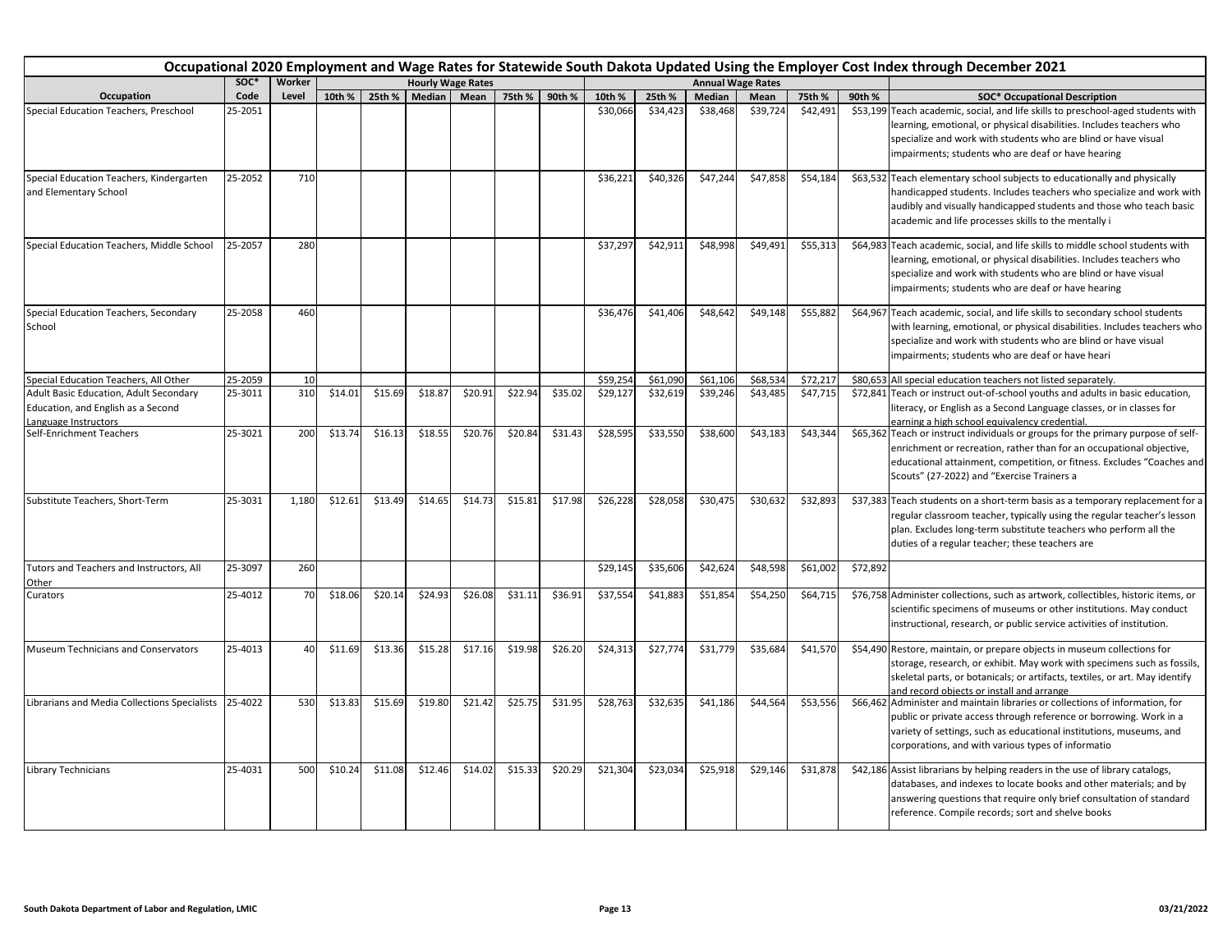# Occupational 2020 Employment and Wage Rates for Statewide South Dakota Updated Using the Employer Cost Index through December 2021

| Occupation | SOC* Code | Worker Level | Hourly Wage Rates 10th % | 25th % | Median | Mean | 75th % | 90th % | Annual Wage Rates 10th % | 25th % | Median | Mean | 75th % | 90th % | SOC* Occupational Description |
|---|---|---|---|---|---|---|---|---|---|---|---|---|---|---|---|
| Special Education Teachers, Preschool | 25-2051 | | | | | | | | $30,066 | $34,423 | $38,468 | $39,724 | $42,491 | $53,199 | Teach academic, social, and life skills to preschool-aged students with learning, emotional, or physical disabilities. Includes teachers who specialize and work with students who are blind or have visual impairments; students who are deaf or have hearing |
| Special Education Teachers, Kindergarten and Elementary School | 25-2052 | 710 | | | | | | | $36,221 | $40,326 | $47,244 | $47,858 | $54,184 | $63,532 | Teach elementary school subjects to educationally and physically handicapped students. Includes teachers who specialize and work with audibly and visually handicapped students and those who teach basic academic and life processes skills to the mentally i |
| Special Education Teachers, Middle School | 25-2057 | 280 | | | | | | | $37,297 | $42,911 | $48,998 | $49,491 | $55,313 | $64,983 | Teach academic, social, and life skills to middle school students with learning, emotional, or physical disabilities. Includes teachers who specialize and work with students who are blind or have visual impairments; students who are deaf or have hearing |
| Special Education Teachers, Secondary School | 25-2058 | 460 | | | | | | | $36,476 | $41,406 | $48,642 | $49,148 | $55,882 | $64,967 | Teach academic, social, and life skills to secondary school students with learning, emotional, or physical disabilities. Includes teachers who specialize and work with students who are blind or have visual impairments; students who are deaf or have heari |
| Special Education Teachers, All Other | 25-2059 | 10 | | | | | | | $59,254 | $61,090 | $61,106 | $68,534 | $72,217 | $80,653 | All special education teachers not listed separately. |
| Adult Basic Education, Adult Secondary Education, and English as a Second Language Instructors | 25-3011 | 310 | $14.01 | $15.69 | $18.87 | $20.91 | $22.94 | $35.02 | $29,127 | $32,619 | $39,246 | $43,485 | $47,715 | $72,841 | Teach or instruct out-of-school youths and adults in basic education, literacy, or English as a Second Language classes, or in classes for earning a high school equivalency credential. |
| Self-Enrichment Teachers | 25-3021 | 200 | $13.74 | $16.13 | $18.55 | $20.76 | $20.84 | $31.43 | $28,595 | $33,550 | $38,600 | $43,183 | $43,344 | $65,362 | Teach or instruct individuals or groups for the primary purpose of self-enrichment or recreation, rather than for an occupational objective, educational attainment, competition, or fitness. Excludes "Coaches and Scouts" (27-2022) and "Exercise Trainers a |
| Substitute Teachers, Short-Term | 25-3031 | 1,180 | $12.61 | $13.49 | $14.65 | $14.73 | $15.81 | $17.98 | $26,228 | $28,058 | $30,475 | $30,632 | $32,893 | $37,383 | Teach students on a short-term basis as a temporary replacement for a regular classroom teacher, typically using the regular teacher's lesson plan. Excludes long-term substitute teachers who perform all the duties of a regular teacher; these teachers are |
| Tutors and Teachers and Instructors, All Other | 25-3097 | 260 | | | | | | | $29,145 | $35,606 | $42,624 | $48,598 | $61,002 | $72,892 | |
| Curators | 25-4012 | 70 | $18.06 | $20.14 | $24.93 | $26.08 | $31.11 | $36.91 | $37,554 | $41,883 | $51,854 | $54,250 | $64,715 | $76,758 | Administer collections, such as artwork, collectibles, historic items, or scientific specimens of museums or other institutions. May conduct instructional, research, or public service activities of institution. |
| Museum Technicians and Conservators | 25-4013 | 40 | $11.69 | $13.36 | $15.28 | $17.16 | $19.98 | $26.20 | $24,313 | $27,774 | $31,779 | $35,684 | $41,570 | $54,490 | Restore, maintain, or prepare objects in museum collections for storage, research, or exhibit. May work with specimens such as fossils, skeletal parts, or botanicals; or artifacts, textiles, or art. May identify and record objects or install and arrange |
| Librarians and Media Collections Specialists | 25-4022 | 530 | $13.83 | $15.69 | $19.80 | $21.42 | $25.75 | $31.95 | $28,763 | $32,635 | $41,186 | $44,564 | $53,556 | $66,462 | Administer and maintain libraries or collections of information, for public or private access through reference or borrowing. Work in a variety of settings, such as educational institutions, museums, and corporations, and with various types of informatio |
| Library Technicians | 25-4031 | 500 | $10.24 | $11.08 | $12.46 | $14.02 | $15.33 | $20.29 | $21,304 | $23,034 | $25,918 | $29,146 | $31,878 | $42,186 | Assist librarians by helping readers in the use of library catalogs, databases, and indexes to locate books and other materials; and by answering questions that require only brief consultation of standard reference. Compile records; sort and shelve books |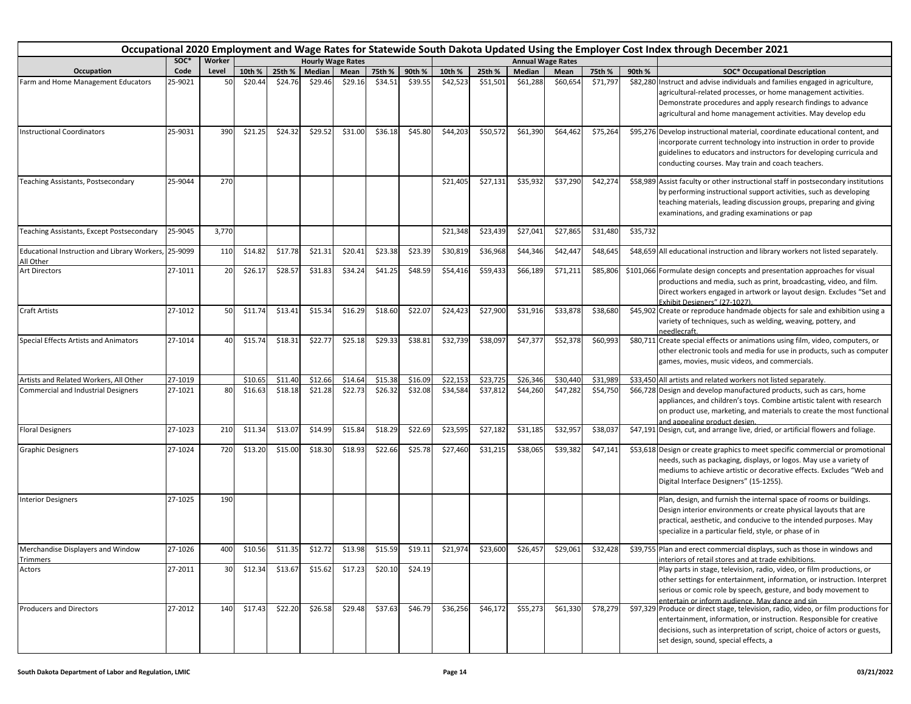# Occupational 2020 Employment and Wage Rates for Statewide South Dakota Updated Using the Employer Cost Index through December 2021

| Occupation | SOC* Code | Worker Level | Hourly Wage Rates 10th % | 25th % | Median | Mean | 75th % | 90th % | Annual Wage Rates 10th % | 25th % | Median | Mean | 75th % | 90th % | SOC* Occupational Description |
|---|---|---|---|---|---|---|---|---|---|---|---|---|---|---|---|
| Farm and Home Management Educators | 25-9021 | 50 | $20.44 | $24.76 | $29.46 | $29.16 | $34.51 | $39.55 | $42,523 | $51,501 | $61,288 | $60,654 | $71,797 | $82,280 | Instruct and advise individuals and families engaged in agriculture, agricultural-related processes, or home management activities. Demonstrate procedures and apply research findings to advance agricultural and home management activities. May develop edu |
| Instructional Coordinators | 25-9031 | 390 | $21.25 | $24.32 | $29.52 | $31.00 | $36.18 | $45.80 | $44,203 | $50,572 | $61,390 | $64,462 | $75,264 | $95,276 | Develop instructional material, coordinate educational content, and incorporate current technology into instruction in order to provide guidelines to educators and instructors for developing curricula and conducting courses. May train and coach teachers. |
| Teaching Assistants, Postsecondary | 25-9044 | 270 | | | | | | | $21,405 | $27,131 | $35,932 | $37,290 | $42,274 | $58,989 | Assist faculty or other instructional staff in postsecondary institutions by performing instructional support activities, such as developing teaching materials, leading discussion groups, preparing and giving examinations, and grading examinations or pap |
| Teaching Assistants, Except Postsecondary | 25-9045 | 3,770 | | | | | | | $21,348 | $23,439 | $27,041 | $27,865 | $31,480 | $35,732 | |
| Educational Instruction and Library Workers, All Other | 25-9099 | 110 | $14.82 | $17.78 | $21.31 | $20.41 | $23.38 | $23.39 | $30,819 | $36,968 | $44,346 | $42,447 | $48,645 | $48,659 | All educational instruction and library workers not listed separately. |
| Art Directors | 27-1011 | 20 | $26.17 | $28.57 | $31.83 | $34.24 | $41.25 | $48.59 | $54,416 | $59,433 | $66,189 | $71,211 | $85,806 | $101,066 | Formulate design concepts and presentation approaches for visual productions and media, such as print, broadcasting, video, and film. Direct workers engaged in artwork or layout design. Excludes "Set and Exhibit Designers" (27-1027). |
| Craft Artists | 27-1012 | 50 | $11.74 | $13.41 | $15.34 | $16.29 | $18.60 | $22.07 | $24,423 | $27,900 | $31,916 | $33,878 | $38,680 | $45,902 | Create or reproduce handmade objects for sale and exhibition using a variety of techniques, such as welding, weaving, pottery, and needlecraft. |
| Special Effects Artists and Animators | 27-1014 | 40 | $15.74 | $18.31 | $22.77 | $25.18 | $29.33 | $38.81 | $32,739 | $38,097 | $47,377 | $52,378 | $60,993 | $80,711 | Create special effects or animations using film, video, computers, or other electronic tools and media for use in products, such as computer games, movies, music videos, and commercials. |
| Artists and Related Workers, All Other | 27-1019 | | $10.65 | $11.40 | $12.66 | $14.64 | $15.38 | $16.09 | $22,153 | $23,725 | $26,346 | $30,440 | $31,989 | $33,450 | All artists and related workers not listed separately. |
| Commercial and Industrial Designers | 27-1021 | 80 | $16.63 | $18.18 | $21.28 | $22.73 | $26.32 | $32.08 | $34,584 | $37,812 | $44,260 | $47,282 | $54,750 | $66,728 | Design and develop manufactured products, such as cars, home appliances, and children's toys. Combine artistic talent with research on product use, marketing, and materials to create the most functional and appealing product design. |
| Floral Designers | 27-1023 | 210 | $11.34 | $13.07 | $14.99 | $15.84 | $18.29 | $22.69 | $23,595 | $27,182 | $31,185 | $32,957 | $38,037 | $47,191 | Design, cut, and arrange live, dried, or artificial flowers and foliage. |
| Graphic Designers | 27-1024 | 720 | $13.20 | $15.00 | $18.30 | $18.93 | $22.66 | $25.78 | $27,460 | $31,215 | $38,065 | $39,382 | $47,141 | $53,618 | Design or create graphics to meet specific commercial or promotional needs, such as packaging, displays, or logos. May use a variety of mediums to achieve artistic or decorative effects. Excludes "Web and Digital Interface Designers" (15-1255). |
| Interior Designers | 27-1025 | 190 | | | | | | | | | | | | | Plan, design, and furnish the internal space of rooms or buildings. Design interior environments or create physical layouts that are practical, aesthetic, and conducive to the intended purposes. May specialize in a particular field, style, or phase of in |
| Merchandise Displayers and Window Trimmers | 27-1026 | 400 | $10.56 | $11.35 | $12.72 | $13.98 | $15.59 | $19.11 | $21,974 | $23,600 | $26,457 | $29,061 | $32,428 | $39,755 | Plan and erect commercial displays, such as those in windows and interiors of retail stores and at trade exhibitions. |
| Actors | 27-2011 | 30 | $12.34 | $13.67 | $15.62 | $17.23 | $20.10 | $24.19 | | | | | | | Play parts in stage, television, radio, video, or film productions, or other settings for entertainment, information, or instruction. Interpret serious or comic role by speech, gesture, and body movement to entertain or inform audience. May dance and sin |
| Producers and Directors | 27-2012 | 140 | $17.43 | $22.20 | $26.58 | $29.48 | $37.63 | $46.79 | $36,256 | $46,172 | $55,273 | $61,330 | $78,279 | $97,329 | Produce or direct stage, television, radio, video, or film productions for entertainment, information, or instruction. Responsible for creative decisions, such as interpretation of script, choice of actors or guests, set design, sound, special effects, a |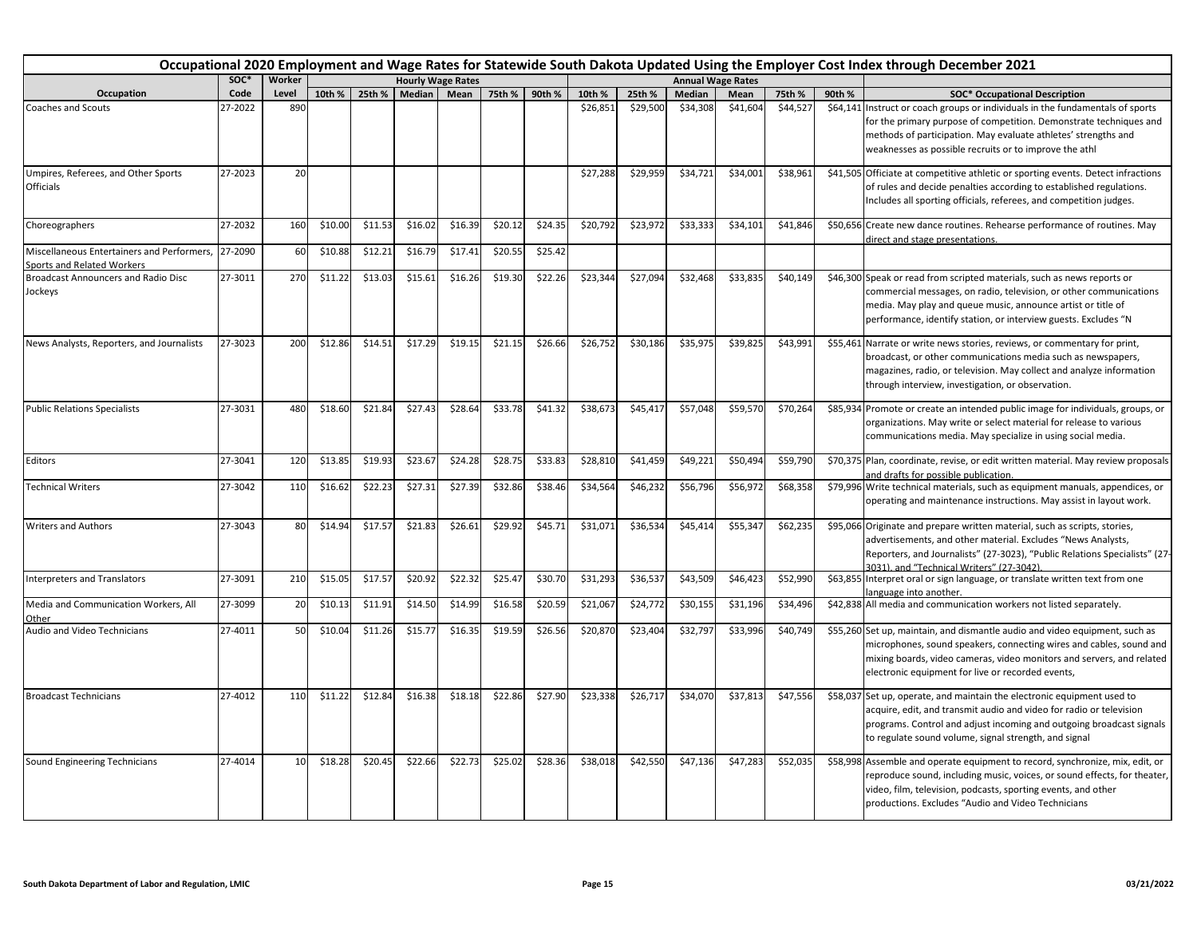# Occupational 2020 Employment and Wage Rates for Statewide South Dakota Updated Using the Employer Cost Index through December 2021

| Occupation | SOC* Code | Worker Level | Hourly Wage Rates 10th % | 25th % | Median | Mean | 75th % | 90th % | Annual Wage Rates 10th % | 25th % | Median | Mean | 75th % | 90th % | SOC* Occupational Description |
|---|---|---|---|---|---|---|---|---|---|---|---|---|---|---|---|
| Coaches and Scouts | 27-2022 | 890 | | | | | | | $26,851 | $29,500 | $34,308 | $41,604 | $44,527 | $64,141 | Instruct or coach groups or individuals in the fundamentals of sports for the primary purpose of competition. Demonstrate techniques and methods of participation. May evaluate athletes' strengths and weaknesses as possible recruits or to improve the athl |
| Umpires, Referees, and Other Sports Officials | 27-2023 | 20 | | | | | | | $27,288 | $29,959 | $34,721 | $34,001 | $38,961 | $41,505 | Officiate at competitive athletic or sporting events. Detect infractions of rules and decide penalties according to established regulations. Includes all sporting officials, referees, and competition judges. |
| Choreographers | 27-2032 | 160 | $10.00 | $11.53 | $16.02 | $16.39 | $20.12 | $24.35 | $20,792 | $23,972 | $33,333 | $34,101 | $41,846 | $50,656 | Create new dance routines. Rehearse performance of routines. May direct and stage presentations. |
| Miscellaneous Entertainers and Performers, Sports and Related Workers | 27-2090 | 60 | $10.88 | $12.21 | $16.79 | $17.41 | $20.55 | $25.42 | | | | | | | |
| Broadcast Announcers and Radio Disc Jockeys | 27-3011 | 270 | $11.22 | $13.03 | $15.61 | $16.26 | $19.30 | $22.26 | $23,344 | $27,094 | $32,468 | $33,835 | $40,149 | $46,300 | Speak or read from scripted materials, such as news reports or commercial messages, on radio, television, or other communications media. May play and queue music, announce artist or title of performance, identify station, or interview guests. Excludes "N |
| News Analysts, Reporters, and Journalists | 27-3023 | 200 | $12.86 | $14.51 | $17.29 | $19.15 | $21.15 | $26.66 | $26,752 | $30,186 | $35,975 | $39,825 | $43,991 | $55,461 | Narrate or write news stories, reviews, or commentary for print, broadcast, or other communications media such as newspapers, magazines, radio, or television. May collect and analyze information through interview, investigation, or observation. |
| Public Relations Specialists | 27-3031 | 480 | $18.60 | $21.84 | $27.43 | $28.64 | $33.78 | $41.32 | $38,673 | $45,417 | $57,048 | $59,570 | $70,264 | $85,934 | Promote or create an intended public image for individuals, groups, or organizations. May write or select material for release to various communications media. May specialize in using social media. |
| Editors | 27-3041 | 120 | $13.85 | $19.93 | $23.67 | $24.28 | $28.75 | $33.83 | $28,810 | $41,459 | $49,221 | $50,494 | $59,790 | $70,375 | Plan, coordinate, revise, or edit written material. May review proposals and drafts for possible publication. |
| Technical Writers | 27-3042 | 110 | $16.62 | $22.23 | $27.31 | $27.39 | $32.86 | $38.46 | $34,564 | $46,232 | $56,796 | $56,972 | $68,358 | $79,996 | Write technical materials, such as equipment manuals, appendices, or operating and maintenance instructions. May assist in layout work. |
| Writers and Authors | 27-3043 | 80 | $14.94 | $17.57 | $21.83 | $26.61 | $29.92 | $45.71 | $31,071 | $36,534 | $45,414 | $55,347 | $62,235 | $95,066 | Originate and prepare written material, such as scripts, stories, advertisements, and other material. Excludes "News Analysts, Reporters, and Journalists" (27-3023), "Public Relations Specialists" (27-3031), and "Technical Writers" (27-3042). |
| Interpreters and Translators | 27-3091 | 210 | $15.05 | $17.57 | $20.92 | $22.32 | $25.47 | $30.70 | $31,293 | $36,537 | $43,509 | $46,423 | $52,990 | $63,855 | Interpret oral or sign language, or translate written text from one language into another. |
| Media and Communication Workers, All Other | 27-3099 | 20 | $10.13 | $11.91 | $14.50 | $14.99 | $16.58 | $20.59 | $21,067 | $24,772 | $30,155 | $31,196 | $34,496 | $42,838 | All media and communication workers not listed separately. |
| Audio and Video Technicians | 27-4011 | 50 | $10.04 | $11.26 | $15.77 | $16.35 | $19.59 | $26.56 | $20,870 | $23,404 | $32,797 | $33,996 | $40,749 | $55,260 | Set up, maintain, and dismantle audio and video equipment, such as microphones, sound speakers, connecting wires and cables, sound and mixing boards, video cameras, video monitors and servers, and related electronic equipment for live or recorded events, |
| Broadcast Technicians | 27-4012 | 110 | $11.22 | $12.84 | $16.38 | $18.18 | $22.86 | $27.90 | $23,338 | $26,717 | $34,070 | $37,813 | $47,556 | $58,037 | Set up, operate, and maintain the electronic equipment used to acquire, edit, and transmit audio and video for radio or television programs. Control and adjust incoming and outgoing broadcast signals to regulate sound volume, signal strength, and signal |
| Sound Engineering Technicians | 27-4014 | 10 | $18.28 | $20.45 | $22.66 | $22.73 | $25.02 | $28.36 | $38,018 | $42,550 | $47,136 | $47,283 | $52,035 | $58,998 | Assemble and operate equipment to record, synchronize, mix, edit, or reproduce sound, including music, voices, or sound effects, for theater, video, film, television, podcasts, sporting events, and other productions. Excludes "Audio and Video Technicians |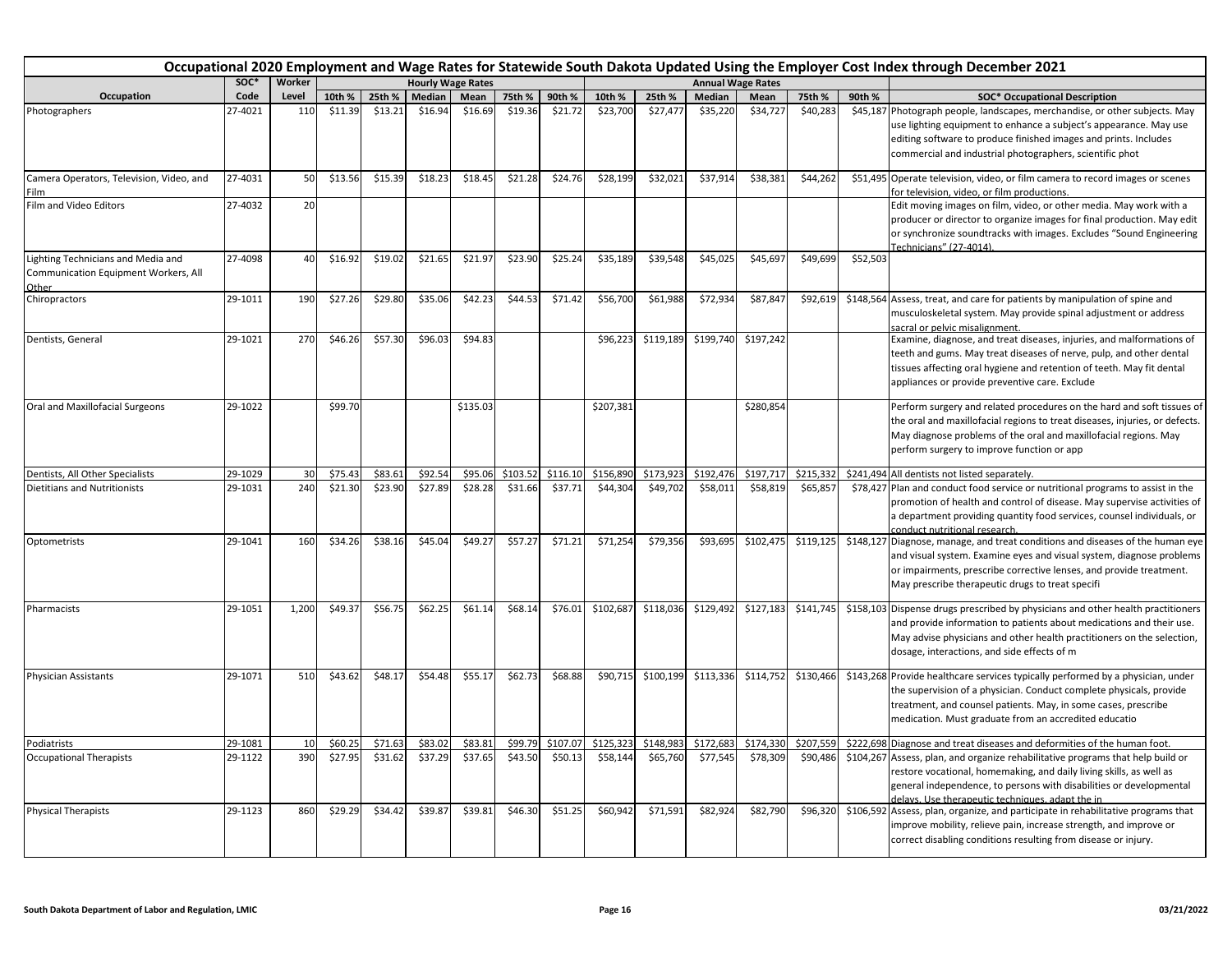# Occupational 2020 Employment and Wage Rates for Statewide South Dakota Updated Using the Employer Cost Index through December 2021

| Occupation | SOC* Code | Worker Level | Hourly 10th % | Hourly 25th % | Hourly Median | Hourly Mean | Hourly 75th % | Hourly 90th % | Annual 10th % | Annual 25th % | Annual Median | Annual Mean | Annual 75th % | Annual 90th % | SOC* Occupational Description |
|---|---|---|---|---|---|---|---|---|---|---|---|---|---|---|---|
| Photographers | 27-4021 | 110 | $11.39 | $13.21 | $16.94 | $16.69 | $19.36 | $21.72 | $23,700 | $27,477 | $35,220 | $34,727 | $40,283 | $45,187 | Photograph people, landscapes, merchandise, or other subjects. May use lighting equipment to enhance a subject's appearance. May use editing software to produce finished images and prints. Includes commercial and industrial photographers, scientific phot |
| Camera Operators, Television, Video, and Film | 27-4031 | 50 | $13.56 | $15.39 | $18.23 | $18.45 | $21.28 | $24.76 | $28,199 | $32,021 | $37,914 | $38,381 | $44,262 | $51,495 | Operate television, video, or film camera to record images or scenes for television, video, or film productions. |
| Film and Video Editors | 27-4032 | 20 | | | | | | | | | | | | | Edit moving images on film, video, or other media. May work with a producer or director to organize images for final production. May edit or synchronize soundtracks with images. Excludes "Sound Engineering Technicians" (27-4014). |
| Lighting Technicians and Media and Communication Equipment Workers, All Other | 27-4098 | 40 | $16.92 | $19.02 | $21.65 | $21.97 | $23.90 | $25.24 | $35,189 | $39,548 | $45,025 | $45,697 | $49,699 | $52,503 | |
| Chiropractors | 29-1011 | 190 | $27.26 | $29.80 | $35.06 | $42.23 | $44.53 | $71.42 | $56,700 | $61,988 | $72,934 | $87,847 | $92,619 | $148,564 | Assess, treat, and care for patients by manipulation of spine and musculoskeletal system. May provide spinal adjustment or address sacral or pelvic misalignment. |
| Dentists, General | 29-1021 | 270 | $46.26 | $57.30 | $96.03 | $94.83 | | | $96,223 | $119,189 | $199,740 | $197,242 | | | Examine, diagnose, and treat diseases, injuries, and malformations of teeth and gums. May treat diseases of nerve, pulp, and other dental tissues affecting oral hygiene and retention of teeth. May fit dental appliances or provide preventive care. Exclude |
| Oral and Maxillofacial Surgeons | 29-1022 | | $99.70 | | | $135.03 | | | $207,381 | | | $280,854 | | | Perform surgery and related procedures on the hard and soft tissues of the oral and maxillofacial regions to treat diseases, injuries, or defects. May diagnose problems of the oral and maxillofacial regions. May perform surgery to improve function or app |
| Dentists, All Other Specialists | 29-1029 | 30 | $75.43 | $83.61 | $92.54 | $95.06 | $103.52 | $116.10 | $156,890 | $173,923 | $192,476 | $197,717 | $215,332 | $241,494 | All dentists not listed separately. |
| Dietitians and Nutritionists | 29-1031 | 240 | $21.30 | $23.90 | $27.89 | $28.28 | $31.66 | $37.71 | $44,304 | $49,702 | $58,011 | $58,819 | $65,857 | $78,427 | Plan and conduct food service or nutritional programs to assist in the promotion of health and control of disease. May supervise activities of a department providing quantity food services, counsel individuals, or conduct nutritional research. |
| Optometrists | 29-1041 | 160 | $34.26 | $38.16 | $45.04 | $49.27 | $57.27 | $71.21 | $71,254 | $79,356 | $93,695 | $102,475 | $119,125 | $148,127 | Diagnose, manage, and treat conditions and diseases of the human eye and visual system. Examine eyes and visual system, diagnose problems or impairments, prescribe corrective lenses, and provide treatment. May prescribe therapeutic drugs to treat specifi |
| Pharmacists | 29-1051 | 1,200 | $49.37 | $56.75 | $62.25 | $61.14 | $68.14 | $76.01 | $102,687 | $118,036 | $129,492 | $127,183 | $141,745 | $158,103 | Dispense drugs prescribed by physicians and other health practitioners and provide information to patients about medications and their use. May advise physicians and other health practitioners on the selection, dosage, interactions, and side effects of m |
| Physician Assistants | 29-1071 | 510 | $43.62 | $48.17 | $54.48 | $55.17 | $62.73 | $68.88 | $90,715 | $100,199 | $113,336 | $114,752 | $130,466 | $143,268 | Provide healthcare services typically performed by a physician, under the supervision of a physician. Conduct complete physicals, provide treatment, and counsel patients. May, in some cases, prescribe medication. Must graduate from an accredited educatio |
| Podiatrists | 29-1081 | 10 | $60.25 | $71.63 | $83.02 | $83.81 | $99.79 | $107.07 | $125,323 | $148,983 | $172,683 | $174,330 | $207,559 | $222,698 | Diagnose and treat diseases and deformities of the human foot. |
| Occupational Therapists | 29-1122 | 390 | $27.95 | $31.62 | $37.29 | $37.65 | $43.50 | $50.13 | $58,144 | $65,760 | $77,545 | $78,309 | $90,486 | $104,267 | Assess, plan, and organize rehabilitative programs that help build or restore vocational, homemaking, and daily living skills, as well as general independence, to persons with disabilities or developmental delays. Use therapeutic techniques, adapt the in |
| Physical Therapists | 29-1123 | 860 | $29.29 | $34.42 | $39.87 | $39.81 | $46.30 | $51.25 | $60,942 | $71,591 | $82,924 | $82,790 | $96,320 | $106,592 | Assess, plan, organize, and participate in rehabilitative programs that improve mobility, relieve pain, increase strength, and improve or correct disabling conditions resulting from disease or injury. |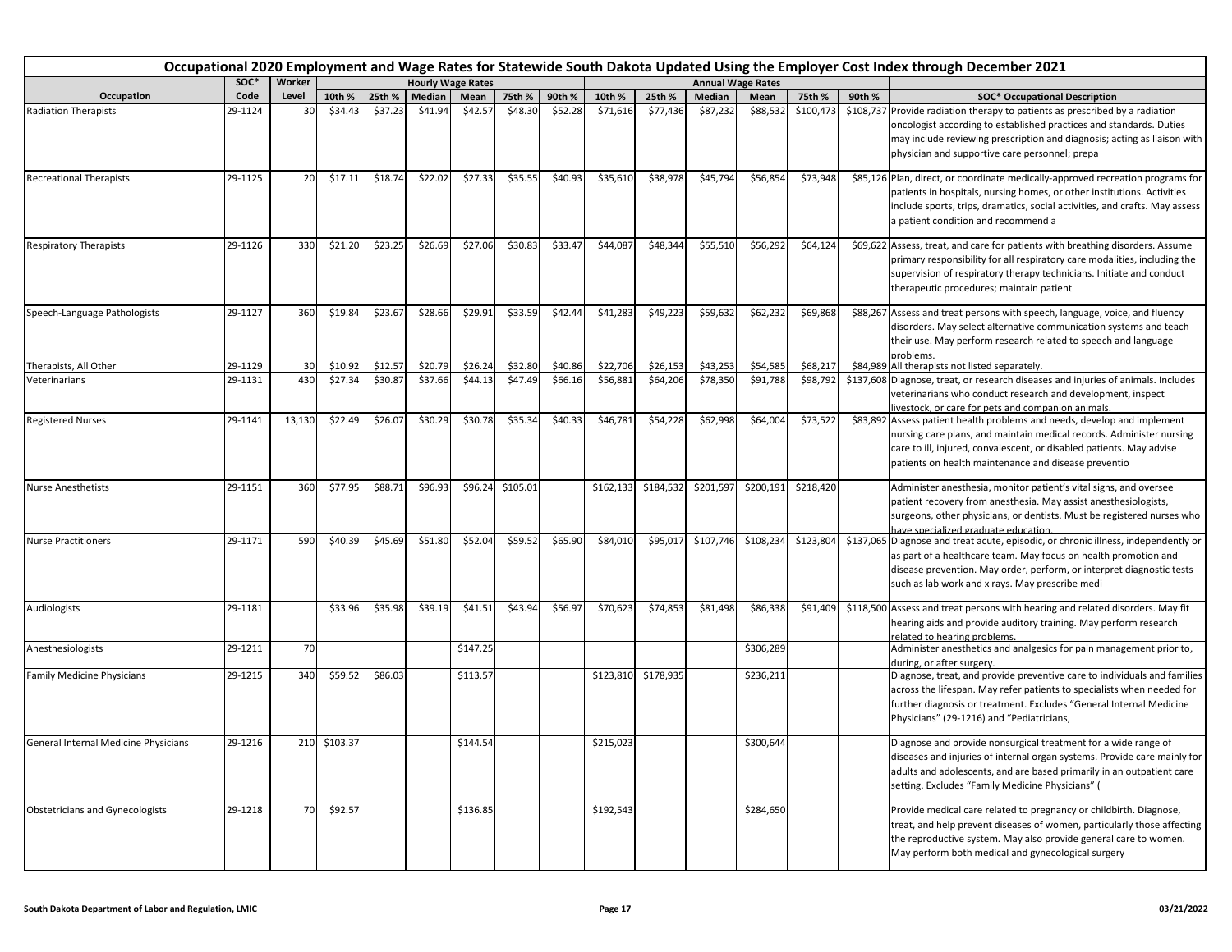# Occupational 2020 Employment and Wage Rates for Statewide South Dakota Updated Using the Employer Cost Index through December 2021

| Occupation | SOC* Code | Worker Level | Hourly Wage Rates 10th % | 25th % | Median | Mean | 75th % | 90th % | Annual Wage Rates 10th % | 25th % | Median | Mean | 75th % | 90th % | SOC* Occupational Description |
|---|---|---|---|---|---|---|---|---|---|---|---|---|---|---|---|
| Radiation Therapists | 29-1124 | 30 | $34.43 | $37.23 | $41.94 | $42.57 | $48.30 | $52.28 | $71,616 | $77,436 | $87,232 | $88,532 | $100,473 | $108,737 | Provide radiation therapy to patients as prescribed by a radiation oncologist according to established practices and standards. Duties may include reviewing prescription and diagnosis; acting as liaison with physician and supportive care personnel; prepa |
| Recreational Therapists | 29-1125 | 20 | $17.11 | $18.74 | $22.02 | $27.33 | $35.55 | $40.93 | $35,610 | $38,978 | $45,794 | $56,854 | $73,948 | $85,126 | Plan, direct, or coordinate medically-approved recreation programs for patients in hospitals, nursing homes, or other institutions. Activities include sports, trips, dramatics, social activities, and crafts. May assess a patient condition and recommend a |
| Respiratory Therapists | 29-1126 | 330 | $21.20 | $23.25 | $26.69 | $27.06 | $30.83 | $33.47 | $44,087 | $48,344 | $55,510 | $56,292 | $64,124 | $69,622 | Assess, treat, and care for patients with breathing disorders. Assume primary responsibility for all respiratory care modalities, including the supervision of respiratory therapy technicians. Initiate and conduct therapeutic procedures; maintain patient |
| Speech-Language Pathologists | 29-1127 | 360 | $19.84 | $23.67 | $28.66 | $29.91 | $33.59 | $42.44 | $41,283 | $49,223 | $59,632 | $62,232 | $69,868 | $88,267 | Assess and treat persons with speech, language, voice, and fluency disorders. May select alternative communication systems and teach their use. May perform research related to speech and language problems. |
| Therapists, All Other | 29-1129 | 30 | $10.92 | $12.57 | $20.79 | $26.24 | $32.80 | $40.86 | $22,706 | $26,153 | $43,253 | $54,585 | $68,217 | $84,989 | All therapists not listed separately. |
| Veterinarians | 29-1131 | 430 | $27.34 | $30.87 | $37.66 | $44.13 | $47.49 | $66.16 | $56,881 | $64,206 | $78,350 | $91,788 | $98,792 | $137,608 | Diagnose, treat, or research diseases and injuries of animals. Includes veterinarians who conduct research and development, inspect livestock, or care for pets and companion animals. |
| Registered Nurses | 29-1141 | 13,130 | $22.49 | $26.07 | $30.29 | $30.78 | $35.34 | $40.33 | $46,781 | $54,228 | $62,998 | $64,004 | $73,522 | $83,892 | Assess patient health problems and needs, develop and implement nursing care plans, and maintain medical records. Administer nursing care to ill, injured, convalescent, or disabled patients. May advise patients on health maintenance and disease preventio |
| Nurse Anesthetists | 29-1151 | 360 | $77.95 | $88.71 | $96.93 | $96.24 | $105.01 | | $162,133 | $184,532 | $201,597 | $200,191 | $218,420 | | Administer anesthesia, monitor patient's vital signs, and oversee patient recovery from anesthesia. May assist anesthesiologists, surgeons, other physicians, or dentists. Must be registered nurses who have specialized graduate education. |
| Nurse Practitioners | 29-1171 | 590 | $40.39 | $45.69 | $51.80 | $52.04 | $59.52 | $65.90 | $84,010 | $95,017 | $107,746 | $108,234 | $123,804 | $137,065 | Diagnose and treat acute, episodic, or chronic illness, independently or as part of a healthcare team. May focus on health promotion and disease prevention. May order, perform, or interpret diagnostic tests such as lab work and x rays. May prescribe medi |
| Audiologists | 29-1181 | | $33.96 | $35.98 | $39.19 | $41.51 | $43.94 | $56.97 | $70,623 | $74,853 | $81,498 | $86,338 | $91,409 | $118,500 | Assess and treat persons with hearing and related disorders. May fit hearing aids and provide auditory training. May perform research related to hearing problems. |
| Anesthesiologists | 29-1211 | 70 | | | | $147.25 | | | | | | $306,289 | | | Administer anesthetics and analgesics for pain management prior to, during, or after surgery. |
| Family Medicine Physicians | 29-1215 | 340 | $59.52 | $86.03 | | $113.57 | | | $123,810 | $178,935 | | $236,211 | | | Diagnose, treat, and provide preventive care to individuals and families across the lifespan. May refer patients to specialists when needed for further diagnosis or treatment. Excludes "General Internal Medicine Physicians" (29-1216) and "Pediatricians, |
| General Internal Medicine Physicians | 29-1216 | 210 | $103.37 | | | $144.54 | | | $215,023 | | | $300,644 | | | Diagnose and provide nonsurgical treatment for a wide range of diseases and injuries of internal organ systems. Provide care mainly for adults and adolescents, and are based primarily in an outpatient care setting. Excludes "Family Medicine Physicians" ( |
| Obstetricians and Gynecologists | 29-1218 | 70 | $92.57 | | | $136.85 | | | $192,543 | | | $284,650 | | | Provide medical care related to pregnancy or childbirth. Diagnose, treat, and help prevent diseases of women, particularly those affecting the reproductive system. May also provide general care to women. May perform both medical and gynecological surgery |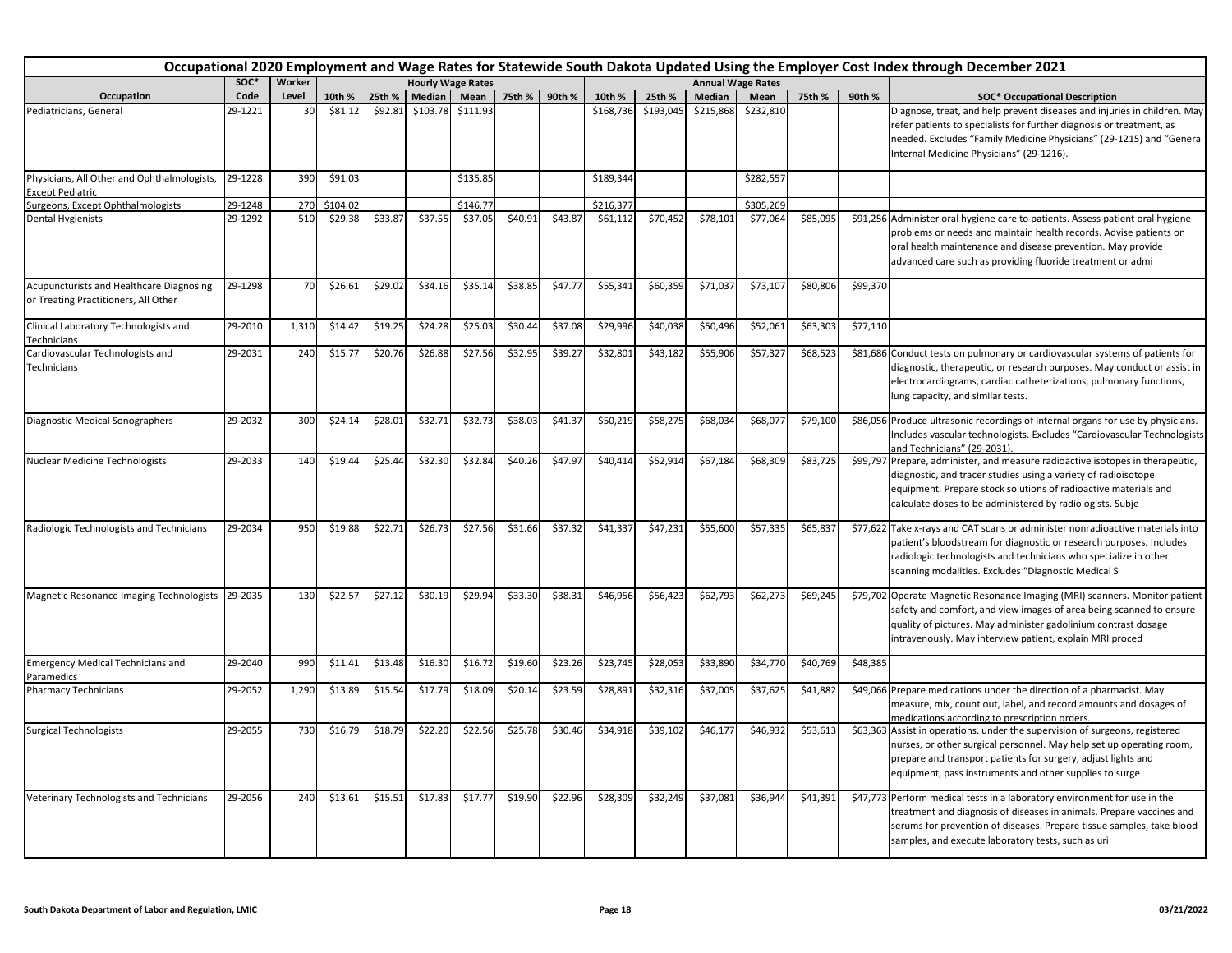# Occupational 2020 Employment and Wage Rates for Statewide South Dakota Updated Using the Employer Cost Index through December 2021

| Occupation | SOC* Code | Worker Level | Hourly Wage Rates | | | | | | Annual Wage Rates | | | | | | SOC* Occupational Description |
|---|---|---|---|---|---|---|---|---|---|---|---|---|---|---|---|
| | | | 10th % | 25th % | Median | Mean | 75th % | 90th % | 10th % | 25th % | Median | Mean | 75th % | 90th % | |
| Pediatricians, General | 29-1221 | 30 | $81.12 | $92.81 | $103.78 | $111.93 | | | $168,736 | $193,045 | $215,868 | $232,810 | | | Diagnose, treat, and help prevent diseases and injuries in children. May refer patients to specialists for further diagnosis or treatment, as needed. Excludes "Family Medicine Physicians" (29-1215) and "General Internal Medicine Physicians" (29-1216). |
| Physicians, All Other and Ophthalmologists, Except Pediatric | 29-1228 | 390 | $91.03 | | | $135.85 | | | $189,344 | | | $282,557 | | | |
| Surgeons, Except Ophthalmologists | 29-1248 | 270 | $104.02 | | | $146.77 | | | $216,377 | | | $305,269 | | | |
| Dental Hygienists | 29-1292 | 510 | $29.38 | $33.87 | $37.55 | $37.05 | $40.91 | $43.87 | $61,112 | $70,452 | $78,101 | $77,064 | $85,095 | $91,256 | Administer oral hygiene care to patients. Assess patient oral hygiene problems or needs and maintain health records. Advise patients on oral health maintenance and disease prevention. May provide advanced care such as providing fluoride treatment or admi |
| Acupuncturists and Healthcare Diagnosing or Treating Practitioners, All Other | 29-1298 | 70 | $26.61 | $29.02 | $34.16 | $35.14 | $38.85 | $47.77 | $55,341 | $60,359 | $71,037 | $73,107 | $80,806 | $99,370 | |
| Clinical Laboratory Technologists and Technicians | 29-2010 | 1,310 | $14.42 | $19.25 | $24.28 | $25.03 | $30.44 | $37.08 | $29,996 | $40,038 | $50,496 | $52,061 | $63,303 | $77,110 | |
| Cardiovascular Technologists and Technicians | 29-2031 | 240 | $15.77 | $20.76 | $26.88 | $27.56 | $32.95 | $39.27 | $32,801 | $43,182 | $55,906 | $57,327 | $68,523 | $81,686 | Conduct tests on pulmonary or cardiovascular systems of patients for diagnostic, therapeutic, or research purposes. May conduct or assist in electrocardiograms, cardiac catheterizations, pulmonary functions, lung capacity, and similar tests. |
| Diagnostic Medical Sonographers | 29-2032 | 300 | $24.14 | $28.01 | $32.71 | $32.73 | $38.03 | $41.37 | $50,219 | $58,275 | $68,034 | $68,077 | $79,100 | $86,056 | Produce ultrasonic recordings of internal organs for use by physicians. Includes vascular technologists. Excludes "Cardiovascular Technologists and Technicians" (29-2031). |
| Nuclear Medicine Technologists | 29-2033 | 140 | $19.44 | $25.44 | $32.30 | $32.84 | $40.26 | $47.97 | $40,414 | $52,914 | $67,184 | $68,309 | $83,725 | $99,797 | Prepare, administer, and measure radioactive isotopes in therapeutic, diagnostic, and tracer studies using a variety of radioisotope equipment. Prepare stock solutions of radioactive materials and calculate doses to be administered by radiologists. Subje |
| Radiologic Technologists and Technicians | 29-2034 | 950 | $19.88 | $22.71 | $26.73 | $27.56 | $31.66 | $37.32 | $41,337 | $47,231 | $55,600 | $57,335 | $65,837 | $77,622 | Take x-rays and CAT scans or administer nonradioactive materials into patient's bloodstream for diagnostic or research purposes. Includes radiologic technologists and technicians who specialize in other scanning modalities. Excludes "Diagnostic Medical S |
| Magnetic Resonance Imaging Technologists | 29-2035 | 130 | $22.57 | $27.12 | $30.19 | $29.94 | $33.30 | $38.31 | $46,956 | $56,423 | $62,793 | $62,273 | $69,245 | $79,702 | Operate Magnetic Resonance Imaging (MRI) scanners. Monitor patient safety and comfort, and view images of area being scanned to ensure quality of pictures. May administer gadolinium contrast dosage intravenously. May interview patient, explain MRI proced |
| Emergency Medical Technicians and Paramedics | 29-2040 | 990 | $11.41 | $13.48 | $16.30 | $16.72 | $19.60 | $23.26 | $23,745 | $28,053 | $33,890 | $34,770 | $40,769 | $48,385 | |
| Pharmacy Technicians | 29-2052 | 1,290 | $13.89 | $15.54 | $17.79 | $18.09 | $20.14 | $23.59 | $28,891 | $32,316 | $37,005 | $37,625 | $41,882 | $49,066 | Prepare medications under the direction of a pharmacist. May measure, mix, count out, label, and record amounts and dosages of medications according to prescription orders. |
| Surgical Technologists | 29-2055 | 730 | $16.79 | $18.79 | $22.20 | $22.56 | $25.78 | $30.46 | $34,918 | $39,102 | $46,177 | $46,932 | $53,613 | $63,363 | Assist in operations, under the supervision of surgeons, registered nurses, or other surgical personnel. May help set up operating room, prepare and transport patients for surgery, adjust lights and equipment, pass instruments and other supplies to surge |
| Veterinary Technologists and Technicians | 29-2056 | 240 | $13.61 | $15.51 | $17.83 | $17.77 | $19.90 | $22.96 | $28,309 | $32,249 | $37,081 | $36,944 | $41,391 | $47,773 | Perform medical tests in a laboratory environment for use in the treatment and diagnosis of diseases in animals. Prepare vaccines and serums for prevention of diseases. Prepare tissue samples, take blood samples, and execute laboratory tests, such as uri |

South Dakota Department of Labor and Regulation, LMIC — 03/21/2022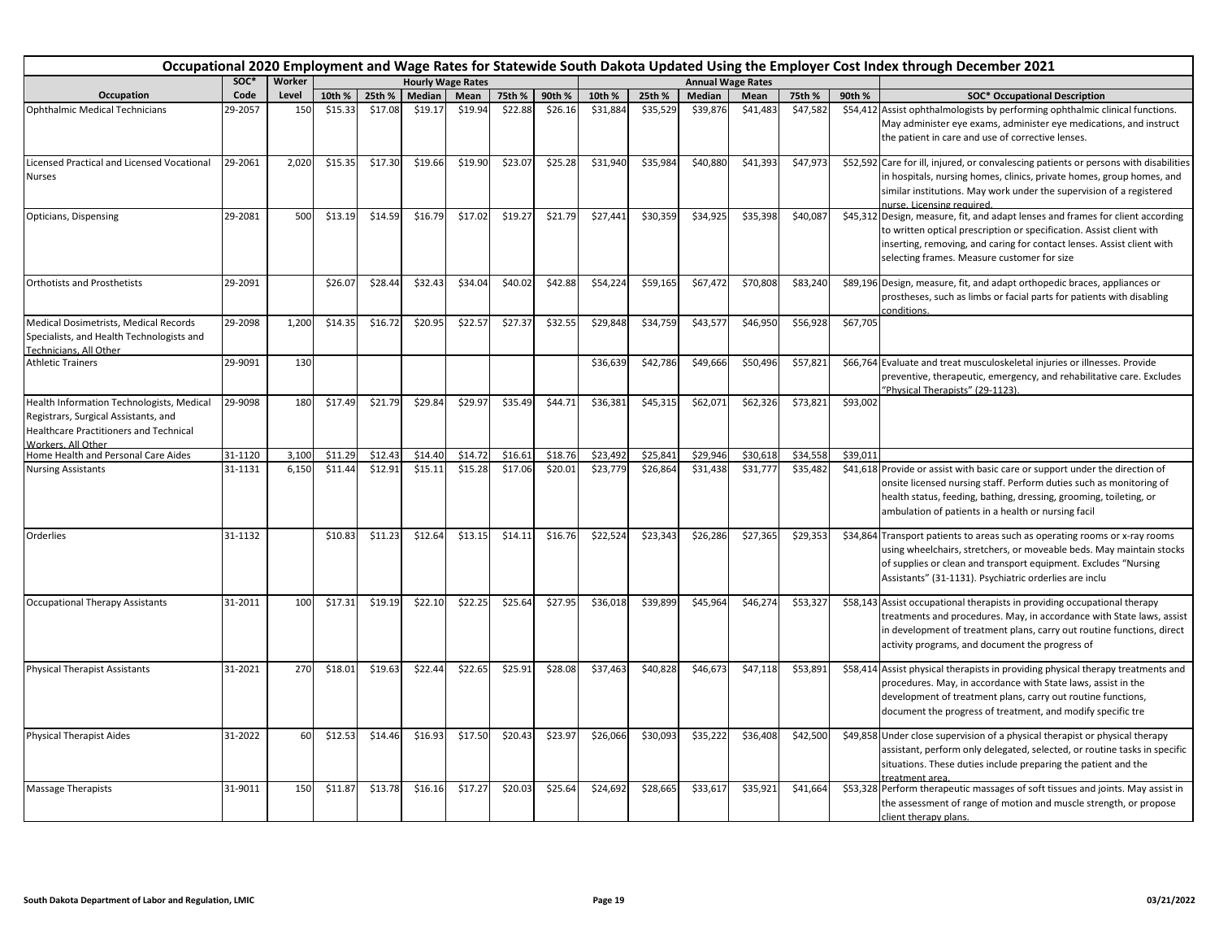## Occupational 2020 Employment and Wage Rates for Statewide South Dakota Updated Using the Employer Cost Index through December 2021

| Occupation | SOC* Code | Worker Level | Hourly Wage Rates 10th % | 25th % | Median | Mean | 75th % | 90th % | Annual Wage Rates 10th % | 25th % | Median | Mean | 75th % | 90th % | SOC* Occupational Description |
|---|---|---|---|---|---|---|---|---|---|---|---|---|---|---|---|
| Ophthalmic Medical Technicians | 29-2057 | 150 | $15.33 | $17.08 | $19.17 | $19.94 | $22.88 | $26.16 | $31,884 | $35,529 | $39,876 | $41,483 | $47,582 | $54,412 | Assist ophthalmologists by performing ophthalmic clinical functions. May administer eye exams, administer eye medications, and instruct the patient in care and use of corrective lenses. |
| Licensed Practical and Licensed Vocational Nurses | 29-2061 | 2,020 | $15.35 | $17.30 | $19.66 | $19.90 | $23.07 | $25.28 | $31,940 | $35,984 | $40,880 | $41,393 | $47,973 | $52,592 | Care for ill, injured, or convalescing patients or persons with disabilities in hospitals, nursing homes, clinics, private homes, group homes, and similar institutions. May work under the supervision of a registered nurse. Licensing required. |
| Opticians, Dispensing | 29-2081 | 500 | $13.19 | $14.59 | $16.79 | $17.02 | $19.27 | $21.79 | $27,441 | $30,359 | $34,925 | $35,398 | $40,087 | $45,312 | Design, measure, fit, and adapt lenses and frames for client according to written optical prescription or specification. Assist client with inserting, removing, and caring for contact lenses. Assist client with selecting frames. Measure customer for size |
| Orthotists and Prosthetists | 29-2091 | | $26.07 | $28.44 | $32.43 | $34.04 | $40.02 | $42.88 | $54,224 | $59,165 | $67,472 | $70,808 | $83,240 | $89,196 | Design, measure, fit, and adapt orthopedic braces, appliances or prostheses, such as limbs or facial parts for patients with disabling conditions. |
| Medical Dosimetrists, Medical Records Specialists, and Health Technologists and Technicians, All Other | 29-2098 | 1,200 | $14.35 | $16.72 | $20.95 | $22.57 | $27.37 | $32.55 | $29,848 | $34,759 | $43,577 | $46,950 | $56,928 | $67,705 | |
| Athletic Trainers | 29-9091 | 130 | | | | | | | $36,639 | $42,786 | $49,666 | $50,496 | $57,821 | $66,764 | Evaluate and treat musculoskeletal injuries or illnesses. Provide preventive, therapeutic, emergency, and rehabilitative care. Excludes "Physical Therapists" (29-1123). |
| Health Information Technologists, Medical Registrars, Surgical Assistants, and Healthcare Practitioners and Technical Workers, All Other | 29-9098 | 180 | $17.49 | $21.79 | $29.84 | $29.97 | $35.49 | $44.71 | $36,381 | $45,315 | $62,071 | $62,326 | $73,821 | $93,002 | |
| Home Health and Personal Care Aides | 31-1120 | 3,100 | $11.29 | $12.43 | $14.40 | $14.72 | $16.61 | $18.76 | $23,492 | $25,841 | $29,946 | $30,618 | $34,558 | $39,011 | |
| Nursing Assistants | 31-1131 | 6,150 | $11.44 | $12.91 | $15.11 | $15.28 | $17.06 | $20.01 | $23,779 | $26,864 | $31,438 | $31,777 | $35,482 | $41,618 | Provide or assist with basic care or support under the direction of onsite licensed nursing staff. Perform duties such as monitoring of health status, feeding, bathing, dressing, grooming, toileting, or ambulation of patients in a health or nursing facil |
| Orderlies | 31-1132 | | $10.83 | $11.23 | $12.64 | $13.15 | $14.11 | $16.76 | $22,524 | $23,343 | $26,286 | $27,365 | $29,353 | $34,864 | Transport patients to areas such as operating rooms or x-ray rooms using wheelchairs, stretchers, or moveable beds. May maintain stocks of supplies or clean and transport equipment. Excludes "Nursing Assistants" (31-1131). Psychiatric orderlies are inclu |
| Occupational Therapy Assistants | 31-2011 | 100 | $17.31 | $19.19 | $22.10 | $22.25 | $25.64 | $27.95 | $36,018 | $39,899 | $45,964 | $46,274 | $53,327 | $58,143 | Assist occupational therapists in providing occupational therapy treatments and procedures. May, in accordance with State laws, assist in development of treatment plans, carry out routine functions, direct activity programs, and document the progress of |
| Physical Therapist Assistants | 31-2021 | 270 | $18.01 | $19.63 | $22.44 | $22.65 | $25.91 | $28.08 | $37,463 | $40,828 | $46,673 | $47,118 | $53,891 | $58,414 | Assist physical therapists in providing physical therapy treatments and procedures. May, in accordance with State laws, assist in the development of treatment plans, carry out routine functions, document the progress of treatment, and modify specific tre |
| Physical Therapist Aides | 31-2022 | 60 | $12.53 | $14.46 | $16.93 | $17.50 | $20.43 | $23.97 | $26,066 | $30,093 | $35,222 | $36,408 | $42,500 | $49,858 | Under close supervision of a physical therapist or physical therapy assistant, perform only delegated, selected, or routine tasks in specific situations. These duties include preparing the patient and the treatment area. |
| Massage Therapists | 31-9011 | 150 | $11.87 | $13.78 | $16.16 | $17.27 | $20.03 | $25.64 | $24,692 | $28,665 | $33,617 | $35,921 | $41,664 | $53,328 | Perform therapeutic massages of soft tissues and joints. May assist in the assessment of range of motion and muscle strength, or propose client therapy plans. |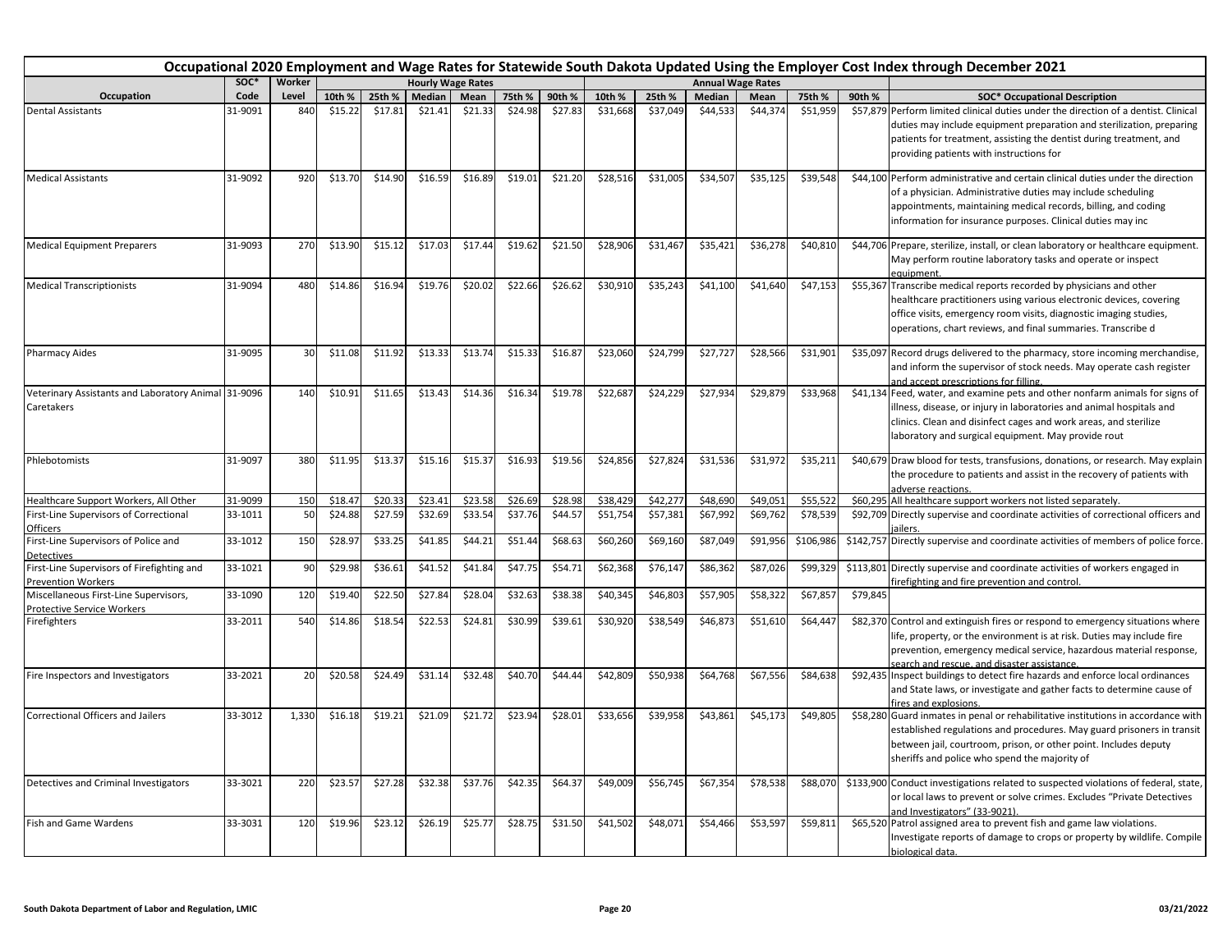# Occupational 2020 Employment and Wage Rates for Statewide South Dakota Updated Using the Employer Cost Index through December 2021

| Occupation | SOC* Code | Worker Level | Hourly Wage Rates 10th % | 25th % | Median | Mean | 75th % | 90th % | Annual Wage Rates 10th % | 25th % | Median | Mean | 75th % | 90th % | SOC* Occupational Description |
|---|---|---|---|---|---|---|---|---|---|---|---|---|---|---|---|
| Dental Assistants | 31-9091 | 840 | $15.22 | $17.81 | $21.41 | $21.33 | $24.98 | $27.83 | $31,668 | $37,049 | $44,533 | $44,374 | $51,959 | $57,879 | Perform limited clinical duties under the direction of a dentist. Clinical duties may include equipment preparation and sterilization, preparing patients for treatment, assisting the dentist during treatment, and providing patients with instructions for |
| Medical Assistants | 31-9092 | 920 | $13.70 | $14.90 | $16.59 | $16.89 | $19.01 | $21.20 | $28,516 | $31,005 | $34,507 | $35,125 | $39,548 | $44,100 | Perform administrative and certain clinical duties under the direction of a physician. Administrative duties may include scheduling appointments, maintaining medical records, billing, and coding information for insurance purposes. Clinical duties may inc |
| Medical Equipment Preparers | 31-9093 | 270 | $13.90 | $15.12 | $17.03 | $17.44 | $19.62 | $21.50 | $28,906 | $31,467 | $35,421 | $36,278 | $40,810 | $44,706 | Prepare, sterilize, install, or clean laboratory or healthcare equipment. May perform routine laboratory tasks and operate or inspect equipment. |
| Medical Transcriptionists | 31-9094 | 480 | $14.86 | $16.94 | $19.76 | $20.02 | $22.66 | $26.62 | $30,910 | $35,243 | $41,100 | $41,640 | $47,153 | $55,367 | Transcribe medical reports recorded by physicians and other healthcare practitioners using various electronic devices, covering office visits, emergency room visits, diagnostic imaging studies, operations, chart reviews, and final summaries. Transcribe d |
| Pharmacy Aides | 31-9095 | 30 | $11.08 | $11.92 | $13.33 | $13.74 | $15.33 | $16.87 | $23,060 | $24,799 | $27,727 | $28,566 | $31,901 | $35,097 | Record drugs delivered to the pharmacy, store incoming merchandise, and inform the supervisor of stock needs. May operate cash register and accept prescriptions for filling. |
| Veterinary Assistants and Laboratory Animal Caretakers | 31-9096 | 140 | $10.91 | $11.65 | $13.43 | $14.36 | $16.34 | $19.78 | $22,687 | $24,229 | $27,934 | $29,879 | $33,968 | $41,134 | Feed, water, and examine pets and other nonfarm animals for signs of illness, disease, or injury in laboratories and animal hospitals and clinics. Clean and disinfect cages and work areas, and sterilize laboratory and surgical equipment. May provide rout |
| Phlebotomists | 31-9097 | 380 | $11.95 | $13.37 | $15.16 | $15.37 | $16.93 | $19.56 | $24,856 | $27,824 | $31,536 | $31,972 | $35,211 | $40,679 | Draw blood for tests, transfusions, donations, or research. May explain the procedure to patients and assist in the recovery of patients with adverse reactions. |
| Healthcare Support Workers, All Other | 31-9099 | 150 | $18.47 | $20.33 | $23.41 | $23.58 | $26.69 | $28.98 | $38,429 | $42,277 | $48,690 | $49,051 | $55,522 | $60,295 | All healthcare support workers not listed separately. |
| First-Line Supervisors of Correctional Officers | 33-1011 | 50 | $24.88 | $27.59 | $32.69 | $33.54 | $37.76 | $44.57 | $51,754 | $57,381 | $67,992 | $69,762 | $78,539 | $92,709 | Directly supervise and coordinate activities of correctional officers and jailers. |
| First-Line Supervisors of Police and Detectives | 33-1012 | 150 | $28.97 | $33.25 | $41.85 | $44.21 | $51.44 | $68.63 | $60,260 | $69,160 | $87,049 | $91,956 | $106,986 | $142,757 | Directly supervise and coordinate activities of members of police force. |
| First-Line Supervisors of Firefighting and Prevention Workers | 33-1021 | 90 | $29.98 | $36.61 | $41.52 | $41.84 | $47.75 | $54.71 | $62,368 | $76,147 | $86,362 | $87,026 | $99,329 | $113,801 | Directly supervise and coordinate activities of workers engaged in firefighting and fire prevention and control. |
| Miscellaneous First-Line Supervisors, Protective Service Workers | 33-1090 | 120 | $19.40 | $22.50 | $27.84 | $28.04 | $32.63 | $38.38 | $40,345 | $46,803 | $57,905 | $58,322 | $67,857 | $79,845 | |
| Firefighters | 33-2011 | 540 | $14.86 | $18.54 | $22.53 | $24.81 | $30.99 | $39.61 | $30,920 | $38,549 | $46,873 | $51,610 | $64,447 | $82,370 | Control and extinguish fires or respond to emergency situations where life, property, or the environment is at risk. Duties may include fire prevention, emergency medical service, hazardous material response, search and rescue, and disaster assistance. |
| Fire Inspectors and Investigators | 33-2021 | 20 | $20.58 | $24.49 | $31.14 | $32.48 | $40.70 | $44.44 | $42,809 | $50,938 | $64,768 | $67,556 | $84,638 | $92,435 | Inspect buildings to detect fire hazards and enforce local ordinances and State laws, or investigate and gather facts to determine cause of fires and explosions. |
| Correctional Officers and Jailers | 33-3012 | 1,330 | $16.18 | $19.21 | $21.09 | $21.72 | $23.94 | $28.01 | $33,656 | $39,958 | $43,861 | $45,173 | $49,805 | $58,280 | Guard inmates in penal or rehabilitative institutions in accordance with established regulations and procedures. May guard prisoners in transit between jail, courtroom, prison, or other point. Includes deputy sheriffs and police who spend the majority of |
| Detectives and Criminal Investigators | 33-3021 | 220 | $23.57 | $27.28 | $32.38 | $37.76 | $42.35 | $64.37 | $49,009 | $56,745 | $67,354 | $78,538 | $88,070 | $133,900 | Conduct investigations related to suspected violations of federal, state, or local laws to prevent or solve crimes. Excludes "Private Detectives and Investigators" (33-9021). |
| Fish and Game Wardens | 33-3031 | 120 | $19.96 | $23.12 | $26.19 | $25.77 | $28.75 | $31.50 | $41,502 | $48,071 | $54,466 | $53,597 | $59,811 | $65,520 | Patrol assigned area to prevent fish and game law violations. Investigate reports of damage to crops or property by wildlife. Compile biological data. |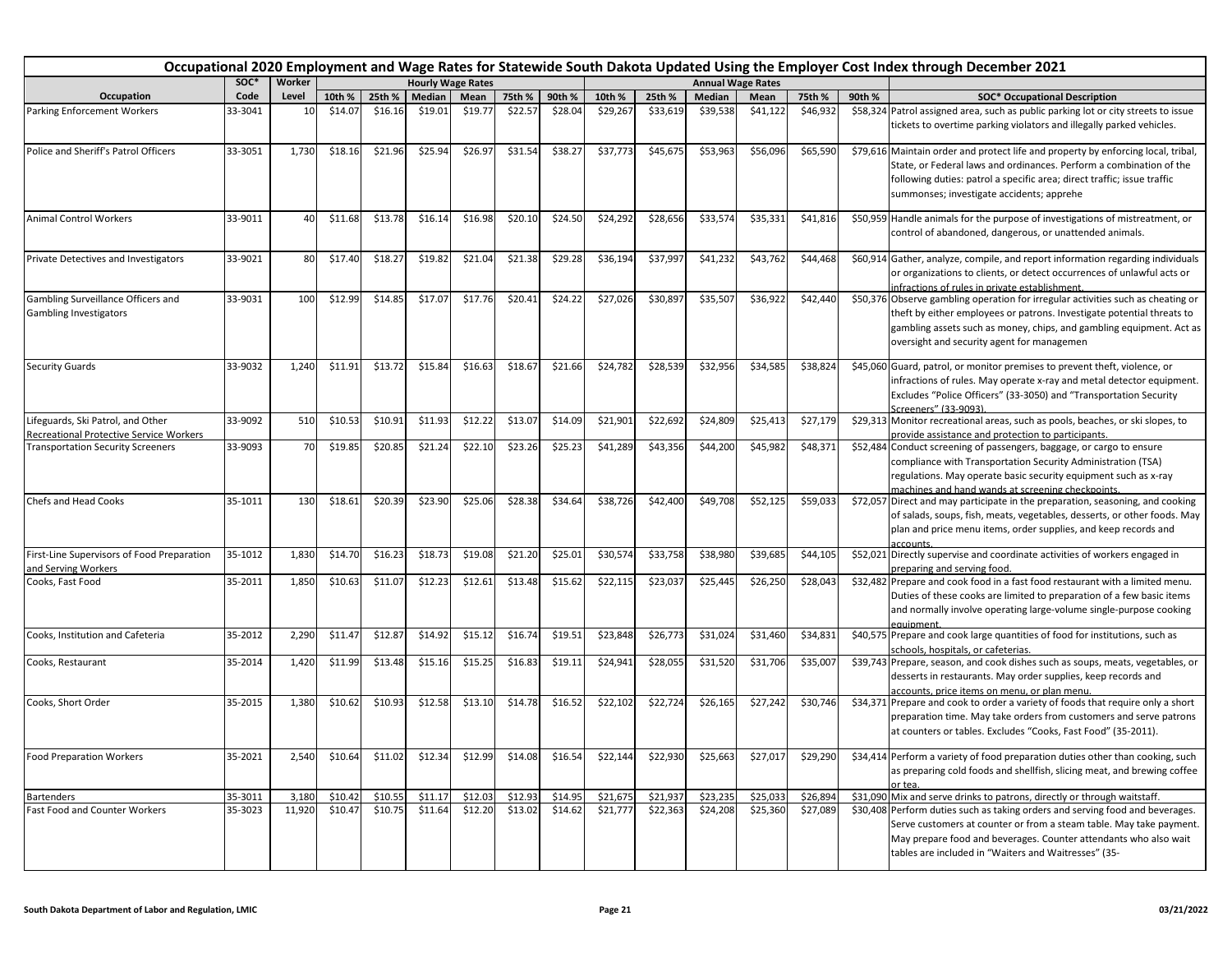# Occupational 2020 Employment and Wage Rates for Statewide South Dakota Updated Using the Employer Cost Index through December 2021

| Occupation | SOC* Code | Worker Level | Hourly Wage Rates 10th % | 25th % | Median | Mean | 75th % | 90th % | Annual Wage Rates 10th % | 25th % | Median | Mean | 75th % | 90th % | SOC* Occupational Description |
|---|---|---|---|---|---|---|---|---|---|---|---|---|---|---|---|
| Parking Enforcement Workers | 33-3041 | 10 | $14.07 | $16.16 | $19.01 | $19.77 | $22.57 | $28.04 | $29,267 | $33,619 | $39,538 | $41,122 | $46,932 | $58,324 | Patrol assigned area, such as public parking lot or city streets to issue tickets to overtime parking violators and illegally parked vehicles. |
| Police and Sheriff's Patrol Officers | 33-3051 | 1,730 | $18.16 | $21.96 | $25.94 | $26.97 | $31.54 | $38.27 | $37,773 | $45,675 | $53,963 | $56,096 | $65,590 | $79,616 | Maintain order and protect life and property by enforcing local, tribal, State, or Federal laws and ordinances. Perform a combination of the following duties: patrol a specific area; direct traffic; issue traffic summonses; investigate accidents; apprehe |
| Animal Control Workers | 33-9011 | 40 | $11.68 | $13.78 | $16.14 | $16.98 | $20.10 | $24.50 | $24,292 | $28,656 | $33,574 | $35,331 | $41,816 | $50,959 | Handle animals for the purpose of investigations of mistreatment, or control of abandoned, dangerous, or unattended animals. |
| Private Detectives and Investigators | 33-9021 | 80 | $17.40 | $18.27 | $19.82 | $21.04 | $21.38 | $29.28 | $36,194 | $37,997 | $41,232 | $43,762 | $44,468 | $60,914 | Gather, analyze, compile, and report information regarding individuals or organizations to clients, or detect occurrences of unlawful acts or infractions of rules in private establishment. |
| Gambling Surveillance Officers and Gambling Investigators | 33-9031 | 100 | $12.99 | $14.85 | $17.07 | $17.76 | $20.41 | $24.22 | $27,026 | $30,897 | $35,507 | $36,922 | $42,440 | $50,376 | Observe gambling operation for irregular activities such as cheating or theft by either employees or patrons. Investigate potential threats to gambling assets such as money, chips, and gambling equipment. Act as oversight and security agent for managemen |
| Security Guards | 33-9032 | 1,240 | $11.91 | $13.72 | $15.84 | $16.63 | $18.67 | $21.66 | $24,782 | $28,539 | $32,956 | $34,585 | $38,824 | $45,060 | Guard, patrol, or monitor premises to prevent theft, violence, or infractions of rules. May operate x-ray and metal detector equipment. Excludes "Police Officers" (33-3050) and "Transportation Security Screeners" (33-9093). |
| Lifeguards, Ski Patrol, and Other Recreational Protective Service Workers | 33-9092 | 510 | $10.53 | $10.91 | $11.93 | $12.22 | $13.07 | $14.09 | $21,901 | $22,692 | $24,809 | $25,413 | $27,179 | $29,313 | Monitor recreational areas, such as pools, beaches, or ski slopes, to provide assistance and protection to participants. |
| Transportation Security Screeners | 33-9093 | 70 | $19.85 | $20.85 | $21.24 | $22.10 | $23.26 | $25.23 | $41,289 | $43,356 | $44,200 | $45,982 | $48,371 | $52,484 | Conduct screening of passengers, baggage, or cargo to ensure compliance with Transportation Security Administration (TSA) regulations. May operate basic security equipment such as x-ray machines and hand wands at screening checkpoints. |
| Chefs and Head Cooks | 35-1011 | 130 | $18.61 | $20.39 | $23.90 | $25.06 | $28.38 | $34.64 | $38,726 | $42,400 | $49,708 | $52,125 | $59,033 | $72,057 | Direct and may participate in the preparation, seasoning, and cooking of salads, soups, fish, meats, vegetables, desserts, or other foods. May plan and price menu items, order supplies, and keep records and accounts. |
| First-Line Supervisors of Food Preparation and Serving Workers | 35-1012 | 1,830 | $14.70 | $16.23 | $18.73 | $19.08 | $21.20 | $25.01 | $30,574 | $33,758 | $38,980 | $39,685 | $44,105 | $52,021 | Directly supervise and coordinate activities of workers engaged in preparing and serving food. |
| Cooks, Fast Food | 35-2011 | 1,850 | $10.63 | $11.07 | $12.23 | $12.61 | $13.48 | $15.62 | $22,115 | $23,037 | $25,445 | $26,250 | $28,043 | $32,482 | Prepare and cook food in a fast food restaurant with a limited menu. Duties of these cooks are limited to preparation of a few basic items and normally involve operating large-volume single-purpose cooking equipment. |
| Cooks, Institution and Cafeteria | 35-2012 | 2,290 | $11.47 | $12.87 | $14.92 | $15.12 | $16.74 | $19.51 | $23,848 | $26,773 | $31,024 | $31,460 | $34,831 | $40,575 | Prepare and cook large quantities of food for institutions, such as schools, hospitals, or cafeterias. |
| Cooks, Restaurant | 35-2014 | 1,420 | $11.99 | $13.48 | $15.16 | $15.25 | $16.83 | $19.11 | $24,941 | $28,055 | $31,520 | $31,706 | $35,007 | $39,743 | Prepare, season, and cook dishes such as soups, meats, vegetables, or desserts in restaurants. May order supplies, keep records and accounts, price items on menu, or plan menu. |
| Cooks, Short Order | 35-2015 | 1,380 | $10.62 | $10.93 | $12.58 | $13.10 | $14.78 | $16.52 | $22,102 | $22,724 | $26,165 | $27,242 | $30,746 | $34,371 | Prepare and cook to order a variety of foods that require only a short preparation time. May take orders from customers and serve patrons at counters or tables. Excludes "Cooks, Fast Food" (35-2011). |
| Food Preparation Workers | 35-2021 | 2,540 | $10.64 | $11.02 | $12.34 | $12.99 | $14.08 | $16.54 | $22,144 | $22,930 | $25,663 | $27,017 | $29,290 | $34,414 | Perform a variety of food preparation duties other than cooking, such as preparing cold foods and shellfish, slicing meat, and brewing coffee or tea. |
| Bartenders | 35-3011 | 3,180 | $10.42 | $10.55 | $11.17 | $12.03 | $12.93 | $14.95 | $21,675 | $21,937 | $23,235 | $25,033 | $26,894 | $31,090 | Mix and serve drinks to patrons, directly or through waitstaff. |
| Fast Food and Counter Workers | 35-3023 | 11,920 | $10.47 | $10.75 | $11.64 | $12.20 | $13.02 | $14.62 | $21,777 | $22,363 | $24,208 | $25,360 | $27,089 | $30,408 | Perform duties such as taking orders and serving food and beverages. Serve customers at counter or from a steam table. May take payment. May prepare food and beverages. Counter attendants who also wait tables are included in "Waiters and Waitresses" (35- |

South Dakota Department of Labor and Regulation, LMIC — 03/21/2022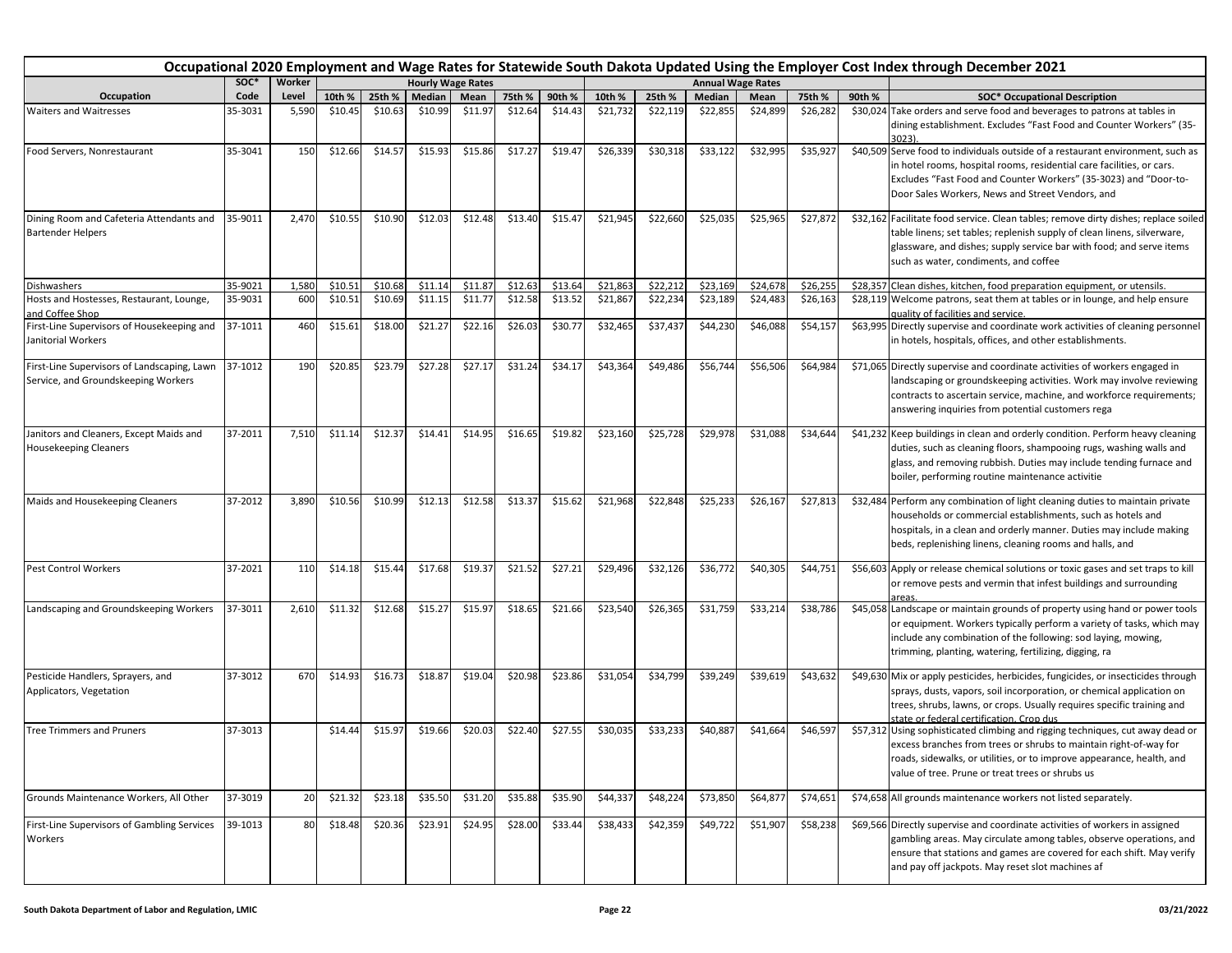# Occupational 2020 Employment and Wage Rates for Statewide South Dakota Updated Using the Employer Cost Index through December 2021

| | SOC* | Worker | Hourly Wage Rates | | | | | | Annual Wage Rates | | | | | | |
|---|---|---|---|---|---|---|---|---|---|---|---|---|---|---|---|
| Occupation | Code | Level | 10th % | 25th % | Median | Mean | 75th % | 90th % | 10th % | 25th % | Median | Mean | 75th % | 90th % | SOC* Occupational Description |
| Waiters and Waitresses | 35-3031 | 5,590 | $10.45 | $10.63 | $10.99 | $11.97 | $12.64 | $14.43 | $21,732 | $22,119 | $22,855 | $24,899 | $26,282 | $30,024 | Take orders and serve food and beverages to patrons at tables in dining establishment. Excludes "Fast Food and Counter Workers" (35-3023). |
| Food Servers, Nonrestaurant | 35-3041 | 150 | $12.66 | $14.57 | $15.93 | $15.86 | $17.27 | $19.47 | $26,339 | $30,318 | $33,122 | $32,995 | $35,927 | $40,509 | Serve food to individuals outside of a restaurant environment, such as in hotel rooms, hospital rooms, residential care facilities, or cars. Excludes "Fast Food and Counter Workers" (35-3023) and "Door-to-Door Sales Workers, News and Street Vendors, and |
| Dining Room and Cafeteria Attendants and Bartender Helpers | 35-9011 | 2,470 | $10.55 | $10.90 | $12.03 | $12.48 | $13.40 | $15.47 | $21,945 | $22,660 | $25,035 | $25,965 | $27,872 | $32,162 | Facilitate food service. Clean tables; remove dirty dishes; replace soiled table linens; set tables; replenish supply of clean linens, silverware, glassware, and dishes; supply service bar with food; and serve items such as water, condiments, and coffee |
| Dishwashers | 35-9021 | 1,580 | $10.51 | $10.68 | $11.14 | $11.87 | $12.63 | $13.64 | $21,863 | $22,212 | $23,169 | $24,678 | $26,255 | $28,357 | Clean dishes, kitchen, food preparation equipment, or utensils. |
| Hosts and Hostesses, Restaurant, Lounge, and Coffee Shop | 35-9031 | 600 | $10.51 | $10.69 | $11.15 | $11.77 | $12.58 | $13.52 | $21,867 | $22,234 | $23,189 | $24,483 | $26,163 | $28,119 | Welcome patrons, seat them at tables or in lounge, and help ensure quality of facilities and service. |
| First-Line Supervisors of Housekeeping and Janitorial Workers | 37-1011 | 460 | $15.61 | $18.00 | $21.27 | $22.16 | $26.03 | $30.77 | $32,465 | $37,437 | $44,230 | $46,088 | $54,157 | $63,995 | Directly supervise and coordinate work activities of cleaning personnel in hotels, hospitals, offices, and other establishments. |
| First-Line Supervisors of Landscaping, Lawn Service, and Groundskeeping Workers | 37-1012 | 190 | $20.85 | $23.79 | $27.28 | $27.17 | $31.24 | $34.17 | $43,364 | $49,486 | $56,744 | $56,506 | $64,984 | $71,065 | Directly supervise and coordinate activities of workers engaged in landscaping or groundskeeping activities. Work may involve reviewing contracts to ascertain service, machine, and workforce requirements; answering inquiries from potential customers rega |
| Janitors and Cleaners, Except Maids and Housekeeping Cleaners | 37-2011 | 7,510 | $11.14 | $12.37 | $14.41 | $14.95 | $16.65 | $19.82 | $23,160 | $25,728 | $29,978 | $31,088 | $34,644 | $41,232 | Keep buildings in clean and orderly condition. Perform heavy cleaning duties, such as cleaning floors, shampooing rugs, washing walls and glass, and removing rubbish. Duties may include tending furnace and boiler, performing routine maintenance activitie |
| Maids and Housekeeping Cleaners | 37-2012 | 3,890 | $10.56 | $10.99 | $12.13 | $12.58 | $13.37 | $15.62 | $21,968 | $22,848 | $25,233 | $26,167 | $27,813 | $32,484 | Perform any combination of light cleaning duties to maintain private households or commercial establishments, such as hotels and hospitals, in a clean and orderly manner. Duties may include making beds, replenishing linens, cleaning rooms and halls, and |
| Pest Control Workers | 37-2021 | 110 | $14.18 | $15.44 | $17.68 | $19.37 | $21.52 | $27.21 | $29,496 | $32,126 | $36,772 | $40,305 | $44,751 | $56,603 | Apply or release chemical solutions or toxic gases and set traps to kill or remove pests and vermin that infest buildings and surrounding areas. |
| Landscaping and Groundskeeping Workers | 37-3011 | 2,610 | $11.32 | $12.68 | $15.27 | $15.97 | $18.65 | $21.66 | $23,540 | $26,365 | $31,759 | $33,214 | $38,786 | $45,058 | Landscape or maintain grounds of property using hand or power tools or equipment. Workers typically perform a variety of tasks, which may include any combination of the following: sod laying, mowing, trimming, planting, watering, fertilizing, digging, ra |
| Pesticide Handlers, Sprayers, and Applicators, Vegetation | 37-3012 | 670 | $14.93 | $16.73 | $18.87 | $19.04 | $20.98 | $23.86 | $31,054 | $34,799 | $39,249 | $39,619 | $43,632 | $49,630 | Mix or apply pesticides, herbicides, fungicides, or insecticides through sprays, dusts, vapors, soil incorporation, or chemical application on trees, shrubs, lawns, or crops. Usually requires specific training and state or federal certification. Crop dus |
| Tree Trimmers and Pruners | 37-3013 | | $14.44 | $15.97 | $19.66 | $20.03 | $22.40 | $27.55 | $30,035 | $33,233 | $40,887 | $41,664 | $46,597 | $57,312 | Using sophisticated climbing and rigging techniques, cut away dead or excess branches from trees or shrubs to maintain right-of-way for roads, sidewalks, or utilities, or to improve appearance, health, and value of tree. Prune or treat trees or shrubs us |
| Grounds Maintenance Workers, All Other | 37-3019 | 20 | $21.32 | $23.18 | $35.50 | $31.20 | $35.88 | $35.90 | $44,337 | $48,224 | $73,850 | $64,877 | $74,651 | $74,658 | All grounds maintenance workers not listed separately. |
| First-Line Supervisors of Gambling Services Workers | 39-1013 | 80 | $18.48 | $20.36 | $23.91 | $24.95 | $28.00 | $33.44 | $38,433 | $42,359 | $49,722 | $51,907 | $58,238 | $69,566 | Directly supervise and coordinate activities of workers in assigned gambling areas. May circulate among tables, observe operations, and ensure that stations and games are covered for each shift. May verify and pay off jackpots. May reset slot machines af |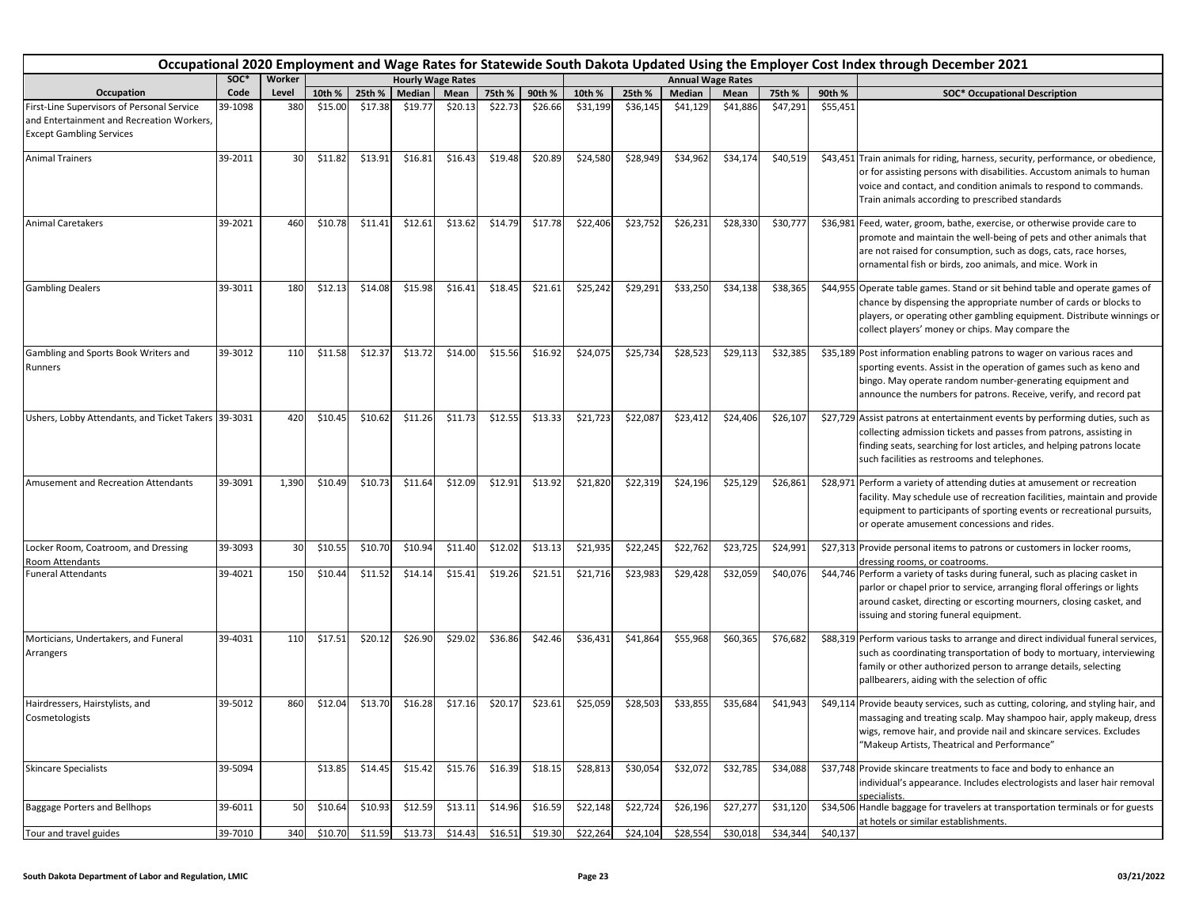# Occupational 2020 Employment and Wage Rates for Statewide South Dakota Updated Using the Employer Cost Index through December 2021

| Occupation | SOC* Code | Worker Level | Hourly Wage Rates 10th % | 25th % | Median | Mean | 75th % | 90th % | Annual Wage Rates 10th % | 25th % | Median | Mean | 75th % | 90th % | SOC* Occupational Description |
|---|---|---|---|---|---|---|---|---|---|---|---|---|---|---|---|
| First-Line Supervisors of Personal Service and Entertainment and Recreation Workers, Except Gambling Services | 39-1098 | 380 | $15.00 | $17.38 | $19.77 | $20.13 | $22.73 | $26.66 | $31,199 | $36,145 | $41,129 | $41,886 | $47,291 | $55,451 | |
| Animal Trainers | 39-2011 | 30 | $11.82 | $13.91 | $16.81 | $16.43 | $19.48 | $20.89 | $24,580 | $28,949 | $34,962 | $34,174 | $40,519 | $43,451 | Train animals for riding, harness, security, performance, or obedience, or for assisting persons with disabilities. Accustom animals to human voice and contact, and condition animals to respond to commands. Train animals according to prescribed standards |
| Animal Caretakers | 39-2021 | 460 | $10.78 | $11.41 | $12.61 | $13.62 | $14.79 | $17.78 | $22,406 | $23,752 | $26,231 | $28,330 | $30,777 | $36,981 | Feed, water, groom, bathe, exercise, or otherwise provide care to promote and maintain the well-being of pets and other animals that are not raised for consumption, such as dogs, cats, race horses, ornamental fish or birds, zoo animals, and mice. Work in |
| Gambling Dealers | 39-3011 | 180 | $12.13 | $14.08 | $15.98 | $16.41 | $18.45 | $21.61 | $25,242 | $29,291 | $33,250 | $34,138 | $38,365 | $44,955 | Operate table games. Stand or sit behind table and operate games of chance by dispensing the appropriate number of cards or blocks to players, or operating other gambling equipment. Distribute winnings or collect players' money or chips. May compare the |
| Gambling and Sports Book Writers and Runners | 39-3012 | 110 | $11.58 | $12.37 | $13.72 | $14.00 | $15.56 | $16.92 | $24,075 | $25,734 | $28,523 | $29,113 | $32,385 | $35,189 | Post information enabling patrons to wager on various races and sporting events. Assist in the operation of games such as keno and bingo. May operate random number-generating equipment and announce the numbers for patrons. Receive, verify, and record pat |
| Ushers, Lobby Attendants, and Ticket Takers | 39-3031 | 420 | $10.45 | $10.62 | $11.26 | $11.73 | $12.55 | $13.33 | $21,723 | $22,087 | $23,412 | $24,406 | $26,107 | $27,729 | Assist patrons at entertainment events by performing duties, such as collecting admission tickets and passes from patrons, assisting in finding seats, searching for lost articles, and helping patrons locate such facilities as restrooms and telephones. |
| Amusement and Recreation Attendants | 39-3091 | 1,390 | $10.49 | $10.73 | $11.64 | $12.09 | $12.91 | $13.92 | $21,820 | $22,319 | $24,196 | $25,129 | $26,861 | $28,971 | Perform a variety of attending duties at amusement or recreation facility. May schedule use of recreation facilities, maintain and provide equipment to participants of sporting events or recreational pursuits, or operate amusement concessions and rides. |
| Locker Room, Coatroom, and Dressing Room Attendants | 39-3093 | 30 | $10.55 | $10.70 | $10.94 | $11.40 | $12.02 | $13.13 | $21,935 | $22,245 | $22,762 | $23,725 | $24,991 | $27,313 | Provide personal items to patrons or customers in locker rooms, dressing rooms, or coatrooms. |
| Funeral Attendants | 39-4021 | 150 | $10.44 | $11.52 | $14.14 | $15.41 | $19.26 | $21.51 | $21,716 | $23,983 | $29,428 | $32,059 | $40,076 | $44,746 | Perform a variety of tasks during funeral, such as placing casket in parlor or chapel prior to service, arranging floral offerings or lights around casket, directing or escorting mourners, closing casket, and issuing and storing funeral equipment. |
| Morticians, Undertakers, and Funeral Arrangers | 39-4031 | 110 | $17.51 | $20.12 | $26.90 | $29.02 | $36.86 | $42.46 | $36,431 | $41,864 | $55,968 | $60,365 | $76,682 | $88,319 | Perform various tasks to arrange and direct individual funeral services, such as coordinating transportation of body to mortuary, interviewing family or other authorized person to arrange details, selecting pallbearers, aiding with the selection of offic |
| Hairdressers, Hairstylists, and Cosmetologists | 39-5012 | 860 | $12.04 | $13.70 | $16.28 | $17.16 | $20.17 | $23.61 | $25,059 | $28,503 | $33,855 | $35,684 | $41,943 | $49,114 | Provide beauty services, such as cutting, coloring, and styling hair, and massaging and treating scalp. May shampoo hair, apply makeup, dress wigs, remove hair, and provide nail and skincare services. Excludes "Makeup Artists, Theatrical and Performance" |
| Skincare Specialists | 39-5094 | | $13.85 | $14.45 | $15.42 | $15.76 | $16.39 | $18.15 | $28,813 | $30,054 | $32,072 | $32,785 | $34,088 | $37,748 | Provide skincare treatments to face and body to enhance an individual's appearance. Includes electrologists and laser hair removal specialists. |
| Baggage Porters and Bellhops | 39-6011 | 50 | $10.64 | $10.93 | $12.59 | $13.11 | $14.96 | $16.59 | $22,148 | $22,724 | $26,196 | $27,277 | $31,120 | $34,506 | Handle baggage for travelers at transportation terminals or for guests at hotels or similar establishments. |
| Tour and travel guides | 39-7010 | 340 | $10.70 | $11.59 | $13.73 | $14.43 | $16.51 | $19.30 | $22,264 | $24,104 | $28,554 | $30,018 | $34,344 | $40,137 | |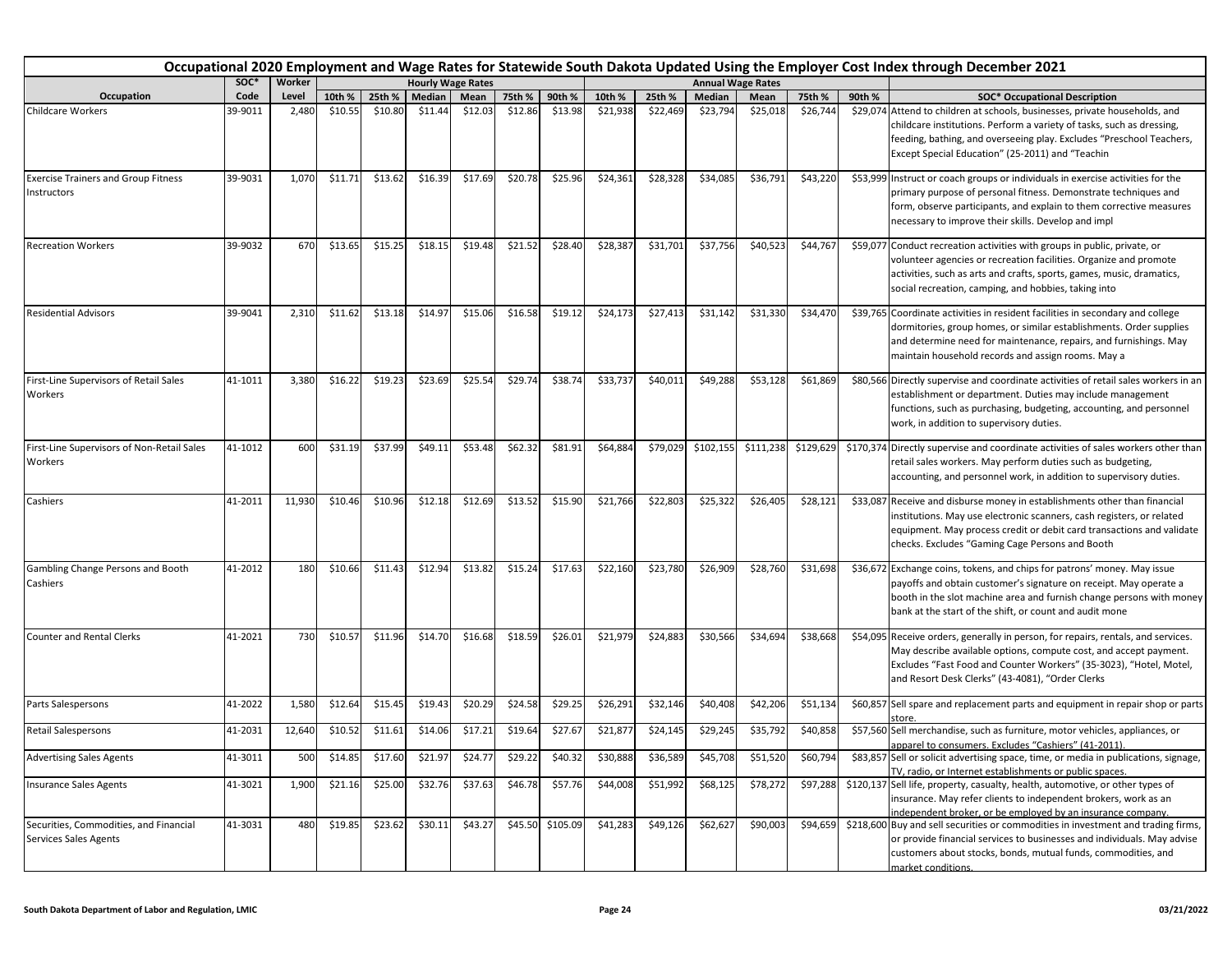# Occupational 2020 Employment and Wage Rates for Statewide South Dakota Updated Using the Employer Cost Index through December 2021

| Occupation | SOC* Code | Worker Level | Hourly Wage Rates | | | | | | Annual Wage Rates | | | | | | SOC* Occupational Description |
|---|---|---|---|---|---|---|---|---|---|---|---|---|---|---|---|
| | | | 10th % | 25th % | Median | Mean | 75th % | 90th % | 10th % | 25th % | Median | Mean | 75th % | 90th % | |
| Childcare Workers | 39-9011 | 2,480 | $10.55 | $10.80 | $11.44 | $12.03 | $12.86 | $13.98 | $21,938 | $22,469 | $23,794 | $25,018 | $26,744 | $29,074 | Attend to children at schools, businesses, private households, and childcare institutions. Perform a variety of tasks, such as dressing, feeding, bathing, and overseeing play. Excludes "Preschool Teachers, Except Special Education" (25-2011) and "Teachin |
| Exercise Trainers and Group Fitness Instructors | 39-9031 | 1,070 | $11.71 | $13.62 | $16.39 | $17.69 | $20.78 | $25.96 | $24,361 | $28,328 | $34,085 | $36,791 | $43,220 | $53,999 | Instruct or coach groups or individuals in exercise activities for the primary purpose of personal fitness. Demonstrate techniques and form, observe participants, and explain to them corrective measures necessary to improve their skills. Develop and impl |
| Recreation Workers | 39-9032 | 670 | $13.65 | $15.25 | $18.15 | $19.48 | $21.52 | $28.40 | $28,387 | $31,701 | $37,756 | $40,523 | $44,767 | $59,077 | Conduct recreation activities with groups in public, private, or volunteer agencies or recreation facilities. Organize and promote activities, such as arts and crafts, sports, games, music, dramatics, social recreation, camping, and hobbies, taking into |
| Residential Advisors | 39-9041 | 2,310 | $11.62 | $13.18 | $14.97 | $15.06 | $16.58 | $19.12 | $24,173 | $27,413 | $31,142 | $31,330 | $34,470 | $39,765 | Coordinate activities in resident facilities in secondary and college dormitories, group homes, or similar establishments. Order supplies and determine need for maintenance, repairs, and furnishings. May maintain household records and assign rooms. May a |
| First-Line Supervisors of Retail Sales Workers | 41-1011 | 3,380 | $16.22 | $19.23 | $23.69 | $25.54 | $29.74 | $38.74 | $33,737 | $40,011 | $49,288 | $53,128 | $61,869 | $80,566 | Directly supervise and coordinate activities of retail sales workers in an establishment or department. Duties may include management functions, such as purchasing, budgeting, accounting, and personnel work, in addition to supervisory duties. |
| First-Line Supervisors of Non-Retail Sales Workers | 41-1012 | 600 | $31.19 | $37.99 | $49.11 | $53.48 | $62.32 | $81.91 | $64,884 | $79,029 | $102,155 | $111,238 | $129,629 | $170,374 | Directly supervise and coordinate activities of sales workers other than retail sales workers. May perform duties such as budgeting, accounting, and personnel work, in addition to supervisory duties. |
| Cashiers | 41-2011 | 11,930 | $10.46 | $10.96 | $12.18 | $12.69 | $13.52 | $15.90 | $21,766 | $22,803 | $25,322 | $26,405 | $28,121 | $33,087 | Receive and disburse money in establishments other than financial institutions. May use electronic scanners, cash registers, or related equipment. May process credit or debit card transactions and validate checks. Excludes "Gaming Cage Persons and Booth |
| Gambling Change Persons and Booth Cashiers | 41-2012 | 180 | $10.66 | $11.43 | $12.94 | $13.82 | $15.24 | $17.63 | $22,160 | $23,780 | $26,909 | $28,760 | $31,698 | $36,672 | Exchange coins, tokens, and chips for patrons' money. May issue payoffs and obtain customer's signature on receipt. May operate a booth in the slot machine area and furnish change persons with money bank at the start of the shift, or count and audit mone |
| Counter and Rental Clerks | 41-2021 | 730 | $10.57 | $11.96 | $14.70 | $16.68 | $18.59 | $26.01 | $21,979 | $24,883 | $30,566 | $34,694 | $38,668 | $54,095 | Receive orders, generally in person, for repairs, rentals, and services. May describe available options, compute cost, and accept payment. Excludes "Fast Food and Counter Workers" (35-3023), "Hotel, Motel, and Resort Desk Clerks" (43-4081), "Order Clerks |
| Parts Salespersons | 41-2022 | 1,580 | $12.64 | $15.45 | $19.43 | $20.29 | $24.58 | $29.25 | $26,291 | $32,146 | $40,408 | $42,206 | $51,134 | $60,857 | Sell spare and replacement parts and equipment in repair shop or parts store. |
| Retail Salespersons | 41-2031 | 12,640 | $10.52 | $11.61 | $14.06 | $17.21 | $19.64 | $27.67 | $21,877 | $24,145 | $29,245 | $35,792 | $40,858 | $57,560 | Sell merchandise, such as furniture, motor vehicles, appliances, or apparel to consumers. Excludes "Cashiers" (41-2011). |
| Advertising Sales Agents | 41-3011 | 500 | $14.85 | $17.60 | $21.97 | $24.77 | $29.22 | $40.32 | $30,888 | $36,589 | $45,708 | $51,520 | $60,794 | $83,857 | Sell or solicit advertising space, time, or media in publications, signage, TV, radio, or Internet establishments or public spaces. |
| Insurance Sales Agents | 41-3021 | 1,900 | $21.16 | $25.00 | $32.76 | $37.63 | $46.78 | $57.76 | $44,008 | $51,992 | $68,125 | $78,272 | $97,288 | $120,137 | Sell life, property, casualty, health, automotive, or other types of insurance. May refer clients to independent brokers, work as an independent broker, or be employed by an insurance company. |
| Securities, Commodities, and Financial Services Sales Agents | 41-3031 | 480 | $19.85 | $23.62 | $30.11 | $43.27 | $45.50 | $105.09 | $41,283 | $49,126 | $62,627 | $90,003 | $94,659 | $218,600 | Buy and sell securities or commodities in investment and trading firms, or provide financial services to businesses and individuals. May advise customers about stocks, bonds, mutual funds, commodities, and market conditions. |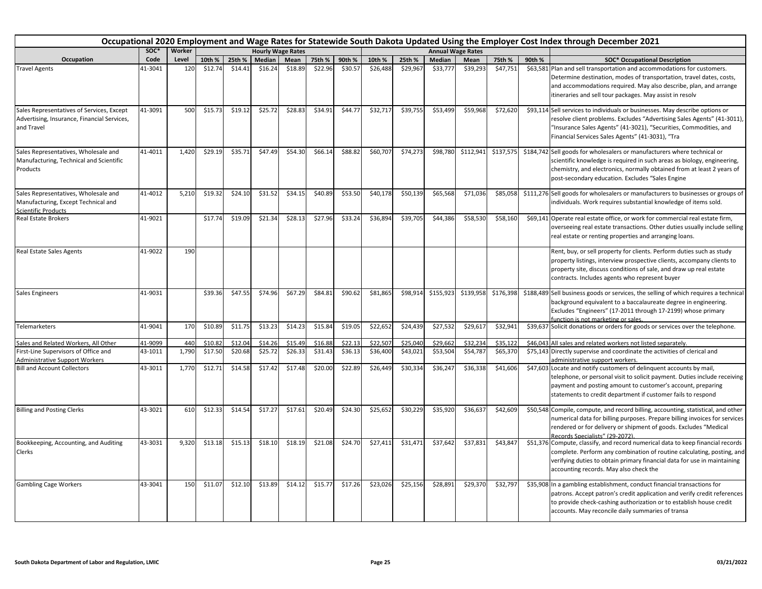# Occupational 2020 Employment and Wage Rates for Statewide South Dakota Updated Using the Employer Cost Index through December 2021

| Occupation | SOC* Code | Worker Level | Hourly Wage Rates | | | | | | Annual Wage Rates | | | | | | SOC* Occupational Description |
|---|---|---|---|---|---|---|---|---|---|---|---|---|---|---|---|
| | | | 10th % | 25th % | Median | Mean | 75th % | 90th % | 10th % | 25th % | Median | Mean | 75th % | 90th % | |
| Travel Agents | 41-3041 | 120 | $12.74 | $14.41 | $16.24 | $18.89 | $22.96 | $30.57 | $26,488 | $29,967 | $33,777 | $39,293 | $47,751 | $63,581 | Plan and sell transportation and accommodations for customers. Determine destination, modes of transportation, travel dates, costs, and accommodations required. May also describe, plan, and arrange itineraries and sell tour packages. May assist in resolv |
| Sales Representatives of Services, Except Advertising, Insurance, Financial Services, and Travel | 41-3091 | 500 | $15.73 | $19.12 | $25.72 | $28.83 | $34.91 | $44.77 | $32,717 | $39,755 | $53,499 | $59,968 | $72,620 | $93,114 | Sell services to individuals or businesses. May describe options or resolve client problems. Excludes "Advertising Sales Agents" (41-3011), "Insurance Sales Agents" (41-3021), "Securities, Commodities, and Financial Services Sales Agents" (41-3031), "Tra |
| Sales Representatives, Wholesale and Manufacturing, Technical and Scientific Products | 41-4011 | 1,420 | $29.19 | $35.71 | $47.49 | $54.30 | $66.14 | $88.82 | $60,707 | $74,273 | $98,780 | $112,941 | $137,575 | $184,742 | Sell goods for wholesalers or manufacturers where technical or scientific knowledge is required in such areas as biology, engineering, chemistry, and electronics, normally obtained from at least 2 years of post-secondary education. Excludes "Sales Engine |
| Sales Representatives, Wholesale and Manufacturing, Except Technical and Scientific Products | 41-4012 | 5,210 | $19.32 | $24.10 | $31.52 | $34.15 | $40.89 | $53.50 | $40,178 | $50,139 | $65,568 | $71,036 | $85,058 | $111,276 | Sell goods for wholesalers or manufacturers to businesses or groups of individuals. Work requires substantial knowledge of items sold. |
| Real Estate Brokers | 41-9021 | | $17.74 | $19.09 | $21.34 | $28.13 | $27.96 | $33.24 | $36,894 | $39,705 | $44,386 | $58,530 | $58,160 | $69,141 | Operate real estate office, or work for commercial real estate firm, overseeing real estate transactions. Other duties usually include selling real estate or renting properties and arranging loans. |
| Real Estate Sales Agents | 41-9022 | 190 | | | | | | | | | | | | | Rent, buy, or sell property for clients. Perform duties such as study property listings, interview prospective clients, accompany clients to property site, discuss conditions of sale, and draw up real estate contracts. Includes agents who represent buyer |
| Sales Engineers | 41-9031 | | $39.36 | $47.55 | $74.96 | $67.29 | $84.81 | $90.62 | $81,865 | $98,914 | $155,923 | $139,958 | $176,398 | $188,489 | Sell business goods or services, the selling of which requires a technical background equivalent to a baccalaureate degree in engineering. Excludes "Engineers" (17-2011 through 17-2199) whose primary function is not marketing or sales. |
| Telemarketers | 41-9041 | 170 | $10.89 | $11.75 | $13.23 | $14.23 | $15.84 | $19.05 | $22,652 | $24,439 | $27,532 | $29,617 | $32,941 | $39,637 | Solicit donations or orders for goods or services over the telephone. |
| Sales and Related Workers, All Other | 41-9099 | 440 | $10.82 | $12.04 | $14.26 | $15.49 | $16.88 | $22.13 | $22,507 | $25,040 | $29,662 | $32,234 | $35,122 | $46,043 | All sales and related workers not listed separately. |
| First-Line Supervisors of Office and Administrative Support Workers | 43-1011 | 1,790 | $17.50 | $20.68 | $25.72 | $26.33 | $31.43 | $36.13 | $36,400 | $43,021 | $53,504 | $54,787 | $65,370 | $75,143 | Directly supervise and coordinate the activities of clerical and administrative support workers. |
| Bill and Account Collectors | 43-3011 | 1,770 | $12.71 | $14.58 | $17.42 | $17.48 | $20.00 | $22.89 | $26,449 | $30,334 | $36,247 | $36,338 | $41,606 | $47,603 | Locate and notify customers of delinquent accounts by mail, telephone, or personal visit to solicit payment. Duties include receiving payment and posting amount to customer's account, preparing statements to credit department if customer fails to respond |
| Billing and Posting Clerks | 43-3021 | 610 | $12.33 | $14.54 | $17.27 | $17.61 | $20.49 | $24.30 | $25,652 | $30,229 | $35,920 | $36,637 | $42,609 | $50,548 | Compile, compute, and record billing, accounting, statistical, and other numerical data for billing purposes. Prepare billing invoices for services rendered or for delivery or shipment of goods. Excludes "Medical Records Specialists" (29-2072). |
| Bookkeeping, Accounting, and Auditing Clerks | 43-3031 | 9,320 | $13.18 | $15.13 | $18.10 | $18.19 | $21.08 | $24.70 | $27,411 | $31,471 | $37,642 | $37,831 | $43,847 | $51,376 | Compute, classify, and record numerical data to keep financial records complete. Perform any combination of routine calculating, posting, and verifying duties to obtain primary financial data for use in maintaining accounting records. May also check the |
| Gambling Cage Workers | 43-3041 | 150 | $11.07 | $12.10 | $13.89 | $14.12 | $15.77 | $17.26 | $23,026 | $25,156 | $28,891 | $29,370 | $32,797 | $35,908 | In a gambling establishment, conduct financial transactions for patrons. Accept patron's credit application and verify credit references to provide check-cashing authorization or to establish house credit accounts. May reconcile daily summaries of transa |

South Dakota Department of Labor and Regulation, LMIC — 03/21/2022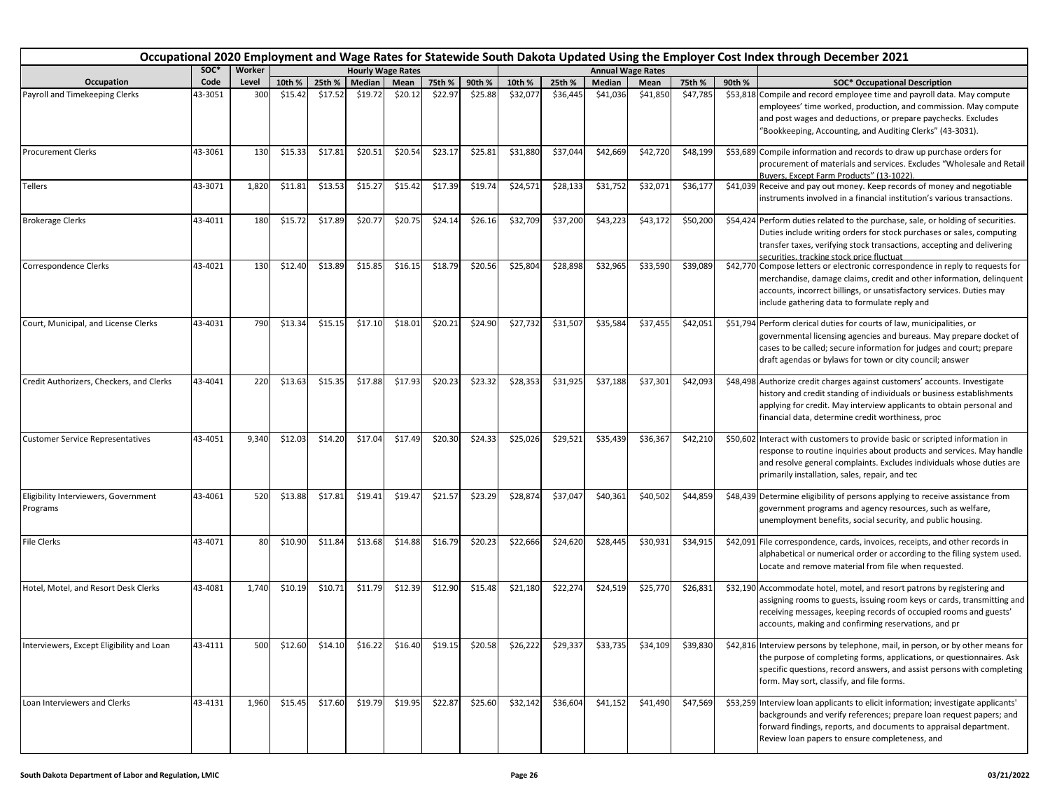## Occupational 2020 Employment and Wage Rates for Statewide South Dakota Updated Using the Employer Cost Index through December 2021

| Occupation | SOC* Code | Worker Level | Hourly Wage Rates 10th % | 25th % | Median | Mean | 75th % | 90th % | Annual Wage Rates 10th % | 25th % | Median | Mean | 75th % | 90th % | SOC* Occupational Description |
|---|---|---|---|---|---|---|---|---|---|---|---|---|---|---|---|
| Payroll and Timekeeping Clerks | 43-3051 | 300 | $15.42 | $17.52 | $19.72 | $20.12 | $22.97 | $25.88 | $32,077 | $36,445 | $41,036 | $41,850 | $47,785 | $53,818 | Compile and record employee time and payroll data. May compute employees' time worked, production, and commission. May compute and post wages and deductions, or prepare paychecks. Excludes "Bookkeeping, Accounting, and Auditing Clerks" (43-3031). |
| Procurement Clerks | 43-3061 | 130 | $15.33 | $17.81 | $20.51 | $20.54 | $23.17 | $25.81 | $31,880 | $37,044 | $42,669 | $42,720 | $48,199 | $53,689 | Compile information and records to draw up purchase orders for procurement of materials and services. Excludes "Wholesale and Retail Buyers, Except Farm Products" (13-1022). |
| Tellers | 43-3071 | 1,820 | $11.81 | $13.53 | $15.27 | $15.42 | $17.39 | $19.74 | $24,571 | $28,133 | $31,752 | $32,071 | $36,177 | $41,039 | Receive and pay out money. Keep records of money and negotiable instruments involved in a financial institution's various transactions. |
| Brokerage Clerks | 43-4011 | 180 | $15.72 | $17.89 | $20.77 | $20.75 | $24.14 | $26.16 | $32,709 | $37,200 | $43,223 | $43,172 | $50,200 | $54,424 | Perform duties related to the purchase, sale, or holding of securities. Duties include writing orders for stock purchases or sales, computing transfer taxes, verifying stock transactions, accepting and delivering securities, tracking stock price fluctuat |
| Correspondence Clerks | 43-4021 | 130 | $12.40 | $13.89 | $15.85 | $16.15 | $18.79 | $20.56 | $25,804 | $28,898 | $32,965 | $33,590 | $39,089 | $42,770 | Compose letters or electronic correspondence in reply to requests for merchandise, damage claims, credit and other information, delinquent accounts, incorrect billings, or unsatisfactory services. Duties may include gathering data to formulate reply and |
| Court, Municipal, and License Clerks | 43-4031 | 790 | $13.34 | $15.15 | $17.10 | $18.01 | $20.21 | $24.90 | $27,732 | $31,507 | $35,584 | $37,455 | $42,051 | $51,794 | Perform clerical duties for courts of law, municipalities, or governmental licensing agencies and bureaus. May prepare docket of cases to be called; secure information for judges and court; prepare draft agendas or bylaws for town or city council; answer |
| Credit Authorizers, Checkers, and Clerks | 43-4041 | 220 | $13.63 | $15.35 | $17.88 | $17.93 | $20.23 | $23.32 | $28,353 | $31,925 | $37,188 | $37,301 | $42,093 | $48,498 | Authorize credit charges against customers' accounts. Investigate history and credit standing of individuals or business establishments applying for credit. May interview applicants to obtain personal and financial data, determine credit worthiness, proc |
| Customer Service Representatives | 43-4051 | 9,340 | $12.03 | $14.20 | $17.04 | $17.49 | $20.30 | $24.33 | $25,026 | $29,521 | $35,439 | $36,367 | $42,210 | $50,602 | Interact with customers to provide basic or scripted information in response to routine inquiries about products and services. May handle and resolve general complaints. Excludes individuals whose duties are primarily installation, sales, repair, and tec |
| Eligibility Interviewers, Government Programs | 43-4061 | 520 | $13.88 | $17.81 | $19.41 | $19.47 | $21.57 | $23.29 | $28,874 | $37,047 | $40,361 | $40,502 | $44,859 | $48,439 | Determine eligibility of persons applying to receive assistance from government programs and agency resources, such as welfare, unemployment benefits, social security, and public housing. |
| File Clerks | 43-4071 | 80 | $10.90 | $11.84 | $13.68 | $14.88 | $16.79 | $20.23 | $22,666 | $24,620 | $28,445 | $30,931 | $34,915 | $42,091 | File correspondence, cards, invoices, receipts, and other records in alphabetical or numerical order or according to the filing system used. Locate and remove material from file when requested. |
| Hotel, Motel, and Resort Desk Clerks | 43-4081 | 1,740 | $10.19 | $10.71 | $11.79 | $12.39 | $12.90 | $15.48 | $21,180 | $22,274 | $24,519 | $25,770 | $26,831 | $32,190 | Accommodate hotel, motel, and resort patrons by registering and assigning rooms to guests, issuing room keys or cards, transmitting and receiving messages, keeping records of occupied rooms and guests' accounts, making and confirming reservations, and pr |
| Interviewers, Except Eligibility and Loan | 43-4111 | 500 | $12.60 | $14.10 | $16.22 | $16.40 | $19.15 | $20.58 | $26,222 | $29,337 | $33,735 | $34,109 | $39,830 | $42,816 | Interview persons by telephone, mail, in person, or by other means for the purpose of completing forms, applications, or questionnaires. Ask specific questions, record answers, and assist persons with completing form. May sort, classify, and file forms. |
| Loan Interviewers and Clerks | 43-4131 | 1,960 | $15.45 | $17.60 | $19.79 | $19.95 | $22.87 | $25.60 | $32,142 | $36,604 | $41,152 | $41,490 | $47,569 | $53,259 | Interview loan applicants to elicit information; investigate applicants' backgrounds and verify references; prepare loan request papers; and forward findings, reports, and documents to appraisal department. Review loan papers to ensure completeness, and |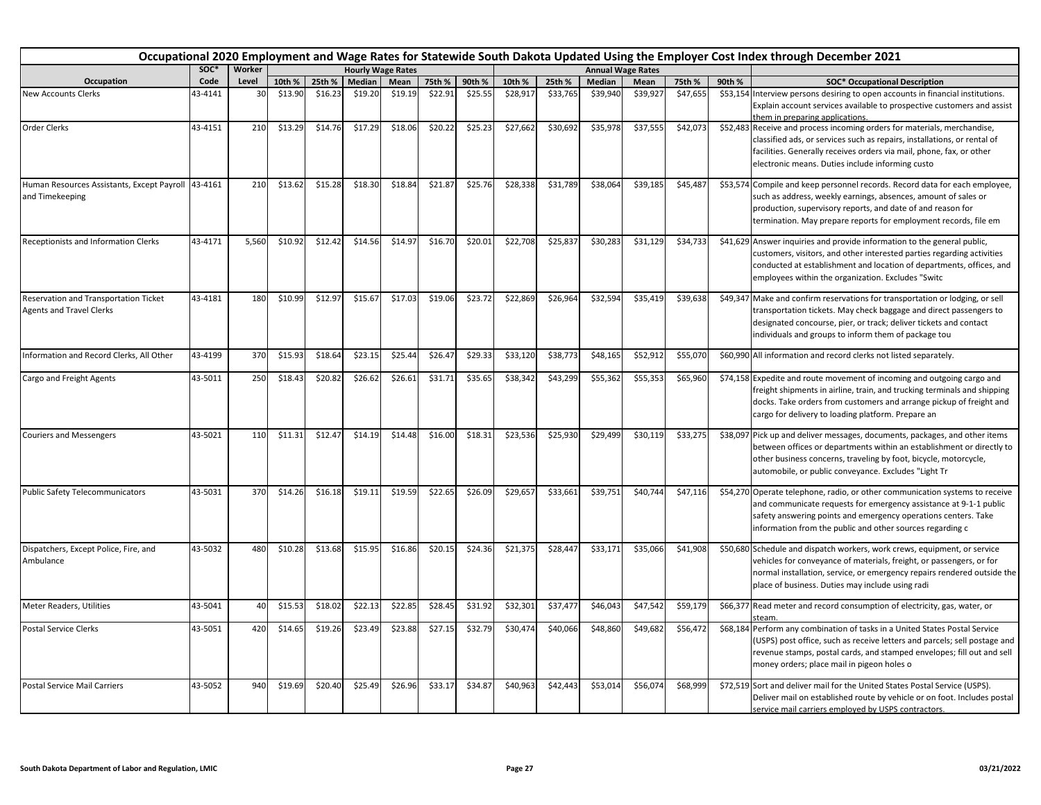# Occupational 2020 Employment and Wage Rates for Statewide South Dakota Updated Using the Employer Cost Index through December 2021

| Occupation | SOC* Code | Worker Level | Hourly Wage Rates | | | | | | Annual Wage Rates | | | | | | SOC* Occupational Description |
|---|---|---|---|---|---|---|---|---|---|---|---|---|---|---|---|
| | | | 10th % | 25th % | Median | Mean | 75th % | 90th % | 10th % | 25th % | Median | Mean | 75th % | 90th % | |
| New Accounts Clerks | 43-4141 | 30 | $13.90 | $16.23 | $19.20 | $19.19 | $22.91 | $25.55 | $28,917 | $33,765 | $39,940 | $39,927 | $47,655 | $53,154 | Interview persons desiring to open accounts in financial institutions. Explain account services available to prospective customers and assist them in preparing applications. |
| Order Clerks | 43-4151 | 210 | $13.29 | $14.76 | $17.29 | $18.06 | $20.22 | $25.23 | $27,662 | $30,692 | $35,978 | $37,555 | $42,073 | $52,483 | Receive and process incoming orders for materials, merchandise, classified ads, or services such as repairs, installations, or rental of facilities. Generally receives orders via mail, phone, fax, or other electronic means. Duties include informing custo |
| Human Resources Assistants, Except Payroll and Timekeeping | 43-4161 | 210 | $13.62 | $15.28 | $18.30 | $18.84 | $21.87 | $25.76 | $28,338 | $31,789 | $38,064 | $39,185 | $45,487 | $53,574 | Compile and keep personnel records. Record data for each employee, such as address, weekly earnings, absences, amount of sales or production, supervisory reports, and date of and reason for termination. May prepare reports for employment records, file em |
| Receptionists and Information Clerks | 43-4171 | 5,560 | $10.92 | $12.42 | $14.56 | $14.97 | $16.70 | $20.01 | $22,708 | $25,837 | $30,283 | $31,129 | $34,733 | $41,629 | Answer inquiries and provide information to the general public, customers, visitors, and other interested parties regarding activities conducted at establishment and location of departments, offices, and employees within the organization. Excludes "Switc |
| Reservation and Transportation Ticket Agents and Travel Clerks | 43-4181 | 180 | $10.99 | $12.97 | $15.67 | $17.03 | $19.06 | $23.72 | $22,869 | $26,964 | $32,594 | $35,419 | $39,638 | $49,347 | Make and confirm reservations for transportation or lodging, or sell transportation tickets. May check baggage and direct passengers to designated concourse, pier, or track; deliver tickets and contact individuals and groups to inform them of package tou |
| Information and Record Clerks, All Other | 43-4199 | 370 | $15.93 | $18.64 | $23.15 | $25.44 | $26.47 | $29.33 | $33,120 | $38,773 | $48,165 | $52,912 | $55,070 | $60,990 | All information and record clerks not listed separately. |
| Cargo and Freight Agents | 43-5011 | 250 | $18.43 | $20.82 | $26.62 | $26.61 | $31.71 | $35.65 | $38,342 | $43,299 | $55,362 | $55,353 | $65,960 | $74,158 | Expedite and route movement of incoming and outgoing cargo and freight shipments in airline, train, and trucking terminals and shipping docks. Take orders from customers and arrange pickup of freight and cargo for delivery to loading platform. Prepare an |
| Couriers and Messengers | 43-5021 | 110 | $11.31 | $12.47 | $14.19 | $14.48 | $16.00 | $18.31 | $23,536 | $25,930 | $29,499 | $30,119 | $33,275 | $38,097 | Pick up and deliver messages, documents, packages, and other items between offices or departments within an establishment or directly to other business concerns, traveling by foot, bicycle, motorcycle, automobile, or public conveyance. Excludes "Light Tr |
| Public Safety Telecommunicators | 43-5031 | 370 | $14.26 | $16.18 | $19.11 | $19.59 | $22.65 | $26.09 | $29,657 | $33,661 | $39,751 | $40,744 | $47,116 | $54,270 | Operate telephone, radio, or other communication systems to receive and communicate requests for emergency assistance at 9-1-1 public safety answering points and emergency operations centers. Take information from the public and other sources regarding c |
| Dispatchers, Except Police, Fire, and Ambulance | 43-5032 | 480 | $10.28 | $13.68 | $15.95 | $16.86 | $20.15 | $24.36 | $21,375 | $28,447 | $33,171 | $35,066 | $41,908 | $50,680 | Schedule and dispatch workers, work crews, equipment, or service vehicles for conveyance of materials, freight, or passengers, or for normal installation, service, or emergency repairs rendered outside the place of business. Duties may include using radi |
| Meter Readers, Utilities | 43-5041 | 40 | $15.53 | $18.02 | $22.13 | $22.85 | $28.45 | $31.92 | $32,301 | $37,477 | $46,043 | $47,542 | $59,179 | $66,377 | Read meter and record consumption of electricity, gas, water, or steam. |
| Postal Service Clerks | 43-5051 | 420 | $14.65 | $19.26 | $23.49 | $23.88 | $27.15 | $32.79 | $30,474 | $40,066 | $48,860 | $49,682 | $56,472 | $68,184 | Perform any combination of tasks in a United States Postal Service (USPS) post office, such as receive letters and parcels; sell postage and revenue stamps, postal cards, and stamped envelopes; fill out and sell money orders; place mail in pigeon holes o |
| Postal Service Mail Carriers | 43-5052 | 940 | $19.69 | $20.40 | $25.49 | $26.96 | $33.17 | $34.87 | $40,963 | $42,443 | $53,014 | $56,074 | $68,999 | $72,519 | Sort and deliver mail for the United States Postal Service (USPS). Deliver mail on established route by vehicle or on foot. Includes postal service mail carriers employed by USPS contractors. |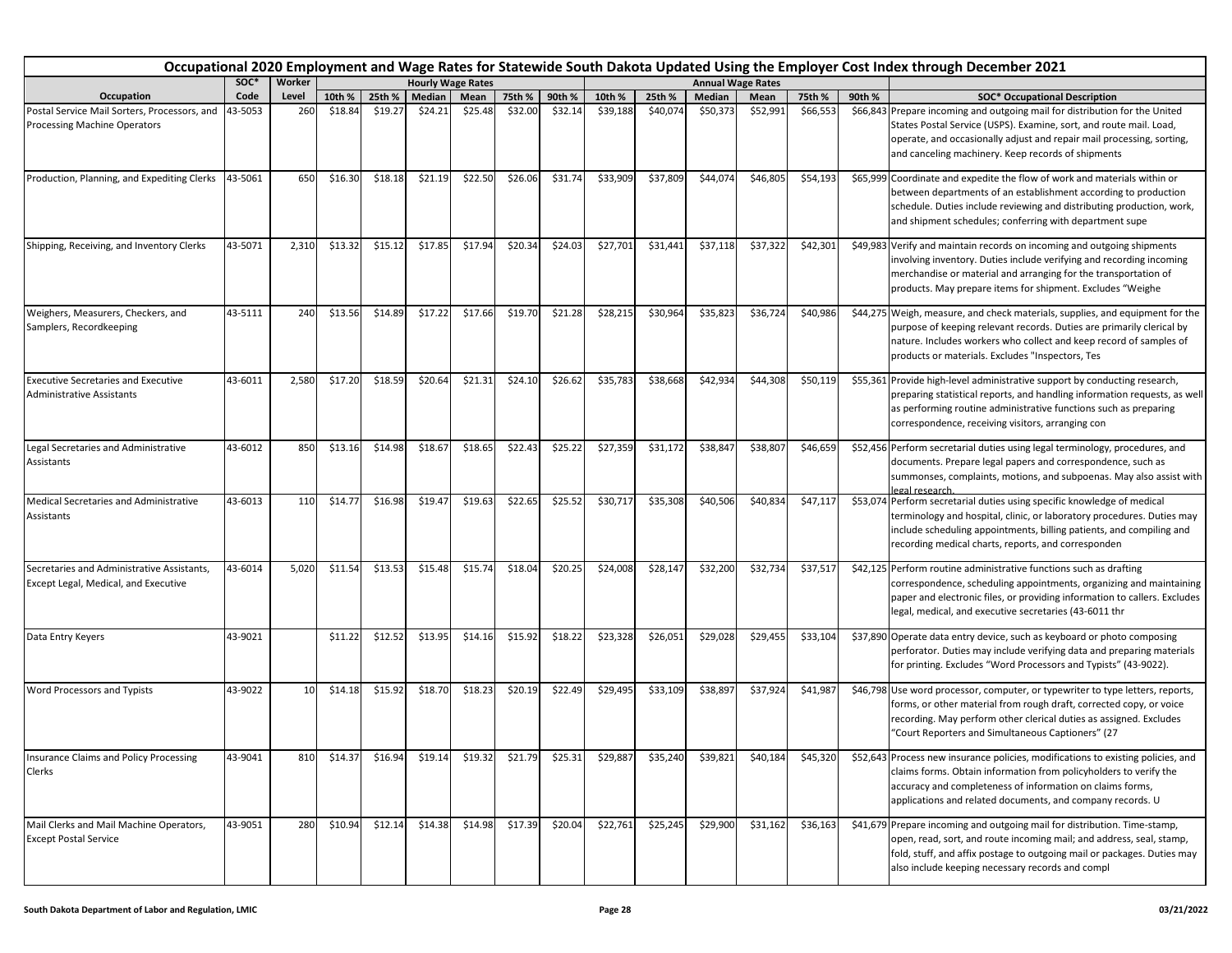# Occupational 2020 Employment and Wage Rates for Statewide South Dakota Updated Using the Employer Cost Index through December 2021

| Occupation | SOC* Code | Worker Level | Hourly Wage Rates 10th % | 25th % | Median | Mean | 75th % | 90th % | Annual Wage Rates 10th % | 25th % | Median | Mean | 75th % | 90th % | SOC* Occupational Description |
|---|---|---|---|---|---|---|---|---|---|---|---|---|---|---|---|
| Postal Service Mail Sorters, Processors, and Processing Machine Operators | 43-5053 | 260 | $18.84 | $19.27 | $24.21 | $25.48 | $32.00 | $32.14 | $39,188 | $40,074 | $50,373 | $52,991 | $66,553 | $66,843 | Prepare incoming and outgoing mail for distribution for the United States Postal Service (USPS). Examine, sort, and route mail. Load, operate, and occasionally adjust and repair mail processing, sorting, and canceling machinery. Keep records of shipments |
| Production, Planning, and Expediting Clerks | 43-5061 | 650 | $16.30 | $18.18 | $21.19 | $22.50 | $26.06 | $31.74 | $33,909 | $37,809 | $44,074 | $46,805 | $54,193 | $65,999 | Coordinate and expedite the flow of work and materials within or between departments of an establishment according to production schedule. Duties include reviewing and distributing production, work, and shipment schedules; conferring with department supe |
| Shipping, Receiving, and Inventory Clerks | 43-5071 | 2,310 | $13.32 | $15.12 | $17.85 | $17.94 | $20.34 | $24.03 | $27,701 | $31,441 | $37,118 | $37,322 | $42,301 | $49,983 | Verify and maintain records on incoming and outgoing shipments involving inventory. Duties include verifying and recording incoming merchandise or material and arranging for the transportation of products. May prepare items for shipment. Excludes "Weighe |
| Weighers, Measurers, Checkers, and Samplers, Recordkeeping | 43-5111 | 240 | $13.56 | $14.89 | $17.22 | $17.66 | $19.70 | $21.28 | $28,215 | $30,964 | $35,823 | $36,724 | $40,986 | $44,275 | Weigh, measure, and check materials, supplies, and equipment for the purpose of keeping relevant records. Duties are primarily clerical by nature. Includes workers who collect and keep record of samples of products or materials. Excludes "Inspectors, Tes |
| Executive Secretaries and Executive Administrative Assistants | 43-6011 | 2,580 | $17.20 | $18.59 | $20.64 | $21.31 | $24.10 | $26.62 | $35,783 | $38,668 | $42,934 | $44,308 | $50,119 | $55,361 | Provide high-level administrative support by conducting research, preparing statistical reports, and handling information requests, as well as performing routine administrative functions such as preparing correspondence, receiving visitors, arranging con |
| Legal Secretaries and Administrative Assistants | 43-6012 | 850 | $13.16 | $14.98 | $18.67 | $18.65 | $22.43 | $25.22 | $27,359 | $31,172 | $38,847 | $38,807 | $46,659 | $52,456 | Perform secretarial duties using legal terminology, procedures, and documents. Prepare legal papers and correspondence, such as summonses, complaints, motions, and subpoenas. May also assist with legal research. |
| Medical Secretaries and Administrative Assistants | 43-6013 | 110 | $14.77 | $16.98 | $19.47 | $19.63 | $22.65 | $25.52 | $30,717 | $35,308 | $40,506 | $40,834 | $47,117 | $53,074 | Perform secretarial duties using specific knowledge of medical terminology and hospital, clinic, or laboratory procedures. Duties may include scheduling appointments, billing patients, and compiling and recording medical charts, reports, and corresponden |
| Secretaries and Administrative Assistants, Except Legal, Medical, and Executive | 43-6014 | 5,020 | $11.54 | $13.53 | $15.48 | $15.74 | $18.04 | $20.25 | $24,008 | $28,147 | $32,200 | $32,734 | $37,517 | $42,125 | Perform routine administrative functions such as drafting correspondence, scheduling appointments, organizing and maintaining paper and electronic files, or providing information to callers. Excludes legal, medical, and executive secretaries (43-6011 thr |
| Data Entry Keyers | 43-9021 | | $11.22 | $12.52 | $13.95 | $14.16 | $15.92 | $18.22 | $23,328 | $26,051 | $29,028 | $29,455 | $33,104 | $37,890 | Operate data entry device, such as keyboard or photo composing perforator. Duties may include verifying data and preparing materials for printing. Excludes "Word Processors and Typists" (43-9022). |
| Word Processors and Typists | 43-9022 | 10 | $14.18 | $15.92 | $18.70 | $18.23 | $20.19 | $22.49 | $29,495 | $33,109 | $38,897 | $37,924 | $41,987 | $46,798 | Use word processor, computer, or typewriter to type letters, reports, forms, or other material from rough draft, corrected copy, or voice recording. May perform other clerical duties as assigned. Excludes "Court Reporters and Simultaneous Captioners" (27 |
| Insurance Claims and Policy Processing Clerks | 43-9041 | 810 | $14.37 | $16.94 | $19.14 | $19.32 | $21.79 | $25.31 | $29,887 | $35,240 | $39,821 | $40,184 | $45,320 | $52,643 | Process new insurance policies, modifications to existing policies, and claims forms. Obtain information from policyholders to verify the accuracy and completeness of information on claims forms, applications and related documents, and company records. U |
| Mail Clerks and Mail Machine Operators, Except Postal Service | 43-9051 | 280 | $10.94 | $12.14 | $14.38 | $14.98 | $17.39 | $20.04 | $22,761 | $25,245 | $29,900 | $31,162 | $36,163 | $41,679 | Prepare incoming and outgoing mail for distribution. Time-stamp, open, read, sort, and route incoming mail; and address, seal, stamp, fold, stuff, and affix postage to outgoing mail or packages. Duties may also include keeping necessary records and compl |

South Dakota Department of Labor and Regulation, LMIC — 03/21/2022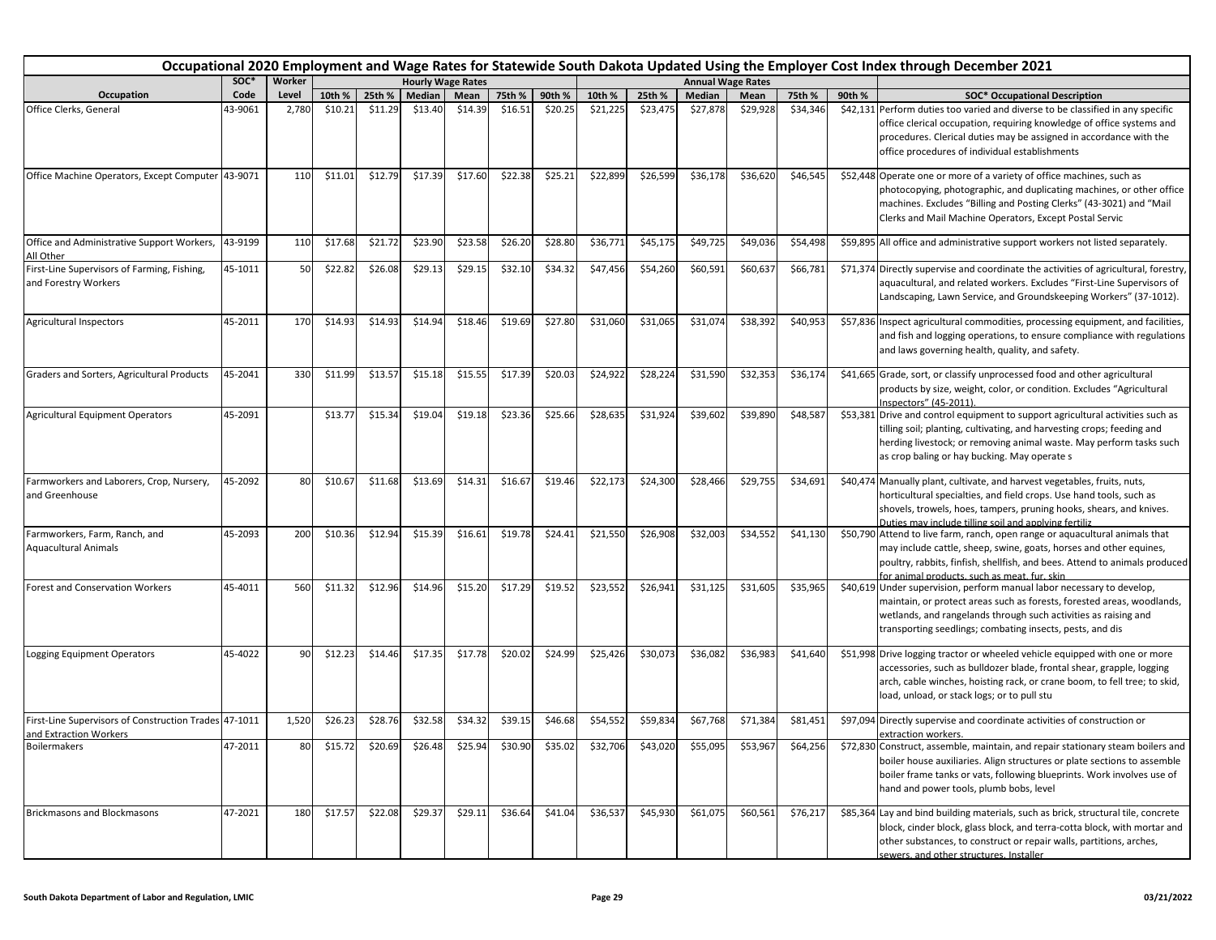## Occupational 2020 Employment and Wage Rates for Statewide South Dakota Updated Using the Employer Cost Index through December 2021

| Occupation | SOC* Code | Worker Level | Hourly Wage Rates 10th % | 25th % | Median | Mean | 75th % | 90th % | Annual Wage Rates 10th % | 25th % | Median | Mean | 75th % | 90th % | SOC* Occupational Description |
|---|---|---|---|---|---|---|---|---|---|---|---|---|---|---|---|
| Office Clerks, General | 43-9061 | 2,780 | $10.21 | $11.29 | $13.40 | $14.39 | $16.51 | $20.25 | $21,225 | $23,475 | $27,878 | $29,928 | $34,346 | $42,131 | Perform duties too varied and diverse to be classified in any specific office clerical occupation, requiring knowledge of office systems and procedures. Clerical duties may be assigned in accordance with the office procedures of individual establishments |
| Office Machine Operators, Except Computer | 43-9071 | 110 | $11.01 | $12.79 | $17.39 | $17.60 | $22.38 | $25.21 | $22,899 | $26,599 | $36,178 | $36,620 | $46,545 | $52,448 | Operate one or more of a variety of office machines, such as photocopying, photographic, and duplicating machines, or other office machines. Excludes "Billing and Posting Clerks" (43-3021) and "Mail Clerks and Mail Machine Operators, Except Postal Servic |
| Office and Administrative Support Workers, All Other | 43-9199 | 110 | $17.68 | $21.72 | $23.90 | $23.58 | $26.20 | $28.80 | $36,771 | $45,175 | $49,725 | $49,036 | $54,498 | $59,895 | All office and administrative support workers not listed separately. |
| First-Line Supervisors of Farming, Fishing, and Forestry Workers | 45-1011 | 50 | $22.82 | $26.08 | $29.13 | $29.15 | $32.10 | $34.32 | $47,456 | $54,260 | $60,591 | $60,637 | $66,781 | $71,374 | Directly supervise and coordinate the activities of agricultural, forestry, aquacultural, and related workers. Excludes "First-Line Supervisors of Landscaping, Lawn Service, and Groundskeeping Workers" (37-1012). |
| Agricultural Inspectors | 45-2011 | 170 | $14.93 | $14.93 | $14.94 | $18.46 | $19.69 | $27.80 | $31,060 | $31,065 | $31,074 | $38,392 | $40,953 | $57,836 | Inspect agricultural commodities, processing equipment, and facilities, and fish and logging operations, to ensure compliance with regulations and laws governing health, quality, and safety. |
| Graders and Sorters, Agricultural Products | 45-2041 | 330 | $11.99 | $13.57 | $15.18 | $15.55 | $17.39 | $20.03 | $24,922 | $28,224 | $31,590 | $32,353 | $36,174 | $41,665 | Grade, sort, or classify unprocessed food and other agricultural products by size, weight, color, or condition. Excludes "Agricultural Inspectors" (45-2011). |
| Agricultural Equipment Operators | 45-2091 | | $13.77 | $15.34 | $19.04 | $19.18 | $23.36 | $25.66 | $28,635 | $31,924 | $39,602 | $39,890 | $48,587 | $53,381 | Drive and control equipment to support agricultural activities such as tilling soil; planting, cultivating, and harvesting crops; feeding and herding livestock; or removing animal waste. May perform tasks such as crop baling or hay bucking. May operate s |
| Farmworkers and Laborers, Crop, Nursery, and Greenhouse | 45-2092 | 80 | $10.67 | $11.68 | $13.69 | $14.31 | $16.67 | $19.46 | $22,173 | $24,300 | $28,466 | $29,755 | $34,691 | $40,474 | Manually plant, cultivate, and harvest vegetables, fruits, nuts, horticultural specialties, and field crops. Use hand tools, such as shovels, trowels, hoes, tampers, pruning hooks, shears, and knives. Duties may include tilling soil and applying fertiliz |
| Farmworkers, Farm, Ranch, and Aquacultural Animals | 45-2093 | 200 | $10.36 | $12.94 | $15.39 | $16.61 | $19.78 | $24.41 | $21,550 | $26,908 | $32,003 | $34,552 | $41,130 | $50,790 | Attend to live farm, ranch, open range or aquacultural animals that may include cattle, sheep, swine, goats, horses and other equines, poultry, rabbits, finfish, shellfish, and bees. Attend to animals produced for animal products, such as meat, fur, skin |
| Forest and Conservation Workers | 45-4011 | 560 | $11.32 | $12.96 | $14.96 | $15.20 | $17.29 | $19.52 | $23,552 | $26,941 | $31,125 | $31,605 | $35,965 | $40,619 | Under supervision, perform manual labor necessary to develop, maintain, or protect areas such as forests, forested areas, woodlands, wetlands, and rangelands through such activities as raising and transporting seedlings; combating insects, pests, and dis |
| Logging Equipment Operators | 45-4022 | 90 | $12.23 | $14.46 | $17.35 | $17.78 | $20.02 | $24.99 | $25,426 | $30,073 | $36,082 | $36,983 | $41,640 | $51,998 | Drive logging tractor or wheeled vehicle equipped with one or more accessories, such as bulldozer blade, frontal shear, grapple, logging arch, cable winches, hoisting rack, or crane boom, to fell tree; to skid, load, unload, or stack logs; or to pull stu |
| First-Line Supervisors of Construction Trades and Extraction Workers | 47-1011 | 1,520 | $26.23 | $28.76 | $32.58 | $34.32 | $39.15 | $46.68 | $54,552 | $59,834 | $67,768 | $71,384 | $81,451 | $97,094 | Directly supervise and coordinate activities of construction or extraction workers. |
| Boilermakers | 47-2011 | 80 | $15.72 | $20.69 | $26.48 | $25.94 | $30.90 | $35.02 | $32,706 | $43,020 | $55,095 | $53,967 | $64,256 | $72,830 | Construct, assemble, maintain, and repair stationary steam boilers and boiler house auxiliaries. Align structures or plate sections to assemble boiler frame tanks or vats, following blueprints. Work involves use of hand and power tools, plumb bobs, level |
| Brickmasons and Blockmasons | 47-2021 | 180 | $17.57 | $22.08 | $29.37 | $29.11 | $36.64 | $41.04 | $36,537 | $45,930 | $61,075 | $60,561 | $76,217 | $85,364 | Lay and bind building materials, such as brick, structural tile, concrete block, cinder block, glass block, and terra-cotta block, with mortar and other substances, to construct or repair walls, partitions, arches, sewers, and other structures. Installer |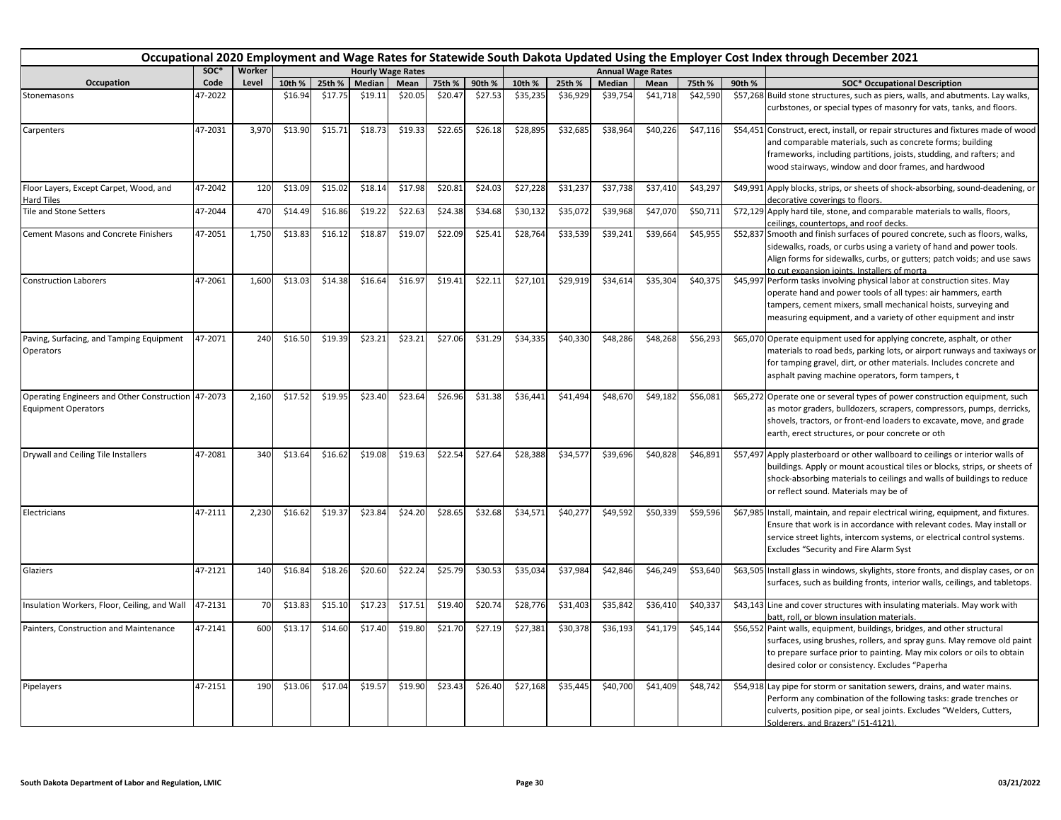# Occupational 2020 Employment and Wage Rates for Statewide South Dakota Updated Using the Employer Cost Index through December 2021

| Occupation | SOC* Code | Worker Level | Hourly Wage Rates | | | | | | Annual Wage Rates | | | | | | SOC* Occupational Description |
|---|---|---|---|---|---|---|---|---|---|---|---|---|---|---|---|
| | | | 10th % | 25th % | Median | Mean | 75th % | 90th % | 10th % | 25th % | Median | Mean | 75th % | 90th % | |
| Stonemasons | 47-2022 | | $16.94 | $17.75 | $19.11 | $20.05 | $20.47 | $27.53 | $35,235 | $36,929 | $39,754 | $41,718 | $42,590 | $57,268 | Build stone structures, such as piers, walls, and abutments. Lay walks, curbstones, or special types of masonry for vats, tanks, and floors. |
| Carpenters | 47-2031 | 3,970 | $13.90 | $15.71 | $18.73 | $19.33 | $22.65 | $26.18 | $28,895 | $32,685 | $38,964 | $40,226 | $47,116 | $54,451 | Construct, erect, install, or repair structures and fixtures made of wood and comparable materials, such as concrete forms; building frameworks, including partitions, joists, studding, and rafters; and wood stairways, window and door frames, and hardwood |
| Floor Layers, Except Carpet, Wood, and Hard Tiles | 47-2042 | 120 | $13.09 | $15.02 | $18.14 | $17.98 | $20.81 | $24.03 | $27,228 | $31,237 | $37,738 | $37,410 | $43,297 | $49,991 | Apply blocks, strips, or sheets of shock-absorbing, sound-deadening, or decorative coverings to floors. |
| Tile and Stone Setters | 47-2044 | 470 | $14.49 | $16.86 | $19.22 | $22.63 | $24.38 | $34.68 | $30,132 | $35,072 | $39,968 | $47,070 | $50,711 | $72,129 | Apply hard tile, stone, and comparable materials to walls, floors, ceilings, countertops, and roof decks. |
| Cement Masons and Concrete Finishers | 47-2051 | 1,750 | $13.83 | $16.12 | $18.87 | $19.07 | $22.09 | $25.41 | $28,764 | $33,539 | $39,241 | $39,664 | $45,955 | $52,837 | Smooth and finish surfaces of poured concrete, such as floors, walks, sidewalks, roads, or curbs using a variety of hand and power tools. Align forms for sidewalks, curbs, or gutters; patch voids; and use saws to cut expansion joints. Installers of morta |
| Construction Laborers | 47-2061 | 1,600 | $13.03 | $14.38 | $16.64 | $16.97 | $19.41 | $22.11 | $27,101 | $29,919 | $34,614 | $35,304 | $40,375 | $45,997 | Perform tasks involving physical labor at construction sites. May operate hand and power tools of all types: air hammers, earth tampers, cement mixers, small mechanical hoists, surveying and measuring equipment, and a variety of other equipment and instr |
| Paving, Surfacing, and Tamping Equipment Operators | 47-2071 | 240 | $16.50 | $19.39 | $23.21 | $23.21 | $27.06 | $31.29 | $34,335 | $40,330 | $48,286 | $48,268 | $56,293 | $65,070 | Operate equipment used for applying concrete, asphalt, or other materials to road beds, parking lots, or airport runways and taxiways or for tamping gravel, dirt, or other materials. Includes concrete and asphalt paving machine operators, form tampers, t |
| Operating Engineers and Other Construction Equipment Operators | 47-2073 | 2,160 | $17.52 | $19.95 | $23.40 | $23.64 | $26.96 | $31.38 | $36,441 | $41,494 | $48,670 | $49,182 | $56,081 | $65,272 | Operate one or several types of power construction equipment, such as motor graders, bulldozers, scrapers, compressors, pumps, derricks, shovels, tractors, or front-end loaders to excavate, move, and grade earth, erect structures, or pour concrete or oth |
| Drywall and Ceiling Tile Installers | 47-2081 | 340 | $13.64 | $16.62 | $19.08 | $19.63 | $22.54 | $27.64 | $28,388 | $34,577 | $39,696 | $40,828 | $46,891 | $57,497 | Apply plasterboard or other wallboard to ceilings or interior walls of buildings. Apply or mount acoustical tiles or blocks, strips, or sheets of shock-absorbing materials to ceilings and walls of buildings to reduce or reflect sound. Materials may be of |
| Electricians | 47-2111 | 2,230 | $16.62 | $19.37 | $23.84 | $24.20 | $28.65 | $32.68 | $34,571 | $40,277 | $49,592 | $50,339 | $59,596 | $67,985 | Install, maintain, and repair electrical wiring, equipment, and fixtures. Ensure that work is in accordance with relevant codes. May install or service street lights, intercom systems, or electrical control systems. Excludes "Security and Fire Alarm Syst |
| Glaziers | 47-2121 | 140 | $16.84 | $18.26 | $20.60 | $22.24 | $25.79 | $30.53 | $35,034 | $37,984 | $42,846 | $46,249 | $53,640 | $63,505 | Install glass in windows, skylights, store fronts, and display cases, or on surfaces, such as building fronts, interior walls, ceilings, and tabletops. |
| Insulation Workers, Floor, Ceiling, and Wall | 47-2131 | 70 | $13.83 | $15.10 | $17.23 | $17.51 | $19.40 | $20.74 | $28,776 | $31,403 | $35,842 | $36,410 | $40,337 | $43,143 | Line and cover structures with insulating materials. May work with batt, roll, or blown insulation materials. |
| Painters, Construction and Maintenance | 47-2141 | 600 | $13.17 | $14.60 | $17.40 | $19.80 | $21.70 | $27.19 | $27,381 | $30,378 | $36,193 | $41,179 | $45,144 | $56,552 | Paint walls, equipment, buildings, bridges, and other structural surfaces, using brushes, rollers, and spray guns. May remove old paint to prepare surface prior to painting. May mix colors or oils to obtain desired color or consistency. Excludes "Paperha |
| Pipelayers | 47-2151 | 190 | $13.06 | $17.04 | $19.57 | $19.90 | $23.43 | $26.40 | $27,168 | $35,445 | $40,700 | $41,409 | $48,742 | $54,918 | Lay pipe for storm or sanitation sewers, drains, and water mains. Perform any combination of the following tasks: grade trenches or culverts, position pipe, or seal joints. Excludes "Welders, Cutters, Solderers, and Brazers" (51-4121). |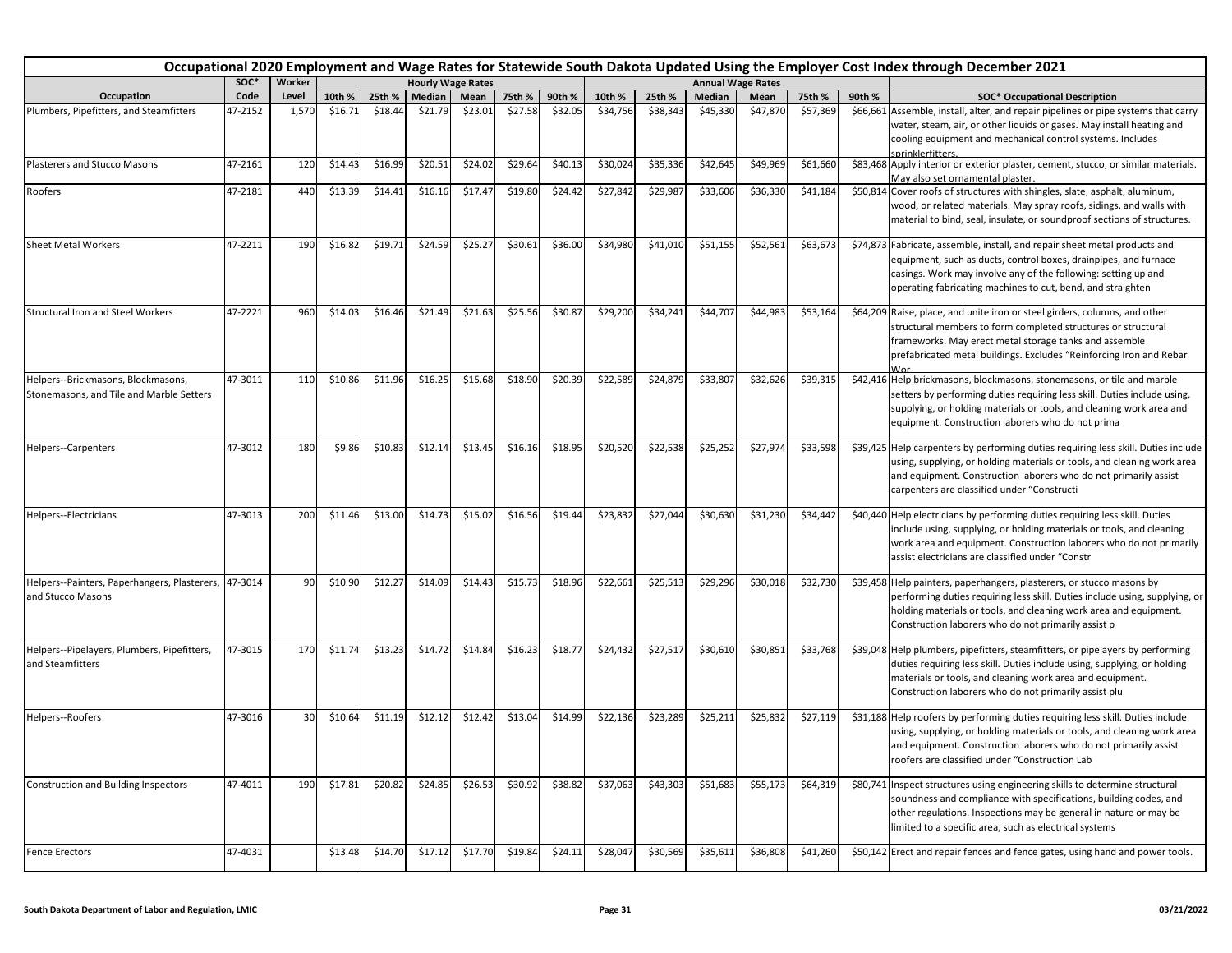## Occupational 2020 Employment and Wage Rates for Statewide South Dakota Updated Using the Employer Cost Index through December 2021

| Occupation | SOC* Code | Worker Level | Hourly Wage Rates | | | | | | Annual Wage Rates | | | | | | SOC* Occupational Description |
|---|---|---|---|---|---|---|---|---|---|---|---|---|---|---|---|
| | | | 10th % | 25th % | Median | Mean | 75th % | 90th % | 10th % | 25th % | Median | Mean | 75th % | 90th % | |
| Plumbers, Pipefitters, and Steamfitters | 47-2152 | 1,570 | $16.71 | $18.44 | $21.79 | $23.01 | $27.58 | $32.05 | $34,756 | $38,343 | $45,330 | $47,870 | $57,369 | $66,661 | Assemble, install, alter, and repair pipelines or pipe systems that carry water, steam, air, or other liquids or gases. May install heating and cooling equipment and mechanical control systems. Includes sprinklerfitters. |
| Plasterers and Stucco Masons | 47-2161 | 120 | $14.43 | $16.99 | $20.51 | $24.02 | $29.64 | $40.13 | $30,024 | $35,336 | $42,645 | $49,969 | $61,660 | $83,468 | Apply interior or exterior plaster, cement, stucco, or similar materials. May also set ornamental plaster. |
| Roofers | 47-2181 | 440 | $13.39 | $14.41 | $16.16 | $17.47 | $19.80 | $24.42 | $27,842 | $29,987 | $33,606 | $36,330 | $41,184 | $50,814 | Cover roofs of structures with shingles, slate, asphalt, aluminum, wood, or related materials. May spray roofs, sidings, and walls with material to bind, seal, insulate, or soundproof sections of structures. |
| Sheet Metal Workers | 47-2211 | 190 | $16.82 | $19.71 | $24.59 | $25.27 | $30.61 | $36.00 | $34,980 | $41,010 | $51,155 | $52,561 | $63,673 | $74,873 | Fabricate, assemble, install, and repair sheet metal products and equipment, such as ducts, control boxes, drainpipes, and furnace casings. Work may involve any of the following: setting up and operating fabricating machines to cut, bend, and straighten |
| Structural Iron and Steel Workers | 47-2221 | 960 | $14.03 | $16.46 | $21.49 | $21.63 | $25.56 | $30.87 | $29,200 | $34,241 | $44,707 | $44,983 | $53,164 | $64,209 | Raise, place, and unite iron or steel girders, columns, and other structural members to form completed structures or structural frameworks. May erect metal storage tanks and assemble prefabricated metal buildings. Excludes "Reinforcing Iron and Rebar Wor |
| Helpers--Brickmasons, Blockmasons, Stonemasons, and Tile and Marble Setters | 47-3011 | 110 | $10.86 | $11.96 | $16.25 | $15.68 | $18.90 | $20.39 | $22,589 | $24,879 | $33,807 | $32,626 | $39,315 | $42,416 | Help brickmasons, blockmasons, stonemasons, or tile and marble setters by performing duties requiring less skill. Duties include using, supplying, or holding materials or tools, and cleaning work area and equipment. Construction laborers who do not prima |
| Helpers--Carpenters | 47-3012 | 180 | $9.86 | $10.83 | $12.14 | $13.45 | $16.16 | $18.95 | $20,520 | $22,538 | $25,252 | $27,974 | $33,598 | $39,425 | Help carpenters by performing duties requiring less skill. Duties include using, supplying, or holding materials or tools, and cleaning work area and equipment. Construction laborers who do not primarily assist carpenters are classified under "Constructi |
| Helpers--Electricians | 47-3013 | 200 | $11.46 | $13.00 | $14.73 | $15.02 | $16.56 | $19.44 | $23,832 | $27,044 | $30,630 | $31,230 | $34,442 | $40,440 | Help electricians by performing duties requiring less skill. Duties include using, supplying, or holding materials or tools, and cleaning work area and equipment. Construction laborers who do not primarily assist electricians are classified under "Constr |
| Helpers--Painters, Paperhangers, Plasterers, and Stucco Masons | 47-3014 | 90 | $10.90 | $12.27 | $14.09 | $14.43 | $15.73 | $18.96 | $22,661 | $25,513 | $29,296 | $30,018 | $32,730 | $39,458 | Help painters, paperhangers, plasterers, or stucco masons by performing duties requiring less skill. Duties include using, supplying, or holding materials or tools, and cleaning work area and equipment. Construction laborers who do not primarily assist p |
| Helpers--Pipelayers, Plumbers, Pipefitters, and Steamfitters | 47-3015 | 170 | $11.74 | $13.23 | $14.72 | $14.84 | $16.23 | $18.77 | $24,432 | $27,517 | $30,610 | $30,851 | $33,768 | $39,048 | Help plumbers, pipefitters, steamfitters, or pipelayers by performing duties requiring less skill. Duties include using, supplying, or holding materials or tools, and cleaning work area and equipment. Construction laborers who do not primarily assist plu |
| Helpers--Roofers | 47-3016 | 30 | $10.64 | $11.19 | $12.12 | $12.42 | $13.04 | $14.99 | $22,136 | $23,289 | $25,211 | $25,832 | $27,119 | $31,188 | Help roofers by performing duties requiring less skill. Duties include using, supplying, or holding materials or tools, and cleaning work area and equipment. Construction laborers who do not primarily assist roofers are classified under "Construction Lab |
| Construction and Building Inspectors | 47-4011 | 190 | $17.81 | $20.82 | $24.85 | $26.53 | $30.92 | $38.82 | $37,063 | $43,303 | $51,683 | $55,173 | $64,319 | $80,741 | Inspect structures using engineering skills to determine structural soundness and compliance with specifications, building codes, and other regulations. Inspections may be general in nature or may be limited to a specific area, such as electrical systems |
| Fence Erectors | 47-4031 | | $13.48 | $14.70 | $17.12 | $17.70 | $19.84 | $24.11 | $28,047 | $30,569 | $35,611 | $36,808 | $41,260 | $50,142 | Erect and repair fences and fence gates, using hand and power tools. |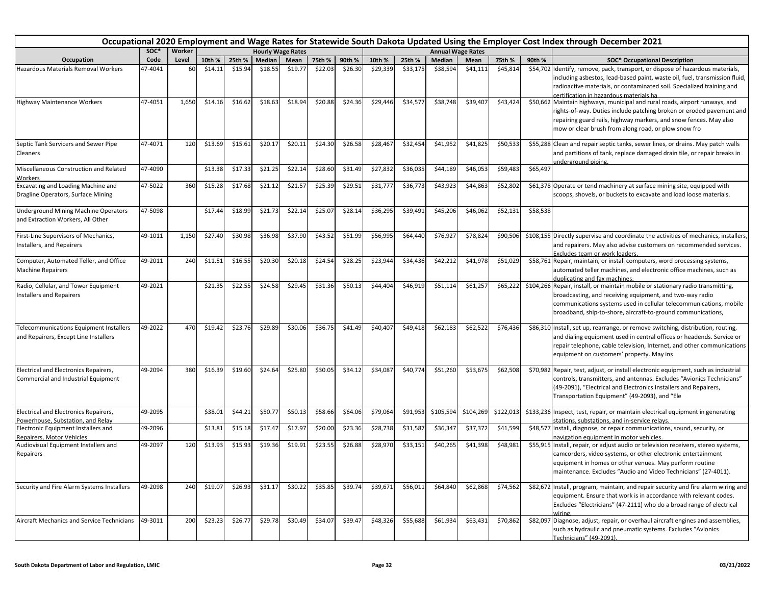# Occupational 2020 Employment and Wage Rates for Statewide South Dakota Updated Using the Employer Cost Index through December 2021

| Occupation | SOC* Code | Worker Level | Hourly Wage Rates 10th % | 25th % | Median | Mean | 75th % | 90th % | Annual Wage Rates 10th % | 25th % | Median | Mean | 75th % | 90th % | SOC* Occupational Description |
|---|---|---|---|---|---|---|---|---|---|---|---|---|---|---|---|
| Hazardous Materials Removal Workers | 47-4041 | 60 | $14.11 | $15.94 | $18.55 | $19.77 | $22.03 | $26.30 | $29,339 | $33,175 | $38,594 | $41,111 | $45,814 | $54,702 | Identify, remove, pack, transport, or dispose of hazardous materials, including asbestos, lead-based paint, waste oil, fuel, transmission fluid, radioactive materials, or contaminated soil. Specialized training and certification in hazardous materials ha |
| Highway Maintenance Workers | 47-4051 | 1,650 | $14.16 | $16.62 | $18.63 | $18.94 | $20.88 | $24.36 | $29,446 | $34,577 | $38,748 | $39,407 | $43,424 | $50,662 | Maintain highways, municipal and rural roads, airport runways, and rights-of-way. Duties include patching broken or eroded pavement and repairing guard rails, highway markers, and snow fences. May also mow or clear brush from along road, or plow snow fro |
| Septic Tank Servicers and Sewer Pipe Cleaners | 47-4071 | 120 | $13.69 | $15.61 | $20.17 | $20.11 | $24.30 | $26.58 | $28,467 | $32,454 | $41,952 | $41,825 | $50,533 | $55,288 | Clean and repair septic tanks, sewer lines, or drains. May patch walls and partitions of tank, replace damaged drain tile, or repair breaks in underground piping. |
| Miscellaneous Construction and Related Workers | 47-4090 | | $13.38 | $17.33 | $21.25 | $22.14 | $28.60 | $31.49 | $27,832 | $36,035 | $44,189 | $46,053 | $59,483 | $65,497 | |
| Excavating and Loading Machine and Dragline Operators, Surface Mining | 47-5022 | 360 | $15.28 | $17.68 | $21.12 | $21.57 | $25.39 | $29.51 | $31,777 | $36,773 | $43,923 | $44,863 | $52,802 | $61,378 | Operate or tend machinery at surface mining site, equipped with scoops, shovels, or buckets to excavate and load loose materials. |
| Underground Mining Machine Operators and Extraction Workers, All Other | 47-5098 | | $17.44 | $18.99 | $21.73 | $22.14 | $25.07 | $28.14 | $36,295 | $39,491 | $45,206 | $46,062 | $52,131 | $58,538 | |
| First-Line Supervisors of Mechanics, Installers, and Repairers | 49-1011 | 1,150 | $27.40 | $30.98 | $36.98 | $37.90 | $43.52 | $51.99 | $56,995 | $64,440 | $76,927 | $78,824 | $90,506 | $108,155 | Directly supervise and coordinate the activities of mechanics, installers, and repairers. May also advise customers on recommended services. Excludes team or work leaders. |
| Computer, Automated Teller, and Office Machine Repairers | 49-2011 | 240 | $11.51 | $16.55 | $20.30 | $20.18 | $24.54 | $28.25 | $23,944 | $34,436 | $42,212 | $41,978 | $51,029 | $58,761 | Repair, maintain, or install computers, word processing systems, automated teller machines, and electronic office machines, such as duplicating and fax machines. |
| Radio, Cellular, and Tower Equipment Installers and Repairers | 49-2021 | | $21.35 | $22.55 | $24.58 | $29.45 | $31.36 | $50.13 | $44,404 | $46,919 | $51,114 | $61,257 | $65,222 | $104,266 | Repair, install, or maintain mobile or stationary radio transmitting, broadcasting, and receiving equipment, and two-way radio communications systems used in cellular telecommunications, mobile broadband, ship-to-shore, aircraft-to-ground communications, |
| Telecommunications Equipment Installers and Repairers, Except Line Installers | 49-2022 | 470 | $19.42 | $23.76 | $29.89 | $30.06 | $36.75 | $41.49 | $40,407 | $49,418 | $62,183 | $62,522 | $76,436 | $86,310 | Install, set up, rearrange, or remove switching, distribution, routing, and dialing equipment used in central offices or headends. Service or repair telephone, cable television, Internet, and other communications equipment on customers' property. May ins |
| Electrical and Electronics Repairers, Commercial and Industrial Equipment | 49-2094 | 380 | $16.39 | $19.60 | $24.64 | $25.80 | $30.05 | $34.12 | $34,087 | $40,774 | $51,260 | $53,675 | $62,508 | $70,982 | Repair, test, adjust, or install electronic equipment, such as industrial controls, transmitters, and antennas. Excludes "Avionics Technicians" (49-2091), "Electrical and Electronics Installers and Repairers, Transportation Equipment" (49-2093), and "Ele |
| Electrical and Electronics Repairers, Powerhouse, Substation, and Relay | 49-2095 | | $38.01 | $44.21 | $50.77 | $50.13 | $58.66 | $64.06 | $79,064 | $91,953 | $105,594 | $104,269 | $122,013 | $133,236 | Inspect, test, repair, or maintain electrical equipment in generating stations, substations, and in-service relays. |
| Electronic Equipment Installers and Repairers, Motor Vehicles | 49-2096 | | $13.81 | $15.18 | $17.47 | $17.97 | $20.00 | $23.36 | $28,738 | $31,587 | $36,347 | $37,372 | $41,599 | $48,577 | Install, diagnose, or repair communications, sound, security, or navigation equipment in motor vehicles. |
| Audiovisual Equipment Installers and Repairers | 49-2097 | 120 | $13.93 | $15.93 | $19.36 | $19.91 | $23.55 | $26.88 | $28,970 | $33,151 | $40,265 | $41,398 | $48,981 | $55,915 | Install, repair, or adjust audio or television receivers, stereo systems, camcorders, video systems, or other electronic entertainment equipment in homes or other venues. May perform routine maintenance. Excludes "Audio and Video Technicians" (27-4011). |
| Security and Fire Alarm Systems Installers | 49-2098 | 240 | $19.07 | $26.93 | $31.17 | $30.22 | $35.85 | $39.74 | $39,671 | $56,011 | $64,840 | $62,868 | $74,562 | $82,672 | Install, program, maintain, and repair security and fire alarm wiring and equipment. Ensure that work is in accordance with relevant codes. Excludes "Electricians" (47-2111) who do a broad range of electrical wiring. |
| Aircraft Mechanics and Service Technicians | 49-3011 | 200 | $23.23 | $26.77 | $29.78 | $30.49 | $34.07 | $39.47 | $48,326 | $55,688 | $61,934 | $63,431 | $70,862 | $82,097 | Diagnose, adjust, repair, or overhaul aircraft engines and assemblies, such as hydraulic and pneumatic systems. Excludes "Avionics Technicians" (49-2091). |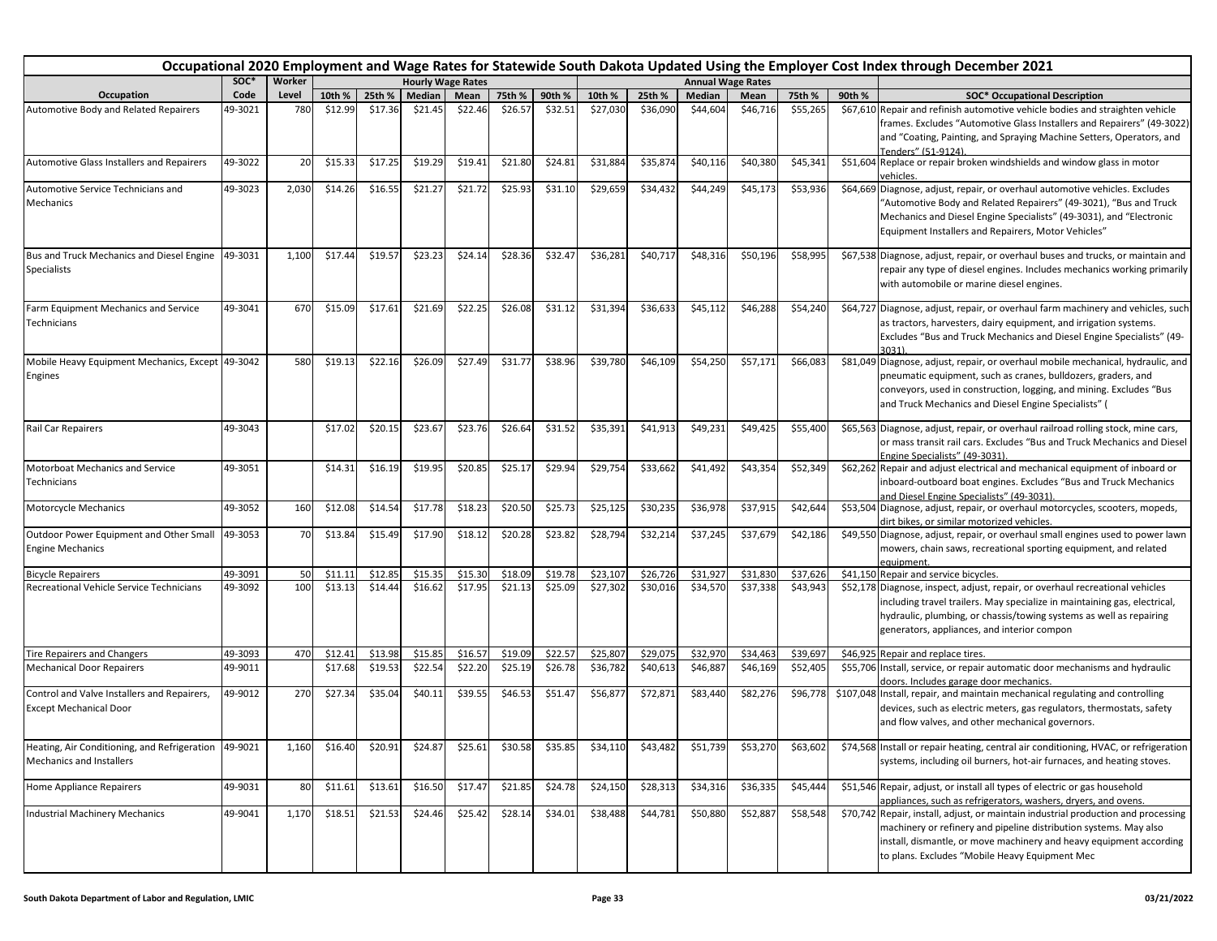# Occupational 2020 Employment and Wage Rates for Statewide South Dakota Updated Using the Employer Cost Index through December 2021

| Occupation | SOC* Code | Worker Level | Hourly Wage Rates 10th % | 25th % | Median | Mean | 75th % | 90th % | Annual Wage Rates 10th % | 25th % | Median | Mean | 75th % | 90th % | SOC* Occupational Description |
|---|---|---|---|---|---|---|---|---|---|---|---|---|---|---|---|
| Automotive Body and Related Repairers | 49-3021 | 780 | $12.99 | $17.36 | $21.45 | $22.46 | $26.57 | $32.51 | $27,030 | $36,090 | $44,604 | $46,716 | $55,265 | $67,610 | Repair and refinish automotive vehicle bodies and straighten vehicle frames. Excludes "Automotive Glass Installers and Repairers" (49-3022) and "Coating, Painting, and Spraying Machine Setters, Operators, and Tenders" (51-9124). |
| Automotive Glass Installers and Repairers | 49-3022 | 20 | $15.33 | $17.25 | $19.29 | $19.41 | $21.80 | $24.81 | $31,884 | $35,874 | $40,116 | $40,380 | $45,341 | $51,604 | Replace or repair broken windshields and window glass in motor vehicles. |
| Automotive Service Technicians and Mechanics | 49-3023 | 2,030 | $14.26 | $16.55 | $21.27 | $21.72 | $25.93 | $31.10 | $29,659 | $34,432 | $44,249 | $45,173 | $53,936 | $64,669 | Diagnose, adjust, repair, or overhaul automotive vehicles. Excludes "Automotive Body and Related Repairers" (49-3021), "Bus and Truck Mechanics and Diesel Engine Specialists" (49-3031), and "Electronic Equipment Installers and Repairers, Motor Vehicles" |
| Bus and Truck Mechanics and Diesel Engine Specialists | 49-3031 | 1,100 | $17.44 | $19.57 | $23.23 | $24.14 | $28.36 | $32.47 | $36,281 | $40,717 | $48,316 | $50,196 | $58,995 | $67,538 | Diagnose, adjust, repair, or overhaul buses and trucks, or maintain and repair any type of diesel engines. Includes mechanics working primarily with automobile or marine diesel engines. |
| Farm Equipment Mechanics and Service Technicians | 49-3041 | 670 | $15.09 | $17.61 | $21.69 | $22.25 | $26.08 | $31.12 | $31,394 | $36,633 | $45,112 | $46,288 | $54,240 | $64,727 | Diagnose, adjust, repair, or overhaul farm machinery and vehicles, such as tractors, harvesters, dairy equipment, and irrigation systems. Excludes "Bus and Truck Mechanics and Diesel Engine Specialists" (49-3031). |
| Mobile Heavy Equipment Mechanics, Except Engines | 49-3042 | 580 | $19.13 | $22.16 | $26.09 | $27.49 | $31.77 | $38.96 | $39,780 | $46,109 | $54,250 | $57,171 | $66,083 | $81,049 | Diagnose, adjust, repair, or overhaul mobile mechanical, hydraulic, and pneumatic equipment, such as cranes, bulldozers, graders, and conveyors, used in construction, logging, and mining. Excludes "Bus and Truck Mechanics and Diesel Engine Specialists" ( |
| Rail Car Repairers | 49-3043 | | $17.02 | $20.15 | $23.67 | $23.76 | $26.64 | $31.52 | $35,391 | $41,913 | $49,231 | $49,425 | $55,400 | $65,563 | Diagnose, adjust, repair, or overhaul railroad rolling stock, mine cars, or mass transit rail cars. Excludes "Bus and Truck Mechanics and Diesel Engine Specialists" (49-3031). |
| Motorboat Mechanics and Service Technicians | 49-3051 | | $14.31 | $16.19 | $19.95 | $20.85 | $25.17 | $29.94 | $29,754 | $33,662 | $41,492 | $43,354 | $52,349 | $62,262 | Repair and adjust electrical and mechanical equipment of inboard or inboard-outboard boat engines. Excludes "Bus and Truck Mechanics and Diesel Engine Specialists" (49-3031). |
| Motorcycle Mechanics | 49-3052 | 160 | $12.08 | $14.54 | $17.78 | $18.23 | $20.50 | $25.73 | $25,125 | $30,235 | $36,978 | $37,915 | $42,644 | $53,504 | Diagnose, adjust, repair, or overhaul motorcycles, scooters, mopeds, dirt bikes, or similar motorized vehicles. |
| Outdoor Power Equipment and Other Small Engine Mechanics | 49-3053 | 70 | $13.84 | $15.49 | $17.90 | $18.12 | $20.28 | $23.82 | $28,794 | $32,214 | $37,245 | $37,679 | $42,186 | $49,550 | Diagnose, adjust, repair, or overhaul small engines used to power lawn mowers, chain saws, recreational sporting equipment, and related equipment. |
| Bicycle Repairers | 49-3091 | 50 | $11.11 | $12.85 | $15.35 | $15.30 | $18.09 | $19.78 | $23,107 | $26,726 | $31,927 | $31,830 | $37,626 | $41,150 | Repair and service bicycles. |
| Recreational Vehicle Service Technicians | 49-3092 | 100 | $13.13 | $14.44 | $16.62 | $17.95 | $21.13 | $25.09 | $27,302 | $30,016 | $34,570 | $37,338 | $43,943 | $52,178 | Diagnose, inspect, adjust, repair, or overhaul recreational vehicles including travel trailers. May specialize in maintaining gas, electrical, hydraulic, plumbing, or chassis/towing systems as well as repairing generators, appliances, and interior compon |
| Tire Repairers and Changers | 49-3093 | 470 | $12.41 | $13.98 | $15.85 | $16.57 | $19.09 | $22.57 | $25,807 | $29,075 | $32,970 | $34,463 | $39,697 | $46,925 | Repair and replace tires. |
| Mechanical Door Repairers | 49-9011 | | $17.68 | $19.53 | $22.54 | $22.20 | $25.19 | $26.78 | $36,782 | $40,613 | $46,887 | $46,169 | $52,405 | $55,706 | Install, service, or repair automatic door mechanisms and hydraulic doors. Includes garage door mechanics. |
| Control and Valve Installers and Repairers, Except Mechanical Door | 49-9012 | 270 | $27.34 | $35.04 | $40.11 | $39.55 | $46.53 | $51.47 | $56,877 | $72,871 | $83,440 | $82,276 | $96,778 | $107,048 | Install, repair, and maintain mechanical regulating and controlling devices, such as electric meters, gas regulators, thermostats, safety and flow valves, and other mechanical governors. |
| Heating, Air Conditioning, and Refrigeration Mechanics and Installers | 49-9021 | 1,160 | $16.40 | $20.91 | $24.87 | $25.61 | $30.58 | $35.85 | $34,110 | $43,482 | $51,739 | $53,270 | $63,602 | $74,568 | Install or repair heating, central air conditioning, HVAC, or refrigeration systems, including oil burners, hot-air furnaces, and heating stoves. |
| Home Appliance Repairers | 49-9031 | 80 | $11.61 | $13.61 | $16.50 | $17.47 | $21.85 | $24.78 | $24,150 | $28,313 | $34,316 | $36,335 | $45,444 | $51,546 | Repair, adjust, or install all types of electric or gas household appliances, such as refrigerators, washers, dryers, and ovens. |
| Industrial Machinery Mechanics | 49-9041 | 1,170 | $18.51 | $21.53 | $24.46 | $25.42 | $28.14 | $34.01 | $38,488 | $44,781 | $50,880 | $52,887 | $58,548 | $70,742 | Repair, install, adjust, or maintain industrial production and processing machinery or refinery and pipeline distribution systems. May also install, dismantle, or move machinery and heavy equipment according to plans. Excludes "Mobile Heavy Equipment Mec |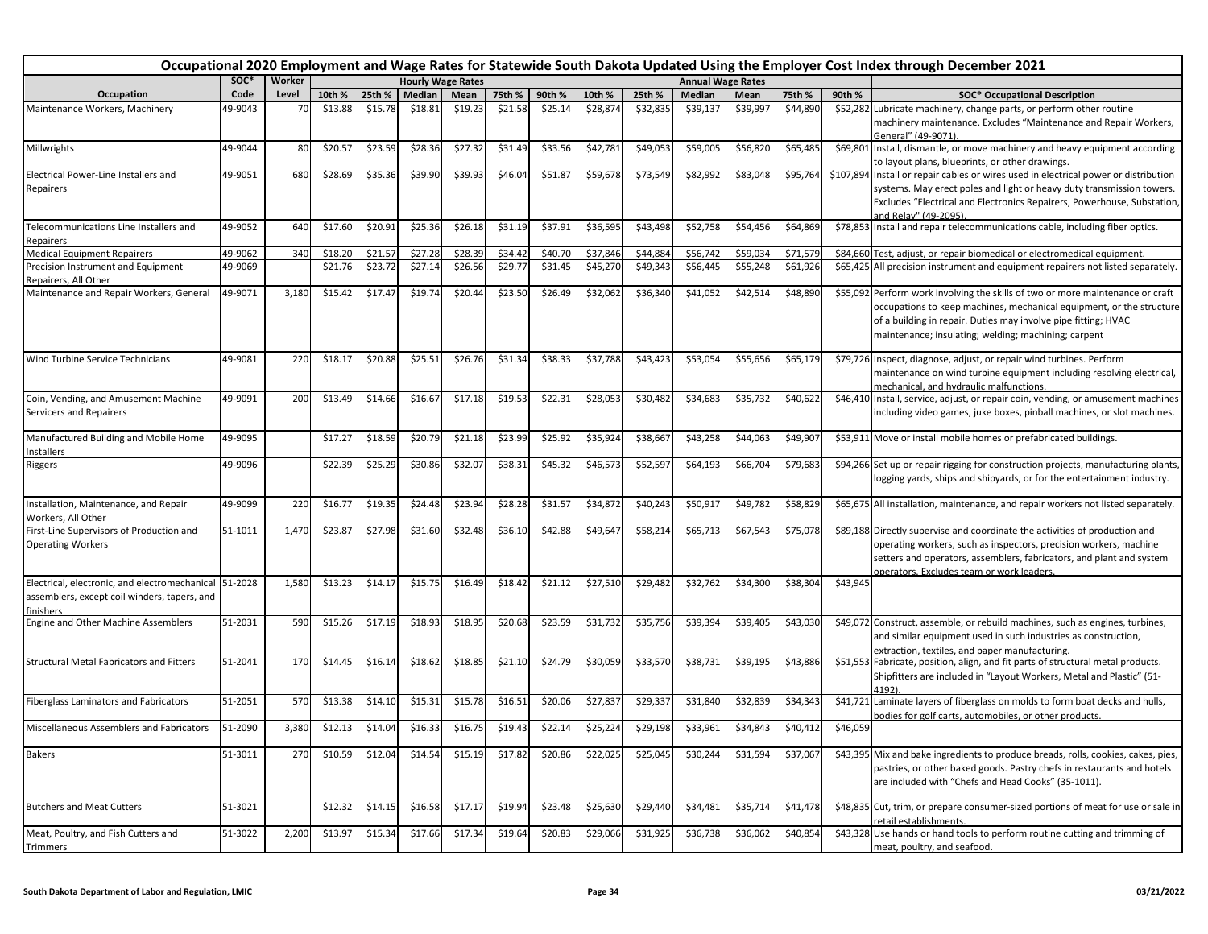# Occupational 2020 Employment and Wage Rates for Statewide South Dakota Updated Using the Employer Cost Index through December 2021

| Occupation | SOC* Code | Worker Level | Hourly Wage Rates 10th % | 25th % | Median | Mean | 75th % | 90th % | Annual Wage Rates 10th % | 25th % | Median | Mean | 75th % | 90th % | SOC* Occupational Description |
|---|---|---|---|---|---|---|---|---|---|---|---|---|---|---|---|
| Maintenance Workers, Machinery | 49-9043 | 70 | $13.88 | $15.78 | $18.81 | $19.23 | $21.58 | $25.14 | $28,874 | $32,835 | $39,137 | $39,997 | $44,890 | $52,282 | Lubricate machinery, change parts, or perform other routine machinery maintenance. Excludes "Maintenance and Repair Workers, General" (49-9071). |
| Millwrights | 49-9044 | 80 | $20.57 | $23.59 | $28.36 | $27.32 | $31.49 | $33.56 | $42,781 | $49,053 | $59,005 | $56,820 | $65,485 | $69,801 | Install, dismantle, or move machinery and heavy equipment according to layout plans, blueprints, or other drawings. |
| Electrical Power-Line Installers and Repairers | 49-9051 | 680 | $28.69 | $35.36 | $39.90 | $39.93 | $46.04 | $51.87 | $59,678 | $73,549 | $82,992 | $83,048 | $95,764 | $107,894 | Install or repair cables or wires used in electrical power or distribution systems. May erect poles and light or heavy duty transmission towers. Excludes "Electrical and Electronics Repairers, Powerhouse, Substation, and Relay" (49-2095). |
| Telecommunications Line Installers and Repairers | 49-9052 | 640 | $17.60 | $20.91 | $25.36 | $26.18 | $31.19 | $37.91 | $36,595 | $43,498 | $52,758 | $54,456 | $64,869 | $78,853 | Install and repair telecommunications cable, including fiber optics. |
| Medical Equipment Repairers | 49-9062 | 340 | $18.20 | $21.57 | $27.28 | $28.39 | $34.42 | $40.70 | $37,846 | $44,884 | $56,742 | $59,034 | $71,579 | $84,660 | Test, adjust, or repair biomedical or electromedical equipment. |
| Precision Instrument and Equipment Repairers, All Other | 49-9069 | | $21.76 | $23.72 | $27.14 | $26.56 | $29.77 | $31.45 | $45,270 | $49,343 | $56,445 | $55,248 | $61,926 | $65,425 | All precision instrument and equipment repairers not listed separately. |
| Maintenance and Repair Workers, General | 49-9071 | 3,180 | $15.42 | $17.47 | $19.74 | $20.44 | $23.50 | $26.49 | $32,062 | $36,340 | $41,052 | $42,514 | $48,890 | $55,092 | Perform work involving the skills of two or more maintenance or craft occupations to keep machines, mechanical equipment, or the structure of a building in repair. Duties may involve pipe fitting; HVAC maintenance; insulating; welding; machining; carpent |
| Wind Turbine Service Technicians | 49-9081 | 220 | $18.17 | $20.88 | $25.51 | $26.76 | $31.34 | $38.33 | $37,788 | $43,423 | $53,054 | $55,656 | $65,179 | $79,726 | Inspect, diagnose, adjust, or repair wind turbines. Perform maintenance on wind turbine equipment including resolving electrical, mechanical, and hydraulic malfunctions. |
| Coin, Vending, and Amusement Machine Servicers and Repairers | 49-9091 | 200 | $13.49 | $14.66 | $16.67 | $17.18 | $19.53 | $22.31 | $28,053 | $30,482 | $34,683 | $35,732 | $40,622 | $46,410 | Install, service, adjust, or repair coin, vending, or amusement machines including video games, juke boxes, pinball machines, or slot machines. |
| Manufactured Building and Mobile Home Installers | 49-9095 | | $17.27 | $18.59 | $20.79 | $21.18 | $23.99 | $25.92 | $35,924 | $38,667 | $43,258 | $44,063 | $49,907 | $53,911 | Move or install mobile homes or prefabricated buildings. |
| Riggers | 49-9096 | | $22.39 | $25.29 | $30.86 | $32.07 | $38.31 | $45.32 | $46,573 | $52,597 | $64,193 | $66,704 | $79,683 | $94,266 | Set up or repair rigging for construction projects, manufacturing plants, logging yards, ships and shipyards, or for the entertainment industry. |
| Installation, Maintenance, and Repair Workers, All Other | 49-9099 | 220 | $16.77 | $19.35 | $24.48 | $23.94 | $28.28 | $31.57 | $34,872 | $40,243 | $50,917 | $49,782 | $58,829 | $65,675 | All installation, maintenance, and repair workers not listed separately. |
| First-Line Supervisors of Production and Operating Workers | 51-1011 | 1,470 | $23.87 | $27.98 | $31.60 | $32.48 | $36.10 | $42.88 | $49,647 | $58,214 | $65,713 | $67,543 | $75,078 | $89,188 | Directly supervise and coordinate the activities of production and operating workers, such as inspectors, precision workers, machine setters and operators, assemblers, fabricators, and plant and system operators. Excludes team or work leaders. |
| Electrical, electronic, and electromechanical assemblers, except coil winders, tapers, and finishers | 51-2028 | 1,580 | $13.23 | $14.17 | $15.75 | $16.49 | $18.42 | $21.12 | $27,510 | $29,482 | $32,762 | $34,300 | $38,304 | $43,945 | |
| Engine and Other Machine Assemblers | 51-2031 | 590 | $15.26 | $17.19 | $18.93 | $18.95 | $20.68 | $23.59 | $31,732 | $35,756 | $39,394 | $39,405 | $43,030 | $49,072 | Construct, assemble, or rebuild machines, such as engines, turbines, and similar equipment used in such industries as construction, extraction, textiles, and paper manufacturing. |
| Structural Metal Fabricators and Fitters | 51-2041 | 170 | $14.45 | $16.14 | $18.62 | $18.85 | $21.10 | $24.79 | $30,059 | $33,570 | $38,731 | $39,195 | $43,886 | $51,553 | Fabricate, position, align, and fit parts of structural metal products. Shipfitters are included in "Layout Workers, Metal and Plastic" (51-4192). |
| Fiberglass Laminators and Fabricators | 51-2051 | 570 | $13.38 | $14.10 | $15.31 | $15.78 | $16.51 | $20.06 | $27,837 | $29,337 | $31,840 | $32,839 | $34,343 | $41,721 | Laminate layers of fiberglass on molds to form boat decks and hulls, bodies for golf carts, automobiles, or other products. |
| Miscellaneous Assemblers and Fabricators | 51-2090 | 3,380 | $12.13 | $14.04 | $16.33 | $16.75 | $19.43 | $22.14 | $25,224 | $29,198 | $33,961 | $34,843 | $40,412 | $46,059 | |
| Bakers | 51-3011 | 270 | $10.59 | $12.04 | $14.54 | $15.19 | $17.82 | $20.86 | $22,025 | $25,045 | $30,244 | $31,594 | $37,067 | $43,395 | Mix and bake ingredients to produce breads, rolls, cookies, cakes, pies, pastries, or other baked goods. Pastry chefs in restaurants and hotels are included with "Chefs and Head Cooks" (35-1011). |
| Butchers and Meat Cutters | 51-3021 | | $12.32 | $14.15 | $16.58 | $17.17 | $19.94 | $23.48 | $25,630 | $29,440 | $34,481 | $35,714 | $41,478 | $48,835 | Cut, trim, or prepare consumer-sized portions of meat for use or sale in retail establishments. |
| Meat, Poultry, and Fish Cutters and Trimmers | 51-3022 | 2,200 | $13.97 | $15.34 | $17.66 | $17.34 | $19.64 | $20.83 | $29,066 | $31,925 | $36,738 | $36,062 | $40,854 | $43,328 | Use hands or hand tools to perform routine cutting and trimming of meat, poultry, and seafood. |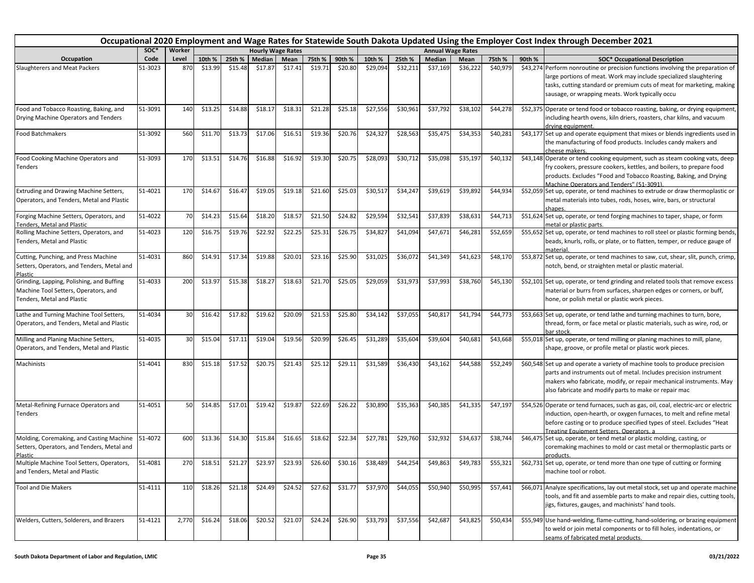# Occupational 2020 Employment and Wage Rates for Statewide South Dakota Updated Using the Employer Cost Index through December 2021

| Occupation | SOC* Code | Worker Level | Hourly Wage Rates 10th % | 25th % | Median | Mean | 75th % | 90th % | Annual Wage Rates 10th % | 25th % | Median | Mean | 75th % | 90th % | SOC* Occupational Description |
|---|---|---|---|---|---|---|---|---|---|---|---|---|---|---|---|
| Slaughterers and Meat Packers | 51-3023 | 870 | $13.99 | $15.48 | $17.87 | $17.41 | $19.71 | $20.80 | $29,094 | $32,211 | $37,169 | $36,222 | $40,979 | $43,274 | Perform nonroutine or precision functions involving the preparation of large portions of meat. Work may include specialized slaughtering tasks, cutting standard or premium cuts of meat for marketing, making sausage, or wrapping meats. Work typically occu |
| Food and Tobacco Roasting, Baking, and Drying Machine Operators and Tenders | 51-3091 | 140 | $13.25 | $14.88 | $18.17 | $18.31 | $21.28 | $25.18 | $27,556 | $30,961 | $37,792 | $38,102 | $44,278 | $52,375 | Operate or tend food or tobacco roasting, baking, or drying equipment, including hearth ovens, kiln driers, roasters, char kilns, and vacuum drying equipment. |
| Food Batchmakers | 51-3092 | 560 | $11.70 | $13.73 | $17.06 | $16.51 | $19.36 | $20.76 | $24,327 | $28,563 | $35,475 | $34,353 | $40,281 | $43,177 | Set up and operate equipment that mixes or blends ingredients used in the manufacturing of food products. Includes candy makers and cheese makers. |
| Food Cooking Machine Operators and Tenders | 51-3093 | 170 | $13.51 | $14.76 | $16.88 | $16.92 | $19.30 | $20.75 | $28,093 | $30,712 | $35,098 | $35,197 | $40,132 | $43,148 | Operate or tend cooking equipment, such as steam cooking vats, deep fry cookers, pressure cookers, kettles, and boilers, to prepare food products. Excludes "Food and Tobacco Roasting, Baking, and Drying Machine Operators and Tenders" (51-3091). |
| Extruding and Drawing Machine Setters, Operators, and Tenders, Metal and Plastic | 51-4021 | 170 | $14.67 | $16.47 | $19.05 | $19.18 | $21.60 | $25.03 | $30,517 | $34,247 | $39,619 | $39,892 | $44,934 | $52,059 | Set up, operate, or tend machines to extrude or draw thermoplastic or metal materials into tubes, rods, hoses, wire, bars, or structural shapes. |
| Forging Machine Setters, Operators, and Tenders, Metal and Plastic | 51-4022 | 70 | $14.23 | $15.64 | $18.20 | $18.57 | $21.50 | $24.82 | $29,594 | $32,541 | $37,839 | $38,631 | $44,713 | $51,624 | Set up, operate, or tend forging machines to taper, shape, or form metal or plastic parts. |
| Rolling Machine Setters, Operators, and Tenders, Metal and Plastic | 51-4023 | 120 | $16.75 | $19.76 | $22.92 | $22.25 | $25.31 | $26.75 | $34,827 | $41,094 | $47,671 | $46,281 | $52,659 | $55,652 | Set up, operate, or tend machines to roll steel or plastic forming bends, beads, knurls, rolls, or plate, or to flatten, temper, or reduce gauge of material. |
| Cutting, Punching, and Press Machine Setters, Operators, and Tenders, Metal and Plastic | 51-4031 | 860 | $14.91 | $17.34 | $19.88 | $20.01 | $23.16 | $25.90 | $31,025 | $36,072 | $41,349 | $41,623 | $48,170 | $53,872 | Set up, operate, or tend machines to saw, cut, shear, slit, punch, crimp, notch, bend, or straighten metal or plastic material. |
| Grinding, Lapping, Polishing, and Buffing Machine Tool Setters, Operators, and Tenders, Metal and Plastic | 51-4033 | 200 | $13.97 | $15.38 | $18.27 | $18.63 | $21.70 | $25.05 | $29,059 | $31,973 | $37,993 | $38,760 | $45,130 | $52,101 | Set up, operate, or tend grinding and related tools that remove excess material or burrs from surfaces, sharpen edges or corners, or buff, hone, or polish metal or plastic work pieces. |
| Lathe and Turning Machine Tool Setters, Operators, and Tenders, Metal and Plastic | 51-4034 | 30 | $16.42 | $17.82 | $19.62 | $20.09 | $21.53 | $25.80 | $34,142 | $37,055 | $40,817 | $41,794 | $44,773 | $53,663 | Set up, operate, or tend lathe and turning machines to turn, bore, thread, form, or face metal or plastic materials, such as wire, rod, or bar stock. |
| Milling and Planing Machine Setters, Operators, and Tenders, Metal and Plastic | 51-4035 | 30 | $15.04 | $17.11 | $19.04 | $19.56 | $20.99 | $26.45 | $31,289 | $35,604 | $39,604 | $40,681 | $43,668 | $55,018 | Set up, operate, or tend milling or planing machines to mill, plane, shape, groove, or profile metal or plastic work pieces. |
| Machinists | 51-4041 | 830 | $15.18 | $17.52 | $20.75 | $21.43 | $25.12 | $29.11 | $31,589 | $36,430 | $43,162 | $44,588 | $52,249 | $60,548 | Set up and operate a variety of machine tools to produce precision parts and instruments out of metal. Includes precision instrument makers who fabricate, modify, or repair mechanical instruments. May also fabricate and modify parts to make or repair mac |
| Metal-Refining Furnace Operators and Tenders | 51-4051 | 50 | $14.85 | $17.01 | $19.42 | $19.87 | $22.69 | $26.22 | $30,890 | $35,363 | $40,385 | $41,335 | $47,197 | $54,526 | Operate or tend furnaces, such as gas, oil, coal, electric-arc or electric induction, open-hearth, or oxygen furnaces, to melt and refine metal before casting or to produce specified types of steel. Excludes "Heat Treating Equipment Setters, Operators, a |
| Molding, Coremaking, and Casting Machine Setters, Operators, and Tenders, Metal and Plastic | 51-4072 | 600 | $13.36 | $14.30 | $15.84 | $16.65 | $18.62 | $22.34 | $27,781 | $29,760 | $32,932 | $34,637 | $38,744 | $46,475 | Set up, operate, or tend metal or plastic molding, casting, or coremaking machines to mold or cast metal or thermoplastic parts or products. |
| Multiple Machine Tool Setters, Operators, and Tenders, Metal and Plastic | 51-4081 | 270 | $18.51 | $21.27 | $23.97 | $23.93 | $26.60 | $30.16 | $38,489 | $44,254 | $49,863 | $49,783 | $55,321 | $62,731 | Set up, operate, or tend more than one type of cutting or forming machine tool or robot. |
| Tool and Die Makers | 51-4111 | 110 | $18.26 | $21.18 | $24.49 | $24.52 | $27.62 | $31.77 | $37,970 | $44,055 | $50,940 | $50,995 | $57,441 | $66,071 | Analyze specifications, lay out metal stock, set up and operate machine tools, and fit and assemble parts to make and repair dies, cutting tools, jigs, fixtures, gauges, and machinists' hand tools. |
| Welders, Cutters, Solderers, and Brazers | 51-4121 | 2,770 | $16.24 | $18.06 | $20.52 | $21.07 | $24.24 | $26.90 | $33,793 | $37,556 | $42,687 | $43,825 | $50,434 | $55,949 | Use hand-welding, flame-cutting, hand-soldering, or brazing equipment to weld or join metal components or to fill holes, indentations, or seams of fabricated metal products. |

South Dakota Department of Labor and Regulation, LMIC — 03/21/2022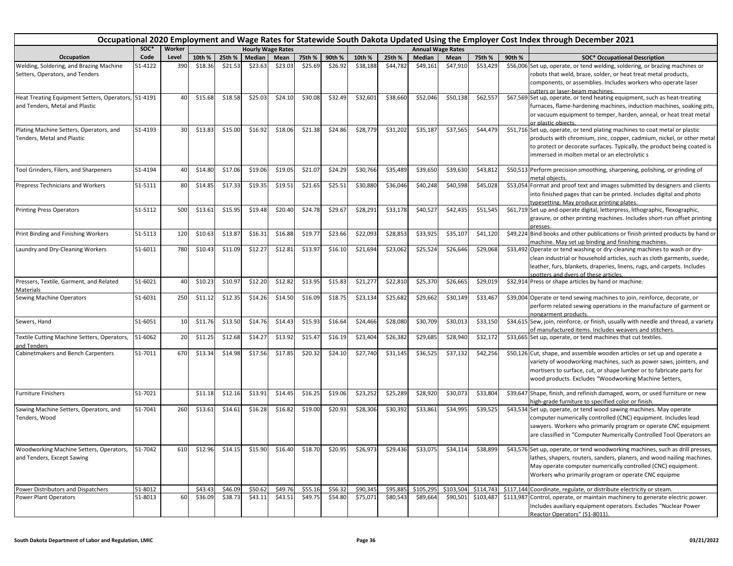# Occupational 2020 Employment and Wage Rates for Statewide South Dakota Updated Using the Employer Cost Index through December 2021

| Occupation | SOC* Code | Worker Level | Hourly Wage Rates | | | | | | Annual Wage Rates | | | | | | SOC* Occupational Description |
|---|---|---|---|---|---|---|---|---|---|---|---|---|---|---|---|
| | | | 10th % | 25th % | Median | Mean | 75th % | 90th % | 10th % | 25th % | Median | Mean | 75th % | 90th % | |
| Welding, Soldering, and Brazing Machine Setters, Operators, and Tenders | 51-4122 | 390 | $18.36 | $21.53 | $23.63 | $23.03 | $25.69 | $26.92 | $38,188 | $44,782 | $49,161 | $47,910 | $53,429 | $56,006 | Set up, operate, or tend welding, soldering, or brazing machines or robots that weld, braze, solder, or heat treat metal products, components, or assemblies. Includes workers who operate laser cutters or laser-beam machines. |
| Heat Treating Equipment Setters, Operators, and Tenders, Metal and Plastic | 51-4191 | 40 | $15.68 | $18.58 | $25.03 | $24.10 | $30.08 | $32.49 | $32,601 | $38,660 | $52,046 | $50,138 | $62,557 | $67,569 | Set up, operate, or tend heating equipment, such as heat-treating furnaces, flame-hardening machines, induction machines, soaking pits, or vacuum equipment to temper, harden, anneal, or heat treat metal or plastic objects. |
| Plating Machine Setters, Operators, and Tenders, Metal and Plastic | 51-4193 | 30 | $13.83 | $15.00 | $16.92 | $18.06 | $21.38 | $24.86 | $28,779 | $31,202 | $35,187 | $37,565 | $44,479 | $51,716 | Set up, operate, or tend plating machines to coat metal or plastic products with chromium, zinc, copper, cadmium, nickel, or other metal to protect or decorate surfaces. Typically, the product being coated is immersed in molten metal or an electrolytic s |
| Tool Grinders, Filers, and Sharpeners | 51-4194 | 40 | $14.80 | $17.06 | $19.06 | $19.05 | $21.07 | $24.29 | $30,766 | $35,489 | $39,650 | $39,630 | $43,812 | $50,513 | Perform precision smoothing, sharpening, polishing, or grinding of metal objects. |
| Prepress Technicians and Workers | 51-5111 | 80 | $14.85 | $17.33 | $19.35 | $19.51 | $21.65 | $25.51 | $30,880 | $36,046 | $40,248 | $40,598 | $45,028 | $53,054 | Format and proof text and images submitted by designers and clients into finished pages that can be printed. Includes digital and photo typesetting. May produce printing plates. |
| Printing Press Operators | 51-5112 | 500 | $13.61 | $15.95 | $19.48 | $20.40 | $24.78 | $29.67 | $28,291 | $33,178 | $40,527 | $42,435 | $51,545 | $61,719 | Set up and operate digital, letterpress, lithographic, flexographic, gravure, or other printing machines. Includes short-run offset printing presses. |
| Print Binding and Finishing Workers | 51-5113 | 120 | $10.63 | $13.87 | $16.31 | $16.88 | $19.77 | $23.66 | $22,093 | $28,853 | $33,925 | $35,107 | $41,120 | $49,224 | Bind books and other publications or finish printed products by hand or machine. May set up binding and finishing machines. |
| Laundry and Dry-Cleaning Workers | 51-6011 | 780 | $10.43 | $11.09 | $12.27 | $12.81 | $13.97 | $16.10 | $21,694 | $23,062 | $25,524 | $26,646 | $29,068 | $33,492 | Operate or tend washing or dry-cleaning machines to wash or dry-clean industrial or household articles, such as cloth garments, suede, leather, furs, blankets, draperies, linens, rugs, and carpets. Includes spotters and dyers of these articles. |
| Pressers, Textile, Garment, and Related Materials | 51-6021 | 40 | $10.23 | $10.97 | $12.20 | $12.82 | $13.95 | $15.83 | $21,277 | $22,810 | $25,370 | $26,665 | $29,019 | $32,914 | Press or shape articles by hand or machine. |
| Sewing Machine Operators | 51-6031 | 250 | $11.12 | $12.35 | $14.26 | $14.50 | $16.09 | $18.75 | $23,134 | $25,682 | $29,662 | $30,149 | $33,467 | $39,004 | Operate or tend sewing machines to join, reinforce, decorate, or perform related sewing operations in the manufacture of garment or nongarment products. |
| Sewers, Hand | 51-6051 | 10 | $11.76 | $13.50 | $14.76 | $14.43 | $15.93 | $16.64 | $24,466 | $28,080 | $30,709 | $30,013 | $33,150 | $34,615 | Sew, join, reinforce, or finish, usually with needle and thread, a variety of manufactured items. Includes weavers and stitchers. |
| Textile Cutting Machine Setters, Operators, and Tenders | 51-6062 | 20 | $11.25 | $12.68 | $14.27 | $13.92 | $15.47 | $16.19 | $23,404 | $26,382 | $29,685 | $28,940 | $32,172 | $33,665 | Set up, operate, or tend machines that cut textiles. |
| Cabinetmakers and Bench Carpenters | 51-7011 | 670 | $13.34 | $14.98 | $17.56 | $17.85 | $20.32 | $24.10 | $27,740 | $31,145 | $36,525 | $37,132 | $42,256 | $50,126 | Cut, shape, and assemble wooden articles or set up and operate a variety of woodworking machines, such as power saws, jointers, and mortisers to surface, cut, or shape lumber or to fabricate parts for wood products. Excludes "Woodworking Machine Setters, |
| Furniture Finishers | 51-7021 | | $11.18 | $12.16 | $13.91 | $14.45 | $16.25 | $19.06 | $23,252 | $25,289 | $28,920 | $30,073 | $33,804 | $39,647 | Shape, finish, and refinish damaged, worn, or used furniture or new high-grade furniture to specified color or finish. |
| Sawing Machine Setters, Operators, and Tenders, Wood | 51-7041 | 260 | $13.61 | $14.61 | $16.28 | $16.82 | $19.00 | $20.93 | $28,306 | $30,392 | $33,861 | $34,995 | $39,525 | $43,534 | Set up, operate, or tend wood sawing machines. May operate computer numerically controlled (CNC) equipment. Includes lead sawyers. Workers who primarily program or operate CNC equipment are classified in "Computer Numerically Controlled Tool Operators an |
| Woodworking Machine Setters, Operators, and Tenders, Except Sawing | 51-7042 | 610 | $12.96 | $14.15 | $15.90 | $16.40 | $18.70 | $20.95 | $26,973 | $29,436 | $33,075 | $34,114 | $38,899 | $43,576 | Set up, operate, or tend woodworking machines, such as drill presses, lathes, shapers, routers, sanders, planers, and wood nailing machines. May operate computer numerically controlled (CNC) equipment. Workers who primarily program or operate CNC equipme |
| Power Distributors and Dispatchers | 51-8012 | | $43.43 | $46.09 | $50.62 | $49.76 | $55.16 | $56.32 | $90,345 | $95,885 | $105,295 | $103,504 | $114,743 | $117,144 | Coordinate, regulate, or distribute electricity or steam. |
| Power Plant Operators | 51-8013 | 60 | $36.09 | $38.73 | $43.11 | $43.51 | $49.75 | $54.80 | $75,071 | $80,543 | $89,664 | $90,501 | $103,487 | $113,987 | Control, operate, or maintain machinery to generate electric power. Includes auxiliary equipment operators. Excludes "Nuclear Power Reactor Operators" (51-8011). |

South Dakota Department of Labor and Regulation, LMIC

03/21/2022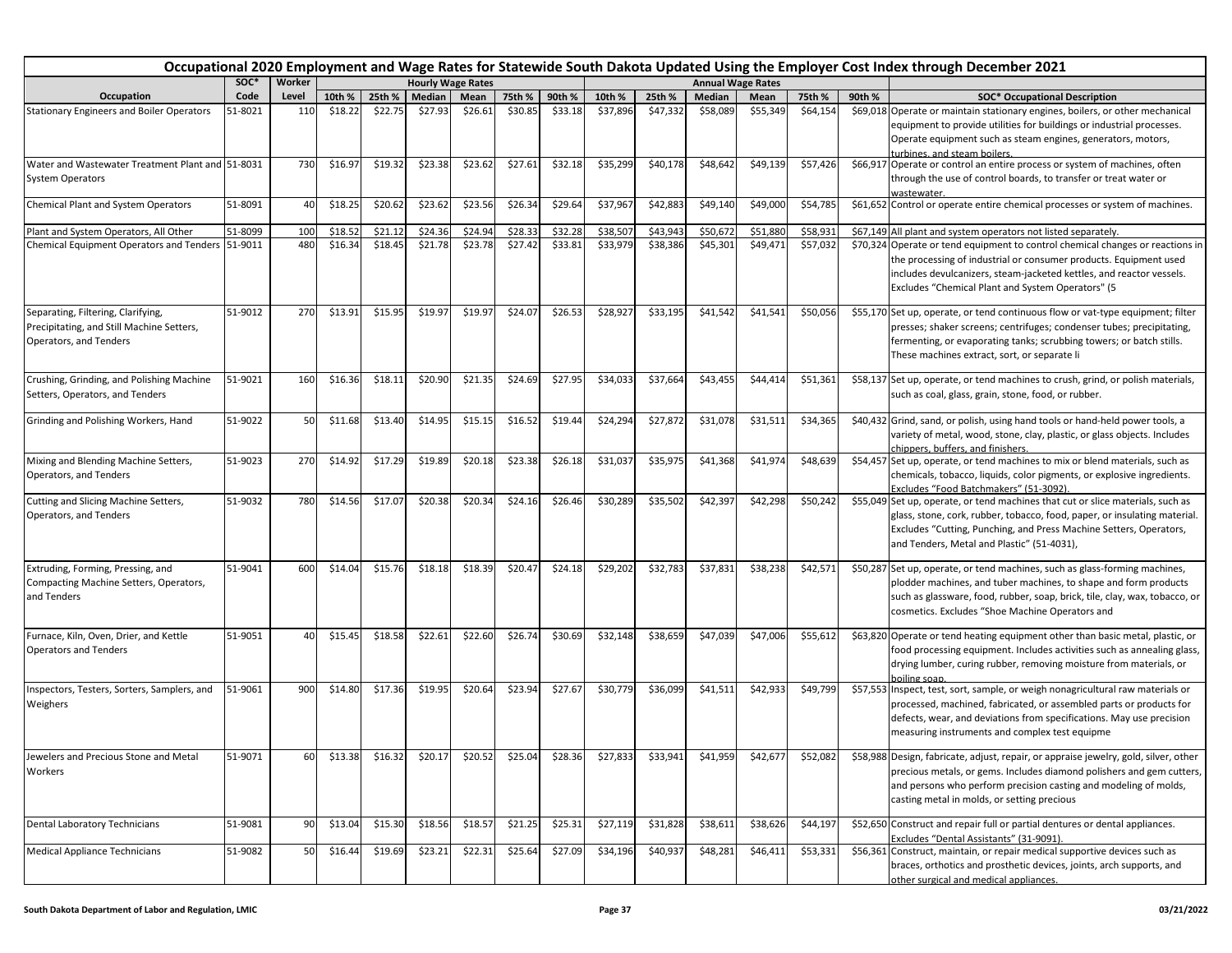# Occupational 2020 Employment and Wage Rates for Statewide South Dakota Updated Using the Employer Cost Index through December 2021

| Occupation | SOC* Code | Worker Level | Hourly 10th % | Hourly 25th % | Hourly Median | Hourly Mean | Hourly 75th % | Hourly 90th % | Annual 10th % | Annual 25th % | Annual Median | Annual Mean | Annual 75th % | Annual 90th % | SOC* Occupational Description |
|---|---|---|---|---|---|---|---|---|---|---|---|---|---|---|---|
| Stationary Engineers and Boiler Operators | 51-8021 | 110 | $18.22 | $22.75 | $27.93 | $26.61 | $30.85 | $33.18 | $37,896 | $47,332 | $58,089 | $55,349 | $64,154 | $69,018 | Operate or maintain stationary engines, boilers, or other mechanical equipment to provide utilities for buildings or industrial processes. Operate equipment such as steam engines, generators, motors, turbines, and steam boilers. |
| Water and Wastewater Treatment Plant and System Operators | 51-8031 | 730 | $16.97 | $19.32 | $23.38 | $23.62 | $27.61 | $32.18 | $35,299 | $40,178 | $48,642 | $49,139 | $57,426 | $66,917 | Operate or control an entire process or system of machines, often through the use of control boards, to transfer or treat water or wastewater. |
| Chemical Plant and System Operators | 51-8091 | 40 | $18.25 | $20.62 | $23.62 | $23.56 | $26.34 | $29.64 | $37,967 | $42,883 | $49,140 | $49,000 | $54,785 | $61,652 | Control or operate entire chemical processes or system of machines. |
| Plant and System Operators, All Other | 51-8099 | 100 | $18.52 | $21.12 | $24.36 | $24.94 | $28.33 | $32.28 | $38,507 | $43,943 | $50,672 | $51,880 | $58,931 | $67,149 | All plant and system operators not listed separately. |
| Chemical Equipment Operators and Tenders | 51-9011 | 480 | $16.34 | $18.45 | $21.78 | $23.78 | $27.42 | $33.81 | $33,979 | $38,386 | $45,301 | $49,471 | $57,032 | $70,324 | Operate or tend equipment to control chemical changes or reactions in the processing of industrial or consumer products. Equipment used includes devulcanizers, steam-jacketed kettles, and reactor vessels. Excludes "Chemical Plant and System Operators" (5 |
| Separating, Filtering, Clarifying, Precipitating, and Still Machine Setters, Operators, and Tenders | 51-9012 | 270 | $13.91 | $15.95 | $19.97 | $19.97 | $24.07 | $26.53 | $28,927 | $33,195 | $41,542 | $41,541 | $50,056 | $55,170 | Set up, operate, or tend continuous flow or vat-type equipment; filter presses; shaker screens; centrifuges; condenser tubes; precipitating, fermenting, or evaporating tanks; scrubbing towers; or batch stills. These machines extract, sort, or separate li |
| Crushing, Grinding, and Polishing Machine Setters, Operators, and Tenders | 51-9021 | 160 | $16.36 | $18.11 | $20.90 | $21.35 | $24.69 | $27.95 | $34,033 | $37,664 | $43,455 | $44,414 | $51,361 | $58,137 | Set up, operate, or tend machines to crush, grind, or polish materials, such as coal, glass, grain, stone, food, or rubber. |
| Grinding and Polishing Workers, Hand | 51-9022 | 50 | $11.68 | $13.40 | $14.95 | $15.15 | $16.52 | $19.44 | $24,294 | $27,872 | $31,078 | $31,511 | $34,365 | $40,432 | Grind, sand, or polish, using hand tools or hand-held power tools, a variety of metal, wood, stone, clay, plastic, or glass objects. Includes chippers, buffers, and finishers. |
| Mixing and Blending Machine Setters, Operators, and Tenders | 51-9023 | 270 | $14.92 | $17.29 | $19.89 | $20.18 | $23.38 | $26.18 | $31,037 | $35,975 | $41,368 | $41,974 | $48,639 | $54,457 | Set up, operate, or tend machines to mix or blend materials, such as chemicals, tobacco, liquids, color pigments, or explosive ingredients. Excludes "Food Batchmakers" (51-3092). |
| Cutting and Slicing Machine Setters, Operators, and Tenders | 51-9032 | 780 | $14.56 | $17.07 | $20.38 | $20.34 | $24.16 | $26.46 | $30,289 | $35,502 | $42,397 | $42,298 | $50,242 | $55,049 | Set up, operate, or tend machines that cut or slice materials, such as glass, stone, cork, rubber, tobacco, food, paper, or insulating material. Excludes "Cutting, Punching, and Press Machine Setters, Operators, and Tenders, Metal and Plastic" (51-4031), |
| Extruding, Forming, Pressing, and Compacting Machine Setters, Operators, and Tenders | 51-9041 | 600 | $14.04 | $15.76 | $18.18 | $18.39 | $20.47 | $24.18 | $29,202 | $32,783 | $37,831 | $38,238 | $42,571 | $50,287 | Set up, operate, or tend machines, such as glass-forming machines, plodder machines, and tuber machines, to shape and form products such as glassware, food, rubber, soap, brick, tile, clay, wax, tobacco, or cosmetics. Excludes "Shoe Machine Operators and |
| Furnace, Kiln, Oven, Drier, and Kettle Operators and Tenders | 51-9051 | 40 | $15.45 | $18.58 | $22.61 | $22.60 | $26.74 | $30.69 | $32,148 | $38,659 | $47,039 | $47,006 | $55,612 | $63,820 | Operate or tend heating equipment other than basic metal, plastic, or food processing equipment. Includes activities such as annealing glass, drying lumber, curing rubber, removing moisture from materials, or boiling soap. |
| Inspectors, Testers, Sorters, Samplers, and Weighers | 51-9061 | 900 | $14.80 | $17.36 | $19.95 | $20.64 | $23.94 | $27.67 | $30,779 | $36,099 | $41,511 | $42,933 | $49,799 | $57,553 | Inspect, test, sort, sample, or weigh nonagricultural raw materials or processed, machined, fabricated, or assembled parts or products for defects, wear, and deviations from specifications. May use precision measuring instruments and complex test equipme |
| Jewelers and Precious Stone and Metal Workers | 51-9071 | 60 | $13.38 | $16.32 | $20.17 | $20.52 | $25.04 | $28.36 | $27,833 | $33,941 | $41,959 | $42,677 | $52,082 | $58,988 | Design, fabricate, adjust, repair, or appraise jewelry, gold, silver, other precious metals, or gems. Includes diamond polishers and gem cutters, and persons who perform precision casting and modeling of molds, casting metal in molds, or setting precious |
| Dental Laboratory Technicians | 51-9081 | 90 | $13.04 | $15.30 | $18.56 | $18.57 | $21.25 | $25.31 | $27,119 | $31,828 | $38,611 | $38,626 | $44,197 | $52,650 | Construct and repair full or partial dentures or dental appliances. Excludes "Dental Assistants" (31-9091). |
| Medical Appliance Technicians | 51-9082 | 50 | $16.44 | $19.69 | $23.21 | $22.31 | $25.64 | $27.09 | $34,196 | $40,937 | $48,281 | $46,411 | $53,331 | $56,361 | Construct, maintain, or repair medical supportive devices such as braces, orthotics and prosthetic devices, joints, arch supports, and other surgical and medical appliances. |

South Dakota Department of Labor and Regulation, LMIC — 03/21/2022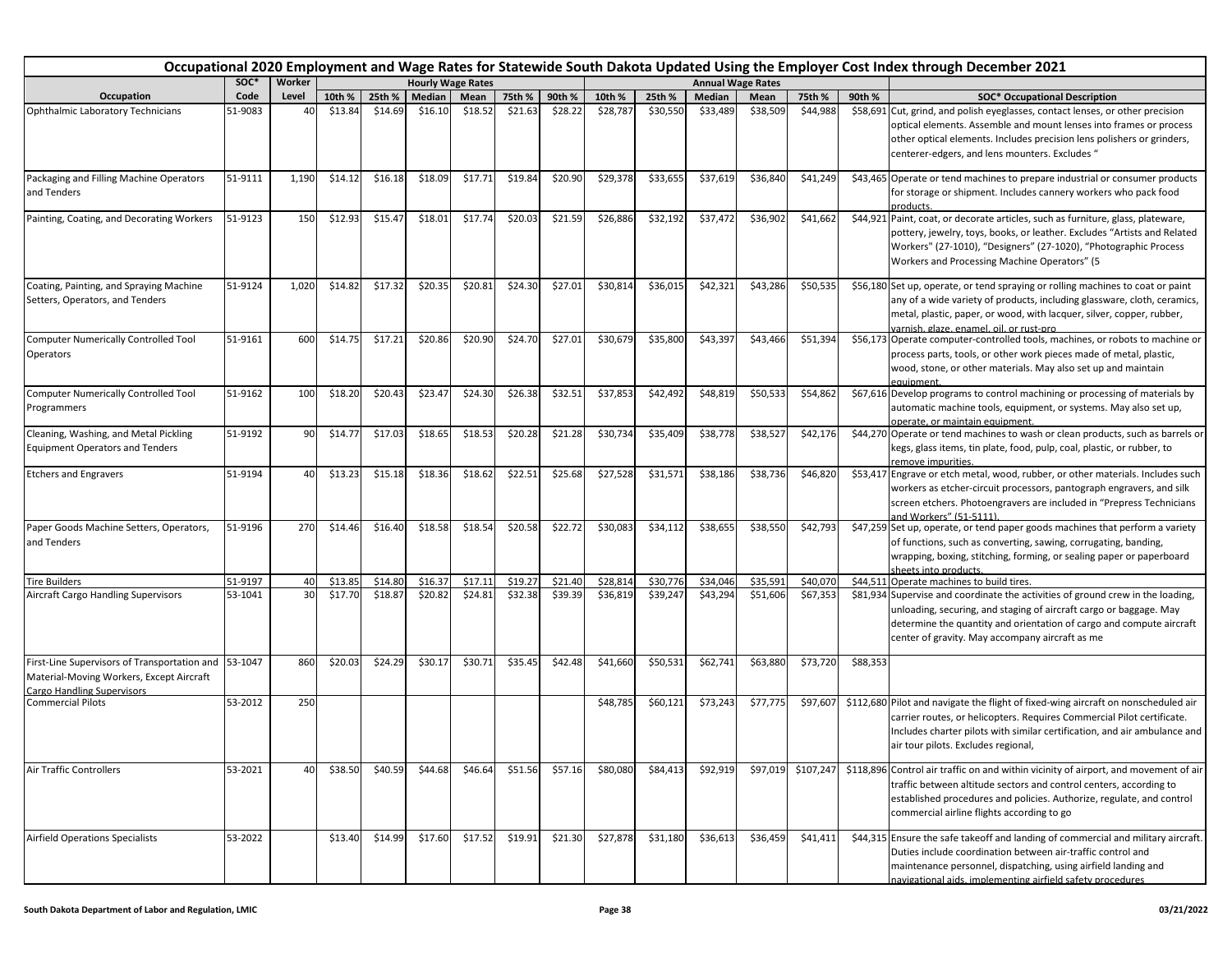# Occupational 2020 Employment and Wage Rates for Statewide South Dakota Updated Using the Employer Cost Index through December 2021

| Occupation | SOC* Code | Worker Level | Hourly Wage Rates 10th % | 25th % | Median | Mean | 75th % | 90th % | Annual Wage Rates 10th % | 25th % | Median | Mean | 75th % | 90th % | SOC* Occupational Description |
|---|---|---|---|---|---|---|---|---|---|---|---|---|---|---|---|
| Ophthalmic Laboratory Technicians | 51-9083 | 40 | $13.84 | $14.69 | $16.10 | $18.52 | $21.63 | $28.22 | $28,787 | $30,550 | $33,489 | $38,509 | $44,988 | $58,691 | Cut, grind, and polish eyeglasses, contact lenses, or other precision optical elements. Assemble and mount lenses into frames or process other optical elements. Includes precision lens polishers or grinders, centerer-edgers, and lens mounters. Excludes " |
| Packaging and Filling Machine Operators and Tenders | 51-9111 | 1,190 | $14.12 | $16.18 | $18.09 | $17.71 | $19.84 | $20.90 | $29,378 | $33,655 | $37,619 | $36,840 | $41,249 | $43,465 | Operate or tend machines to prepare industrial or consumer products for storage or shipment. Includes cannery workers who pack food products. |
| Painting, Coating, and Decorating Workers | 51-9123 | 150 | $12.93 | $15.47 | $18.01 | $17.74 | $20.03 | $21.59 | $26,886 | $32,192 | $37,472 | $36,902 | $41,662 | $44,921 | Paint, coat, or decorate articles, such as furniture, glass, plateware, pottery, jewelry, toys, books, or leather. Excludes "Artists and Related Workers" (27-1010), "Designers" (27-1020), "Photographic Process Workers and Processing Machine Operators" (5 |
| Coating, Painting, and Spraying Machine Setters, Operators, and Tenders | 51-9124 | 1,020 | $14.82 | $17.32 | $20.35 | $20.81 | $24.30 | $27.01 | $30,814 | $36,015 | $42,321 | $43,286 | $50,535 | $56,180 | Set up, operate, or tend spraying or rolling machines to coat or paint any of a wide variety of products, including glassware, cloth, ceramics, metal, plastic, paper, or wood, with lacquer, silver, copper, rubber, varnish, glaze, enamel, oil, or rust-pro |
| Computer Numerically Controlled Tool Operators | 51-9161 | 600 | $14.75 | $17.21 | $20.86 | $20.90 | $24.70 | $27.01 | $30,679 | $35,800 | $43,397 | $43,466 | $51,394 | $56,173 | Operate computer-controlled tools, machines, or robots to machine or process parts, tools, or other work pieces made of metal, plastic, wood, stone, or other materials. May also set up and maintain equipment. |
| Computer Numerically Controlled Tool Programmers | 51-9162 | 100 | $18.20 | $20.43 | $23.47 | $24.30 | $26.38 | $32.51 | $37,853 | $42,492 | $48,819 | $50,533 | $54,862 | $67,616 | Develop programs to control machining or processing of materials by automatic machine tools, equipment, or systems. May also set up, operate, or maintain equipment. |
| Cleaning, Washing, and Metal Pickling Equipment Operators and Tenders | 51-9192 | 90 | $14.77 | $17.03 | $18.65 | $18.53 | $20.28 | $21.28 | $30,734 | $35,409 | $38,778 | $38,527 | $42,176 | $44,270 | Operate or tend machines to wash or clean products, such as barrels or kegs, glass items, tin plate, food, pulp, coal, plastic, or rubber, to remove impurities. |
| Etchers and Engravers | 51-9194 | 40 | $13.23 | $15.18 | $18.36 | $18.62 | $22.51 | $25.68 | $27,528 | $31,571 | $38,186 | $38,736 | $46,820 | $53,417 | Engrave or etch metal, wood, rubber, or other materials. Includes such workers as etcher-circuit processors, pantograph engravers, and silk screen etchers. Photoengravers are included in "Prepress Technicians and Workers" (51-5111). |
| Paper Goods Machine Setters, Operators, and Tenders | 51-9196 | 270 | $14.46 | $16.40 | $18.58 | $18.54 | $20.58 | $22.72 | $30,083 | $34,112 | $38,655 | $38,550 | $42,793 | $47,259 | Set up, operate, or tend paper goods machines that perform a variety of functions, such as converting, sawing, corrugating, banding, wrapping, boxing, stitching, forming, or sealing paper or paperboard sheets into products. |
| Tire Builders | 51-9197 | 40 | $13.85 | $14.80 | $16.37 | $17.11 | $19.27 | $21.40 | $28,814 | $30,776 | $34,046 | $35,591 | $40,070 | $44,511 | Operate machines to build tires. |
| Aircraft Cargo Handling Supervisors | 53-1041 | 30 | $17.70 | $18.87 | $20.82 | $24.81 | $32.38 | $39.39 | $36,819 | $39,247 | $43,294 | $51,606 | $67,353 | $81,934 | Supervise and coordinate the activities of ground crew in the loading, unloading, securing, and staging of aircraft cargo or baggage. May determine the quantity and orientation of cargo and compute aircraft center of gravity. May accompany aircraft as me |
| First-Line Supervisors of Transportation and Material-Moving Workers, Except Aircraft Cargo Handling Supervisors | 53-1047 | 860 | $20.03 | $24.29 | $30.17 | $30.71 | $35.45 | $42.48 | $41,660 | $50,531 | $62,741 | $63,880 | $73,720 | $88,353 | |
| Commercial Pilots | 53-2012 | 250 | | | | | | | $48,785 | $60,121 | $73,243 | $77,775 | $97,607 | $112,680 | Pilot and navigate the flight of fixed-wing aircraft on nonscheduled air carrier routes, or helicopters. Requires Commercial Pilot certificate. Includes charter pilots with similar certification, and air ambulance and air tour pilots. Excludes regional, |
| Air Traffic Controllers | 53-2021 | 40 | $38.50 | $40.59 | $44.68 | $46.64 | $51.56 | $57.16 | $80,080 | $84,413 | $92,919 | $97,019 | $107,247 | $118,896 | Control air traffic on and within vicinity of airport, and movement of air traffic between altitude sectors and control centers, according to established procedures and policies. Authorize, regulate, and control commercial airline flights according to go |
| Airfield Operations Specialists | 53-2022 | | $13.40 | $14.99 | $17.60 | $17.52 | $19.91 | $21.30 | $27,878 | $31,180 | $36,613 | $36,459 | $41,411 | $44,315 | Ensure the safe takeoff and landing of commercial and military aircraft. Duties include coordination between air-traffic control and maintenance personnel, dispatching, using airfield landing and navigational aids, implementing airfield safety procedures |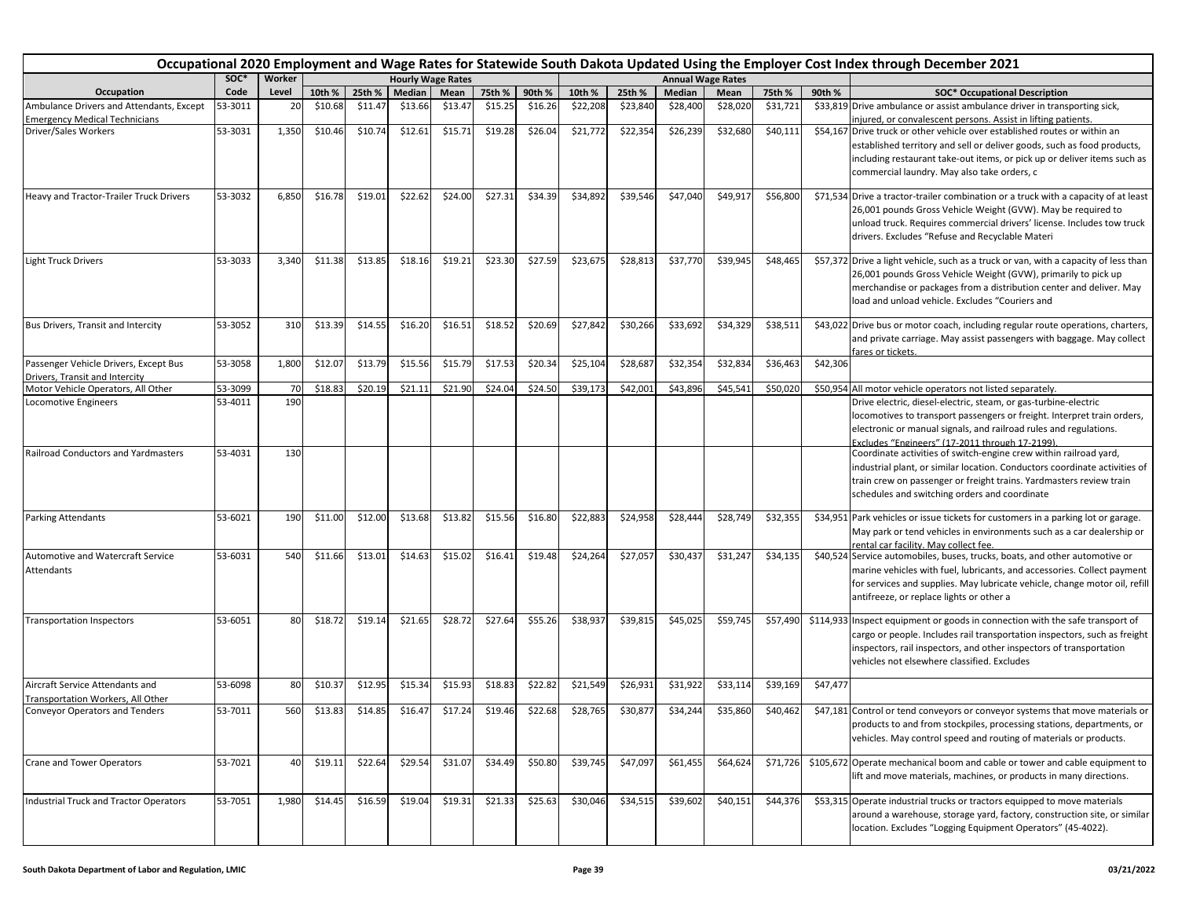# Occupational 2020 Employment and Wage Rates for Statewide South Dakota Updated Using the Employer Cost Index through December 2021

| Occupation | SOC* Code | Worker Level | Hourly Wage Rates 10th % | 25th % | Median | Mean | 75th % | 90th % | Annual Wage Rates 10th % | 25th % | Median | Mean | 75th % | 90th % | SOC* Occupational Description |
|---|---|---|---|---|---|---|---|---|---|---|---|---|---|---|---|
| Ambulance Drivers and Attendants, Except Emergency Medical Technicians | 53-3011 | 20 | $10.68 | $11.47 | $13.66 | $13.47 | $15.25 | $16.26 | $22,208 | $23,840 | $28,400 | $28,020 | $31,721 | $33,819 | Drive ambulance or assist ambulance driver in transporting sick, injured, or convalescent persons. Assist in lifting patients. |
| Driver/Sales Workers | 53-3031 | 1,350 | $10.46 | $10.74 | $12.61 | $15.71 | $19.28 | $26.04 | $21,772 | $22,354 | $26,239 | $32,680 | $40,111 | $54,167 | Drive truck or other vehicle over established routes or within an established territory and sell or deliver goods, such as food products, including restaurant take-out items, or pick up or deliver items such as commercial laundry. May also take orders, c |
| Heavy and Tractor-Trailer Truck Drivers | 53-3032 | 6,850 | $16.78 | $19.01 | $22.62 | $24.00 | $27.31 | $34.39 | $34,892 | $39,546 | $47,040 | $49,917 | $56,800 | $71,534 | Drive a tractor-trailer combination or a truck with a capacity of at least 26,001 pounds Gross Vehicle Weight (GVW). May be required to unload truck. Requires commercial drivers' license. Includes tow truck drivers. Excludes "Refuse and Recyclable Materi |
| Light Truck Drivers | 53-3033 | 3,340 | $11.38 | $13.85 | $18.16 | $19.21 | $23.30 | $27.59 | $23,675 | $28,813 | $37,770 | $39,945 | $48,465 | $57,372 | Drive a light vehicle, such as a truck or van, with a capacity of less than 26,001 pounds Gross Vehicle Weight (GVW), primarily to pick up merchandise or packages from a distribution center and deliver. May load and unload vehicle. Excludes "Couriers and |
| Bus Drivers, Transit and Intercity | 53-3052 | 310 | $13.39 | $14.55 | $16.20 | $16.51 | $18.52 | $20.69 | $27,842 | $30,266 | $33,692 | $34,329 | $38,511 | $43,022 | Drive bus or motor coach, including regular route operations, charters, and private carriage. May assist passengers with baggage. May collect fares or tickets. |
| Passenger Vehicle Drivers, Except Bus Drivers, Transit and Intercity | 53-3058 | 1,800 | $12.07 | $13.79 | $15.56 | $15.79 | $17.53 | $20.34 | $25,104 | $28,687 | $32,354 | $32,834 | $36,463 | $42,306 | |
| Motor Vehicle Operators, All Other | 53-3099 | 70 | $18.83 | $20.19 | $21.11 | $21.90 | $24.04 | $24.50 | $39,173 | $42,001 | $43,896 | $45,541 | $50,020 | $50,954 | All motor vehicle operators not listed separately. |
| Locomotive Engineers | 53-4011 | 190 | | | | | | | | | | | | | Drive electric, diesel-electric, steam, or gas-turbine-electric locomotives to transport passengers or freight. Interpret train orders, electronic or manual signals, and railroad rules and regulations. Excludes "Engineers" (17-2011 through 17-2199). |
| Railroad Conductors and Yardmasters | 53-4031 | 130 | | | | | | | | | | | | | Coordinate activities of switch-engine crew within railroad yard, industrial plant, or similar location. Conductors coordinate activities of train crew on passenger or freight trains. Yardmasters review train schedules and switching orders and coordinate |
| Parking Attendants | 53-6021 | 190 | $11.00 | $12.00 | $13.68 | $13.82 | $15.56 | $16.80 | $22,883 | $24,958 | $28,444 | $28,749 | $32,355 | $34,951 | Park vehicles or issue tickets for customers in a parking lot or garage. May park or tend vehicles in environments such as a car dealership or rental car facility. May collect fee. |
| Automotive and Watercraft Service Attendants | 53-6031 | 540 | $11.66 | $13.01 | $14.63 | $15.02 | $16.41 | $19.48 | $24,264 | $27,057 | $30,437 | $31,247 | $34,135 | $40,524 | Service automobiles, buses, trucks, boats, and other automotive or marine vehicles with fuel, lubricants, and accessories. Collect payment for services and supplies. May lubricate vehicle, change motor oil, refill antifreeze, or replace lights or other a |
| Transportation Inspectors | 53-6051 | 80 | $18.72 | $19.14 | $21.65 | $28.72 | $27.64 | $55.26 | $38,937 | $39,815 | $45,025 | $59,745 | $57,490 | $114,933 | Inspect equipment or goods in connection with the safe transport of cargo or people. Includes rail transportation inspectors, such as freight inspectors, rail inspectors, and other inspectors of transportation vehicles not elsewhere classified. Excludes |
| Aircraft Service Attendants and Transportation Workers, All Other | 53-6098 | 80 | $10.37 | $12.95 | $15.34 | $15.93 | $18.83 | $22.82 | $21,549 | $26,931 | $31,922 | $33,114 | $39,169 | $47,477 | |
| Conveyor Operators and Tenders | 53-7011 | 560 | $13.83 | $14.85 | $16.47 | $17.24 | $19.46 | $22.68 | $28,765 | $30,877 | $34,244 | $35,860 | $40,462 | $47,181 | Control or tend conveyors or conveyor systems that move materials or products to and from stockpiles, processing stations, departments, or vehicles. May control speed and routing of materials or products. |
| Crane and Tower Operators | 53-7021 | 40 | $19.11 | $22.64 | $29.54 | $31.07 | $34.49 | $50.80 | $39,745 | $47,097 | $61,455 | $64,624 | $71,726 | $105,672 | Operate mechanical boom and cable or tower and cable equipment to lift and move materials, machines, or products in many directions. |
| Industrial Truck and Tractor Operators | 53-7051 | 1,980 | $14.45 | $16.59 | $19.04 | $19.31 | $21.33 | $25.63 | $30,046 | $34,515 | $39,602 | $40,151 | $44,376 | $53,315 | Operate industrial trucks or tractors equipped to move materials around a warehouse, storage yard, factory, construction site, or similar location. Excludes "Logging Equipment Operators" (45-4022). |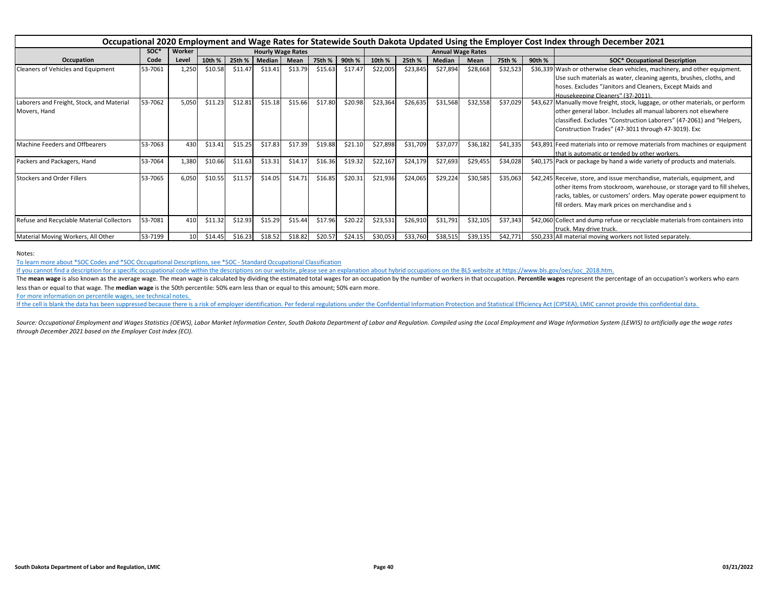# Occupational 2020 Employment and Wage Rates for Statewide South Dakota Updated Using the Employer Cost Index through December 2021

| Occupation | SOC* Code | Worker Level | Hourly Wage Rates 10th % | 25th % | Median | Mean | 75th % | 90th % | Annual Wage Rates 10th % | 25th % | Median | Mean | 75th % | 90th % | SOC* Occupational Description |
|---|---|---|---|---|---|---|---|---|---|---|---|---|---|---|---|
| Cleaners of Vehicles and Equipment | 53-7061 | 1,250 | $10.58 | $11.47 | $13.41 | $13.79 | $15.63 | $17.47 | $22,005 | $23,845 | $27,894 | $28,668 | $32,523 | $36,339 | Wash or otherwise clean vehicles, machinery, and other equipment. Use such materials as water, cleaning agents, brushes, cloths, and hoses. Excludes "Janitors and Cleaners, Except Maids and Housekeeping Cleaners" (37-2011). |
| Laborers and Freight, Stock, and Material Movers, Hand | 53-7062 | 5,050 | $11.23 | $12.81 | $15.18 | $15.66 | $17.80 | $20.98 | $23,364 | $26,635 | $31,568 | $32,558 | $37,029 | $43,627 | Manually move freight, stock, luggage, or other materials, or perform other general labor. Includes all manual laborers not elsewhere classified. Excludes "Construction Laborers" (47-2061) and "Helpers, Construction Trades" (47-3011 through 47-3019). Exc |
| Machine Feeders and Offbearers | 53-7063 | 430 | $13.41 | $15.25 | $17.83 | $17.39 | $19.88 | $21.10 | $27,898 | $31,709 | $37,077 | $36,182 | $41,335 | $43,891 | Feed materials into or remove materials from machines or equipment that is automatic or tended by other workers. |
| Packers and Packagers, Hand | 53-7064 | 1,380 | $10.66 | $11.63 | $13.31 | $14.17 | $16.36 | $19.32 | $22,167 | $24,179 | $27,693 | $29,455 | $34,028 | $40,175 | Pack or package by hand a wide variety of products and materials. |
| Stockers and Order Fillers | 53-7065 | 6,050 | $10.55 | $11.57 | $14.05 | $14.71 | $16.85 | $20.31 | $21,936 | $24,065 | $29,224 | $30,585 | $35,063 | $42,245 | Receive, store, and issue merchandise, materials, equipment, and other items from stockroom, warehouse, or storage yard to fill shelves, racks, tables, or customers' orders. May operate power equipment to fill orders. May mark prices on merchandise and s |
| Refuse and Recyclable Material Collectors | 53-7081 | 410 | $11.32 | $12.93 | $15.29 | $15.44 | $17.96 | $20.22 | $23,531 | $26,910 | $31,791 | $32,105 | $37,343 | $42,060 | Collect and dump refuse or recyclable materials from containers into truck. May drive truck. |
| Material Moving Workers, All Other | 53-7199 | 10 | $14.45 | $16.23 | $18.52 | $18.82 | $20.57 | $24.15 | $30,053 | $33,760 | $38,515 | $39,135 | $42,771 | $50,233 | All material moving workers not listed separately. |

Notes:

To learn more about *SOC Codes and *SOC Occupational Descriptions, see *SOC - Standard Occupational Classification

If you cannot find a description for a specific occupational code within the descriptions on our website, please see an explanation about hybrid occupations on the BLS website at https://www.bls.gov/oes/soc_2018.htm.

The **mean wage** is also known as the average wage. The mean wage is calculated by dividing the estimated total wages for an occupation by the number of workers in that occupation. **Percentile wages** represent the percentage of an occupation's workers who earn less than or equal to that wage. The **median wage** is the 50th percentile: 50% earn less than or equal to this amount; 50% earn more.

For more information on percentile wages, see technical notes.

If the cell is blank the data has been suppressed because there is a risk of employer identification. Per federal regulations under the Confidential Information Protection and Statistical Efficiency Act (CIPSEA), LMIC cannot provide this confidential data.

*Source: Occupational Employment and Wages Statistics (OEWS), Labor Market Information Center, South Dakota Department of Labor and Regulation. Compiled using the Local Employment and Wage Information System (LEWIS) to artificially age the wage rates through December 2021 based on the Employer Cost Index (ECI).*